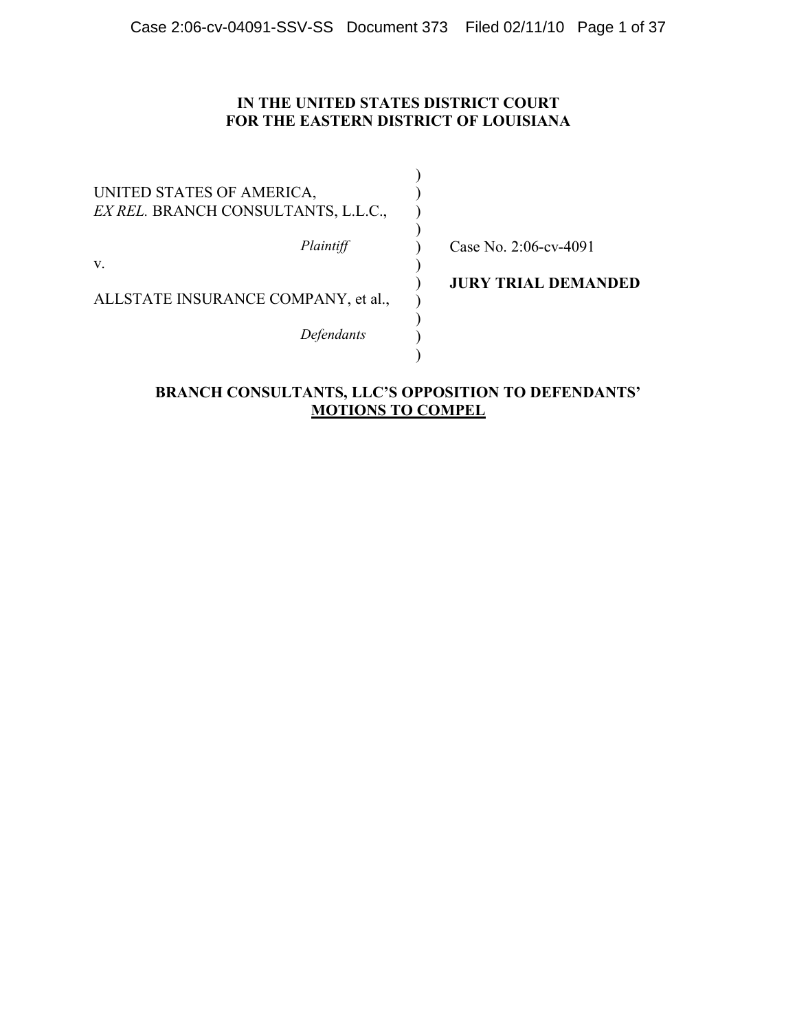**IN THE UNITED STATES DISTRICT COURT**
**FOR THE EASTERN DISTRICT OF LOUISIANA**

| | | |
|---|---|---|
| UNITED STATES OF AMERICA, *EX REL.* BRANCH CONSULTANTS, L.L.C., | ) | |
| *Plaintiff* | ) | Case No. 2:06-cv-4091 |
| v. | ) | **JURY TRIAL DEMANDED** |
| ALLSTATE INSURANCE COMPANY, et al., | ) | |
| *Defendants* | ) | |

**BRANCH CONSULTANTS, LLC'S OPPOSITION TO DEFENDANTS' MOTIONS TO COMPEL**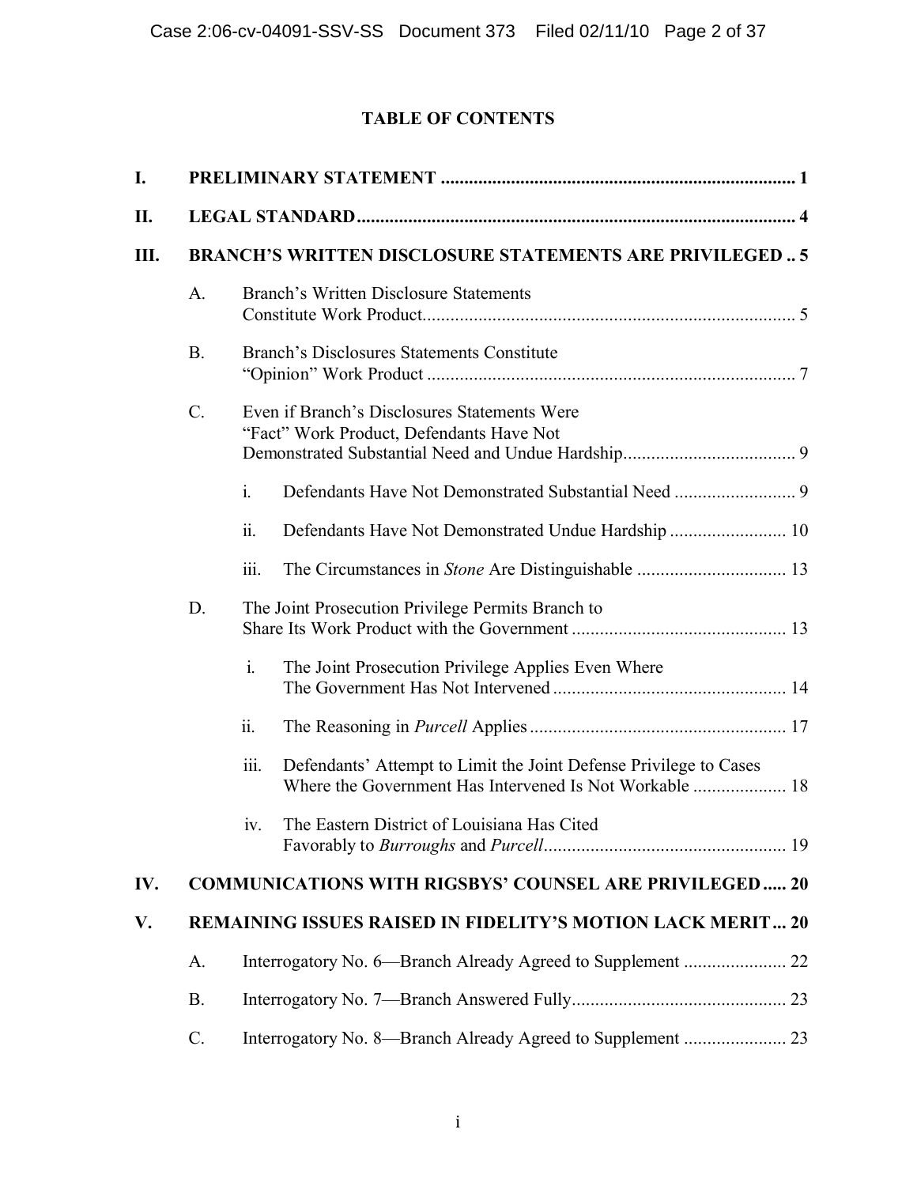# TABLE OF CONTENTS

**I. PRELIMINARY STATEMENT ........................................................................ 1**

**II. LEGAL STANDARD ........................................................................................ 4**

**III. BRANCH'S WRITTEN DISCLOSURE STATEMENTS ARE PRIVILEGED .. 5**

- A. Branch's Written Disclosure Statements Constitute Work Product ........................................................................ 5
- B. Branch's Disclosures Statements Constitute "Opinion" Work Product ........................................................................ 7
- C. Even if Branch's Disclosures Statements Were "Fact" Work Product, Defendants Have Not Demonstrated Substantial Need and Undue Hardship ..................................... 9
  - i. Defendants Have Not Demonstrated Substantial Need .......................... 9
  - ii. Defendants Have Not Demonstrated Undue Hardship ......................... 10
  - iii. The Circumstances in *Stone* Are Distinguishable ................................ 13
- D. The Joint Prosecution Privilege Permits Branch to Share Its Work Product with the Government ............................................. 13
  - i. The Joint Prosecution Privilege Applies Even Where The Government Has Not Intervened ................................................. 14
  - ii. The Reasoning in *Purcell* Applies ....................................................... 17
  - iii. Defendants' Attempt to Limit the Joint Defense Privilege to Cases Where the Government Has Intervened Is Not Workable .................... 18
  - iv. The Eastern District of Louisiana Has Cited Favorably to *Burroughs* and *Purcell* ................................................... 19

**IV. COMMUNICATIONS WITH RIGSBYS' COUNSEL ARE PRIVILEGED ..... 20**

**V. REMAINING ISSUES RAISED IN FIDELITY'S MOTION LACK MERIT ... 20**

- A. Interrogatory No. 6—Branch Already Agreed to Supplement ...................... 22
- B. Interrogatory No. 7—Branch Answered Fully .............................................. 23
- C. Interrogatory No. 8—Branch Already Agreed to Supplement ...................... 23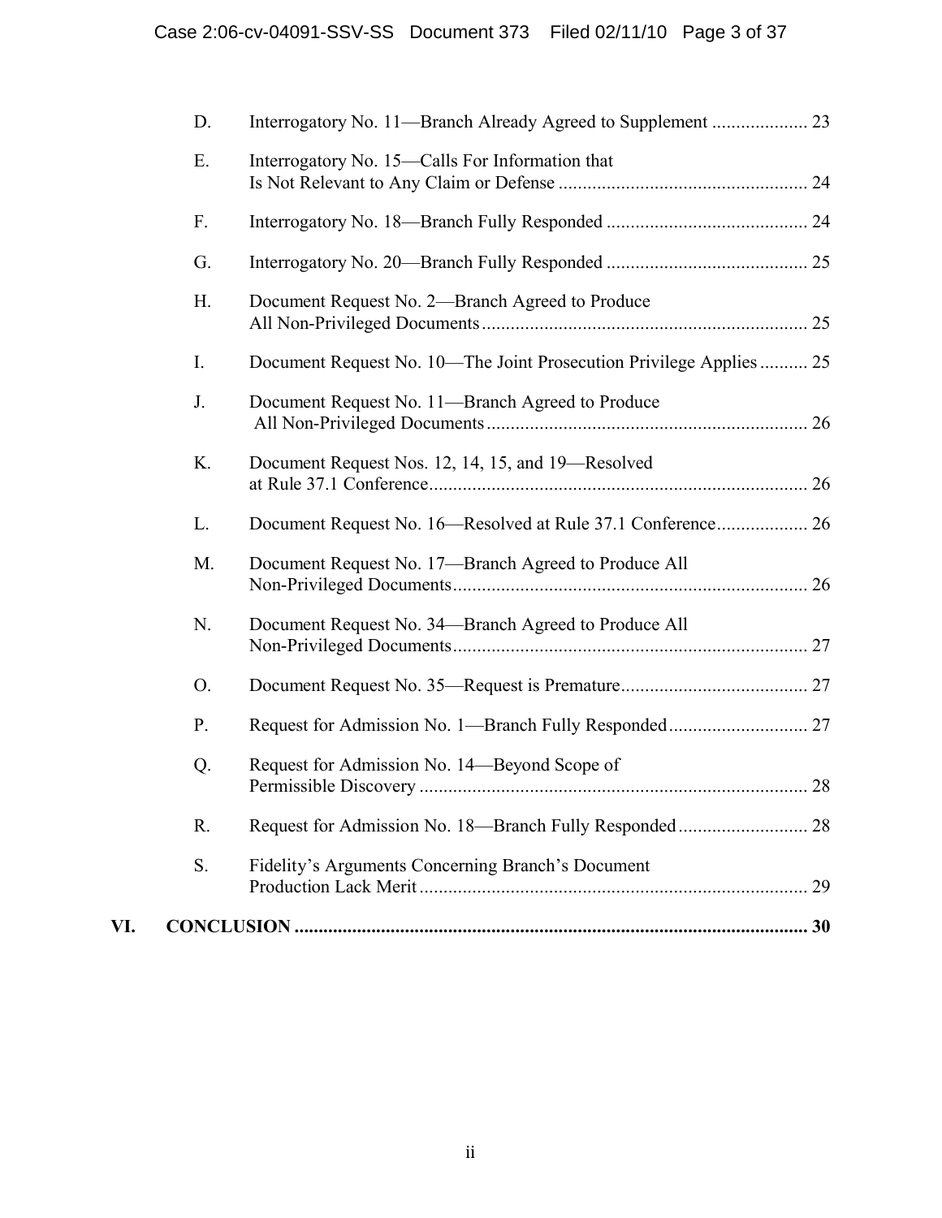D. Interrogatory No. 11—Branch Already Agreed to Supplement .................... 23

E. Interrogatory No. 15—Calls For Information that Is Not Relevant to Any Claim or Defense .................................................... 24

F. Interrogatory No. 18—Branch Fully Responded .......................................... 24

G. Interrogatory No. 20—Branch Fully Responded .......................................... 25

H. Document Request No. 2—Branch Agreed to Produce All Non-Privileged Documents.................................................................... 25

I. Document Request No. 10—The Joint Prosecution Privilege Applies .......... 25

J. Document Request No. 11—Branch Agreed to Produce All Non-Privileged Documents.................................................................... 26

K. Document Request Nos. 12, 14, 15, and 19—Resolved at Rule 37.1 Conference............................................................................... 26

L. Document Request No. 16—Resolved at Rule 37.1 Conference................... 26

M. Document Request No. 17—Branch Agreed to Produce All Non-Privileged Documents.......................................................................... 26

N. Document Request No. 34—Branch Agreed to Produce All Non-Privileged Documents.......................................................................... 27

O. Document Request No. 35—Request is Premature....................................... 27

P. Request for Admission No. 1—Branch Fully Responded............................. 27

Q. Request for Admission No. 14—Beyond Scope of Permissible Discovery ................................................................................. 28

R. Request for Admission No. 18—Branch Fully Responded........................... 28

S. Fidelity's Arguments Concerning Branch's Document Production Lack Merit................................................................................. 29

**VI. CONCLUSION ........................................................................................................... 30**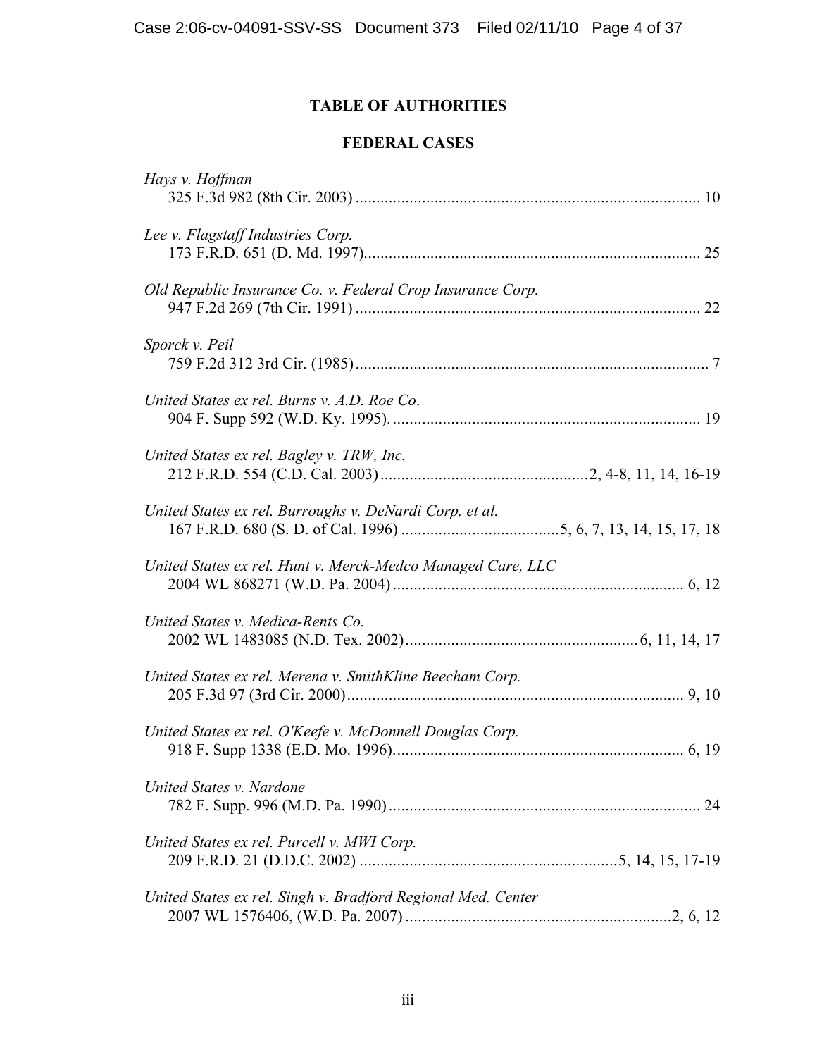# TABLE OF AUTHORITIES

## FEDERAL CASES

*Hays v. Hoffman*
325 F.3d 982 (8th Cir. 2003) .................................................................................. 10

*Lee v. Flagstaff Industries Corp.*
173 F.R.D. 651 (D. Md. 1997)................................................................................ 25

*Old Republic Insurance Co. v. Federal Crop Insurance Corp.*
947 F.2d 269 (7th Cir. 1991) .................................................................................. 22

*Sporck v. Peil*
759 F.2d 312 3rd Cir. (1985).................................................................................... 7

*United States ex rel. Burns v. A.D. Roe Co*.
904 F. Supp 592 (W.D. Ky. 1995)........................................................................... 19

*United States ex rel. Bagley v. TRW, Inc.*
212 F.R.D. 554 (C.D. Cal. 2003).................................................2, 4-8, 11, 14, 16-19

*United States ex rel. Burroughs v. DeNardi Corp. et al.*
167 F.R.D. 680 (S. D. of Cal. 1996) ......................................5, 6, 7, 13, 14, 15, 17, 18

*United States ex rel. Hunt v. Merck-Medco Managed Care, LLC*
2004 WL 868271 (W.D. Pa. 2004) ..................................................................... 6, 12

*United States v. Medica-Rents Co.*
2002 WL 1483085 (N.D. Tex. 2002).......................................................6, 11, 14, 17

*United States ex rel. Merena v. SmithKline Beecham Corp.*
205 F.3d 97 (3rd Cir. 2000)................................................................................ 9, 10

*United States ex rel. O'Keefe v. McDonnell Douglas Corp.*
918 F. Supp 1338 (E.D. Mo. 1996)..................................................................... 6, 19

*United States v. Nardone*
782 F. Supp. 996 (M.D. Pa. 1990).......................................................................... 24

*United States ex rel. Purcell v. MWI Corp.*
209 F.R.D. 21 (D.D.C. 2002) ..............................................................5, 14, 15, 17-19

*United States ex rel. Singh v. Bradford Regional Med. Center*
2007 WL 1576406, (W.D. Pa. 2007) ...............................................................2, 6, 12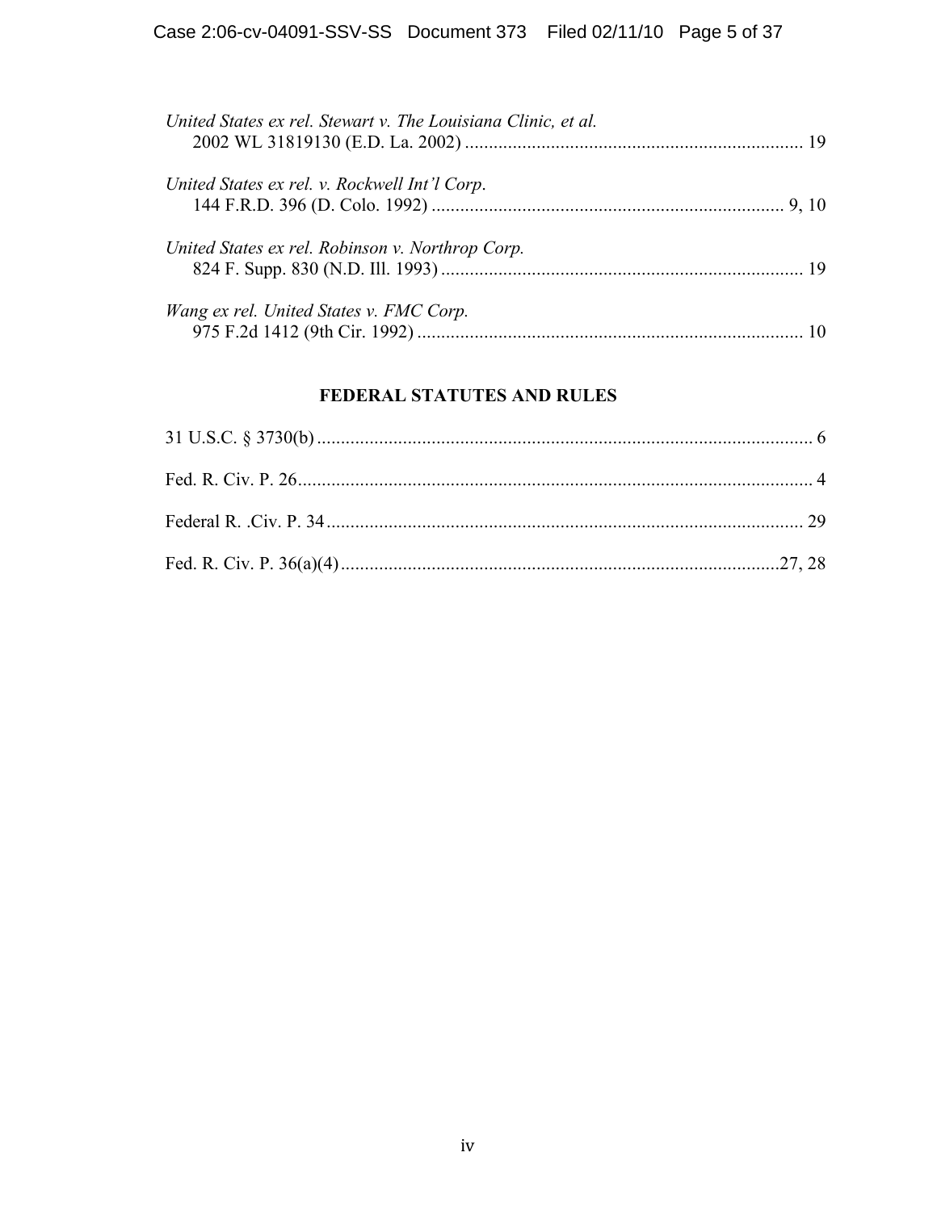*United States ex rel. Stewart v. The Louisiana Clinic, et al.*
2002 WL 31819130 (E.D. La. 2002) ....................................................................... 19

*United States ex rel. v. Rockwell Int'l Corp.*
144 F.R.D. 396 (D. Colo. 1992) .......................................................................... 9, 10

*United States ex rel. Robinson v. Northrop Corp.*
824 F. Supp. 830 (N.D. Ill. 1993) ........................................................................... 19

*Wang ex rel. United States v. FMC Corp.*
975 F.2d 1412 (9th Cir. 1992) ................................................................................ 10

## FEDERAL STATUTES AND RULES

31 U.S.C. § 3730(b) ........................................................................................................ 6

Fed. R. Civ. P. 26............................................................................................................ 4

Federal R. .Civ. P. 34 ..................................................................................................... 29

Fed. R. Civ. P. 36(a)(4) ............................................................................................27, 28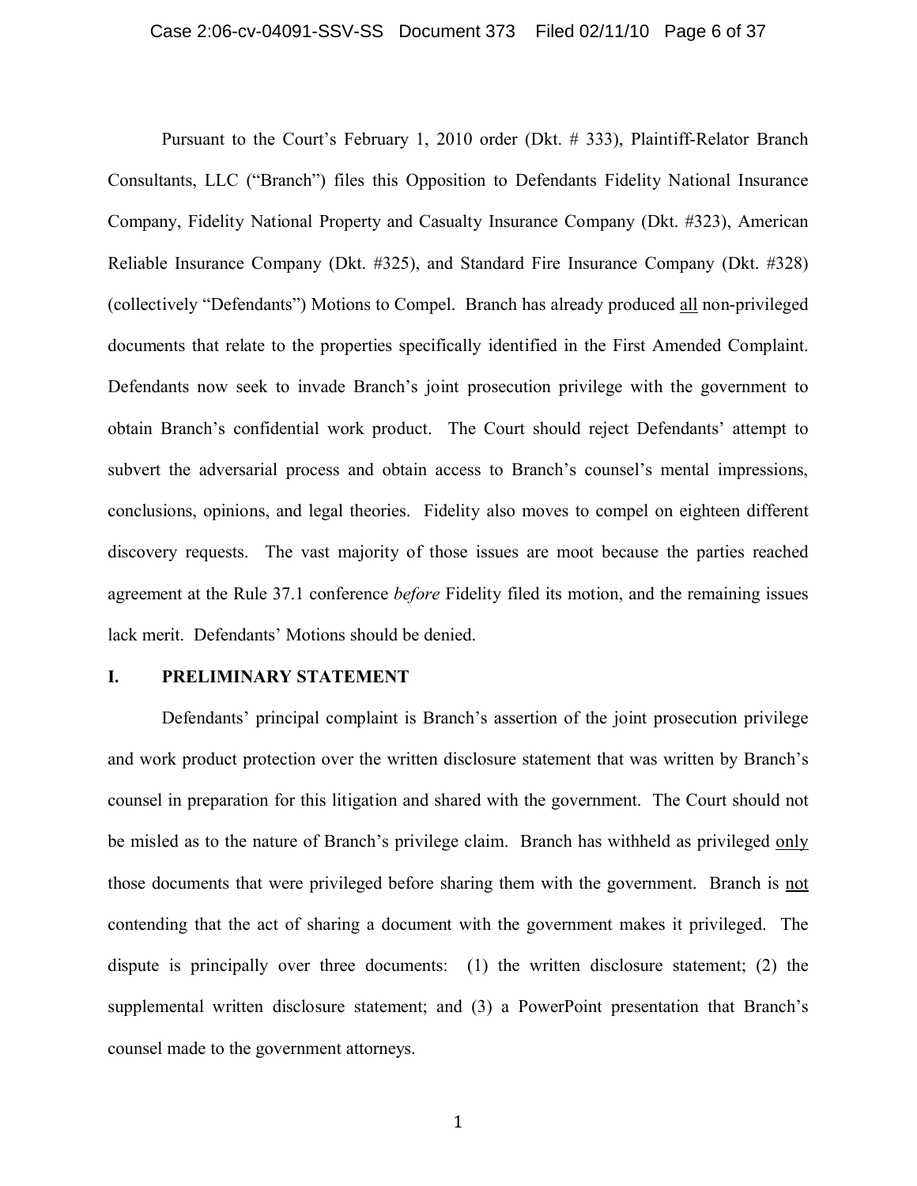Pursuant to the Court's February 1, 2010 order (Dkt. # 333), Plaintiff-Relator Branch Consultants, LLC ("Branch") files this Opposition to Defendants Fidelity National Insurance Company, Fidelity National Property and Casualty Insurance Company (Dkt. #323), American Reliable Insurance Company (Dkt. #325), and Standard Fire Insurance Company (Dkt. #328) (collectively "Defendants") Motions to Compel. Branch has already produced <u>all</u> non-privileged documents that relate to the properties specifically identified in the First Amended Complaint. Defendants now seek to invade Branch's joint prosecution privilege with the government to obtain Branch's confidential work product. The Court should reject Defendants' attempt to subvert the adversarial process and obtain access to Branch's counsel's mental impressions, conclusions, opinions, and legal theories. Fidelity also moves to compel on eighteen different discovery requests. The vast majority of those issues are moot because the parties reached agreement at the Rule 37.1 conference *before* Fidelity filed its motion, and the remaining issues lack merit. Defendants' Motions should be denied.

## I. PRELIMINARY STATEMENT

Defendants' principal complaint is Branch's assertion of the joint prosecution privilege and work product protection over the written disclosure statement that was written by Branch's counsel in preparation for this litigation and shared with the government. The Court should not be misled as to the nature of Branch's privilege claim. Branch has withheld as privileged <u>only</u> those documents that were privileged before sharing them with the government. Branch is <u>not</u> contending that the act of sharing a document with the government makes it privileged. The dispute is principally over three documents: (1) the written disclosure statement; (2) the supplemental written disclosure statement; and (3) a PowerPoint presentation that Branch's counsel made to the government attorneys.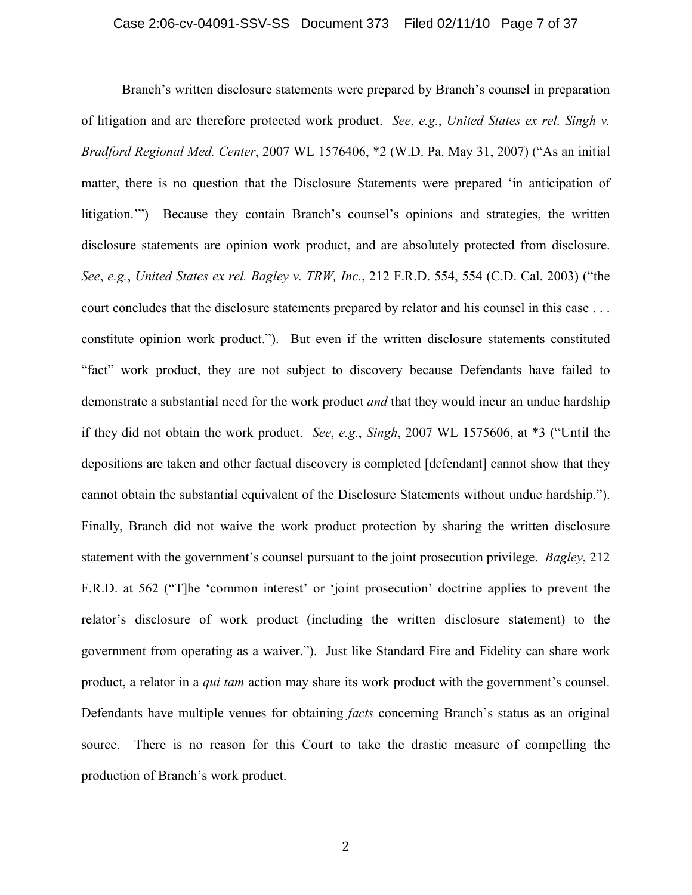Branch's written disclosure statements were prepared by Branch's counsel in preparation of litigation and are therefore protected work product. *See*, *e.g.*, *United States ex rel. Singh v. Bradford Regional Med. Center*, 2007 WL 1576406, *2 (W.D. Pa. May 31, 2007) ("As an initial matter, there is no question that the Disclosure Statements were prepared 'in anticipation of litigation.'") Because they contain Branch's counsel's opinions and strategies, the written disclosure statements are opinion work product, and are absolutely protected from disclosure. *See*, *e.g.*, *United States ex rel. Bagley v. TRW, Inc.*, 212 F.R.D. 554, 554 (C.D. Cal. 2003) ("the court concludes that the disclosure statements prepared by relator and his counsel in this case . . . constitute opinion work product."). But even if the written disclosure statements constituted "fact" work product, they are not subject to discovery because Defendants have failed to demonstrate a substantial need for the work product *and* that they would incur an undue hardship if they did not obtain the work product. *See*, *e.g.*, *Singh*, 2007 WL 1575606, at *3 ("Until the depositions are taken and other factual discovery is completed [defendant] cannot show that they cannot obtain the substantial equivalent of the Disclosure Statements without undue hardship."). Finally, Branch did not waive the work product protection by sharing the written disclosure statement with the government's counsel pursuant to the joint prosecution privilege. *Bagley*, 212 F.R.D. at 562 ("T]he 'common interest' or 'joint prosecution' doctrine applies to prevent the relator's disclosure of work product (including the written disclosure statement) to the government from operating as a waiver."). Just like Standard Fire and Fidelity can share work product, a relator in a *qui tam* action may share its work product with the government's counsel. Defendants have multiple venues for obtaining *facts* concerning Branch's status as an original source. There is no reason for this Court to take the drastic measure of compelling the production of Branch's work product.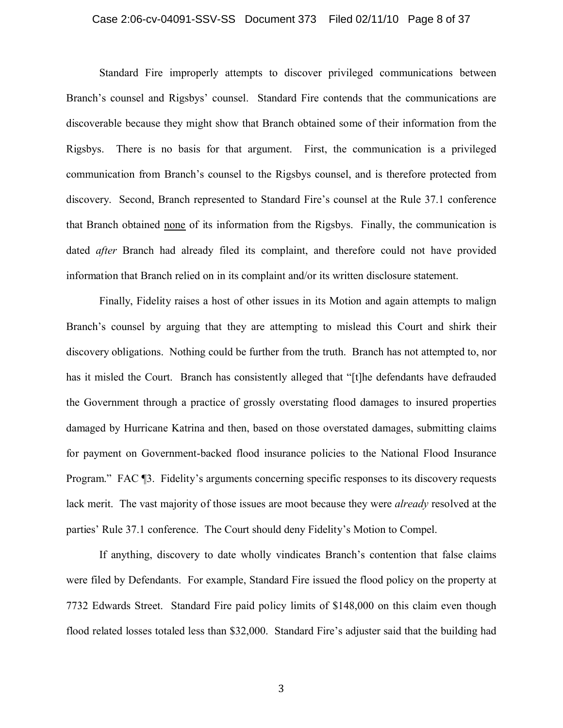Standard Fire improperly attempts to discover privileged communications between Branch's counsel and Rigsbys' counsel. Standard Fire contends that the communications are discoverable because they might show that Branch obtained some of their information from the Rigsbys. There is no basis for that argument. First, the communication is a privileged communication from Branch's counsel to the Rigsbys counsel, and is therefore protected from discovery. Second, Branch represented to Standard Fire's counsel at the Rule 37.1 conference that Branch obtained <u>none</u> of its information from the Rigsbys. Finally, the communication is dated *after* Branch had already filed its complaint, and therefore could not have provided information that Branch relied on in its complaint and/or its written disclosure statement.

Finally, Fidelity raises a host of other issues in its Motion and again attempts to malign Branch's counsel by arguing that they are attempting to mislead this Court and shirk their discovery obligations. Nothing could be further from the truth. Branch has not attempted to, nor has it misled the Court. Branch has consistently alleged that "[t]he defendants have defrauded the Government through a practice of grossly overstating flood damages to insured properties damaged by Hurricane Katrina and then, based on those overstated damages, submitting claims for payment on Government-backed flood insurance policies to the National Flood Insurance Program." FAC ¶3. Fidelity's arguments concerning specific responses to its discovery requests lack merit. The vast majority of those issues are moot because they were *already* resolved at the parties' Rule 37.1 conference. The Court should deny Fidelity's Motion to Compel.

If anything, discovery to date wholly vindicates Branch's contention that false claims were filed by Defendants. For example, Standard Fire issued the flood policy on the property at 7732 Edwards Street. Standard Fire paid policy limits of $148,000 on this claim even though flood related losses totaled less than $32,000. Standard Fire's adjuster said that the building had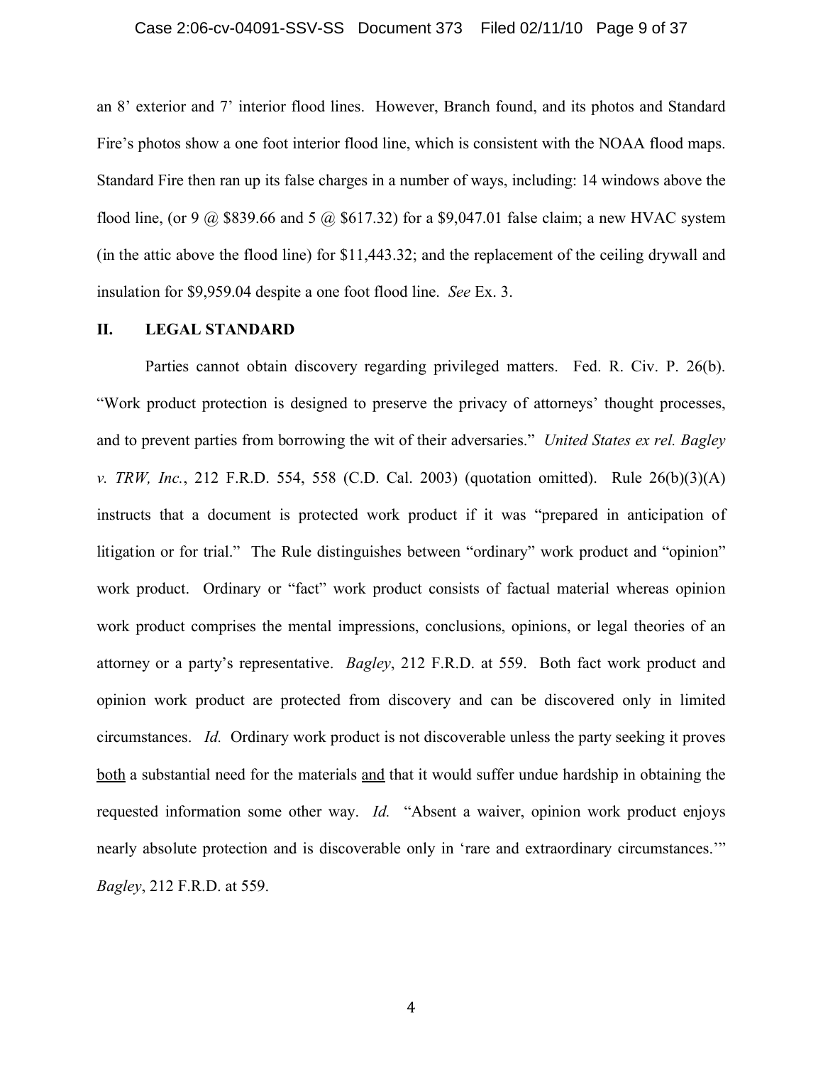an 8' exterior and 7' interior flood lines. However, Branch found, and its photos and Standard Fire's photos show a one foot interior flood line, which is consistent with the NOAA flood maps. Standard Fire then ran up its false charges in a number of ways, including: 14 windows above the flood line, (or 9 @ $839.66 and 5 @ $617.32) for a $9,047.01 false claim; a new HVAC system (in the attic above the flood line) for $11,443.32; and the replacement of the ceiling drywall and insulation for $9,959.04 despite a one foot flood line. *See* Ex. 3.

## II. LEGAL STANDARD

Parties cannot obtain discovery regarding privileged matters. Fed. R. Civ. P. 26(b). "Work product protection is designed to preserve the privacy of attorneys' thought processes, and to prevent parties from borrowing the wit of their adversaries." *United States ex rel. Bagley v. TRW, Inc.*, 212 F.R.D. 554, 558 (C.D. Cal. 2003) (quotation omitted). Rule 26(b)(3)(A) instructs that a document is protected work product if it was "prepared in anticipation of litigation or for trial." The Rule distinguishes between "ordinary" work product and "opinion" work product. Ordinary or "fact" work product consists of factual material whereas opinion work product comprises the mental impressions, conclusions, opinions, or legal theories of an attorney or a party's representative. *Bagley*, 212 F.R.D. at 559. Both fact work product and opinion work product are protected from discovery and can be discovered only in limited circumstances. *Id.* Ordinary work product is not discoverable unless the party seeking it proves both a substantial need for the materials and that it would suffer undue hardship in obtaining the requested information some other way. *Id.* "Absent a waiver, opinion work product enjoys nearly absolute protection and is discoverable only in 'rare and extraordinary circumstances.'" *Bagley*, 212 F.R.D. at 559.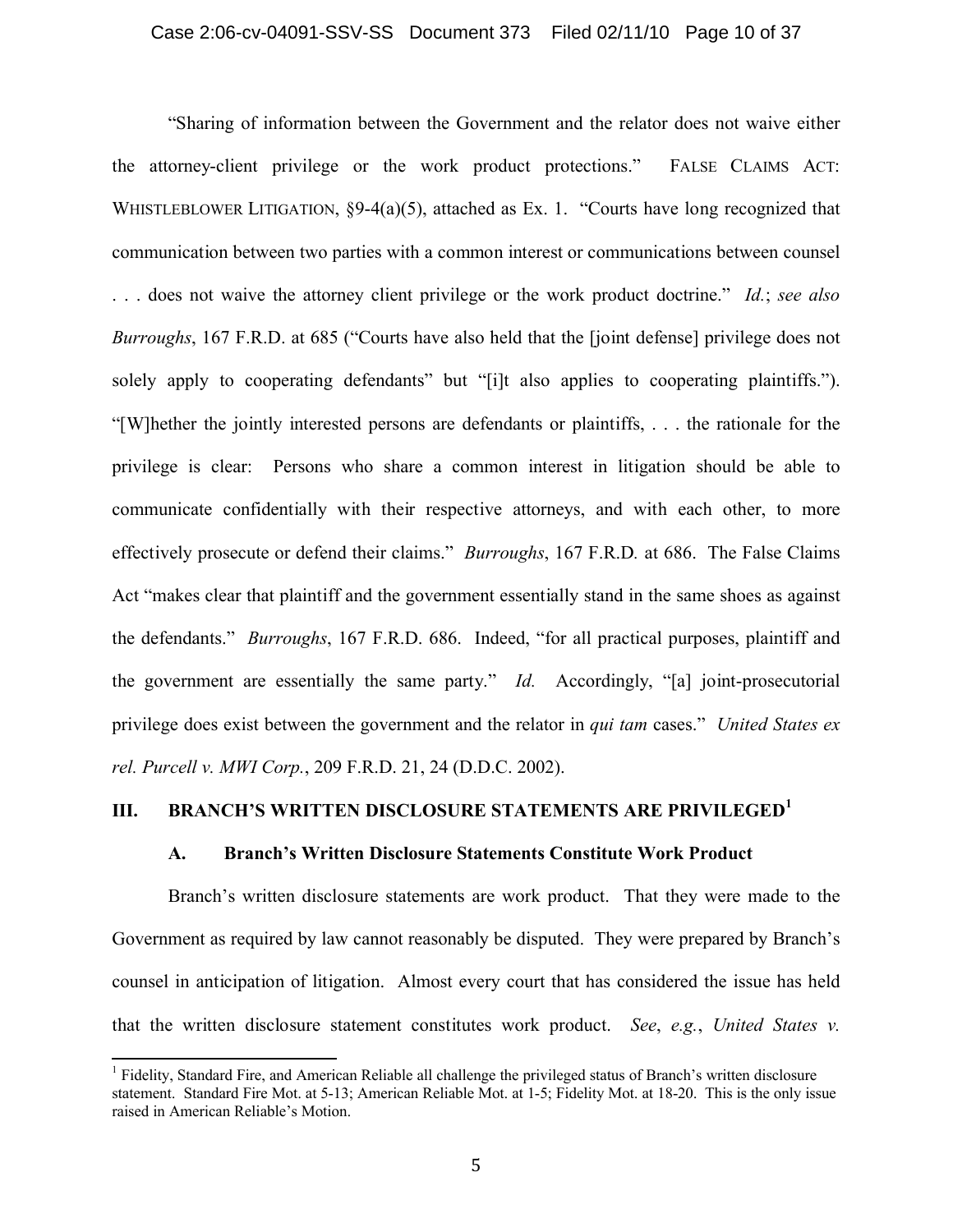"Sharing of information between the Government and the relator does not waive either the attorney-client privilege or the work product protections." FALSE CLAIMS ACT: WHISTLEBLOWER LITIGATION, §9-4(a)(5), attached as Ex. 1. "Courts have long recognized that communication between two parties with a common interest or communications between counsel . . . does not waive the attorney client privilege or the work product doctrine." *Id.*; *see also Burroughs*, 167 F.R.D. at 685 ("Courts have also held that the [joint defense] privilege does not solely apply to cooperating defendants" but "[i]t also applies to cooperating plaintiffs."). "[W]hether the jointly interested persons are defendants or plaintiffs, . . . the rationale for the privilege is clear: Persons who share a common interest in litigation should be able to communicate confidentially with their respective attorneys, and with each other, to more effectively prosecute or defend their claims." *Burroughs*, 167 F.R.D. at 686. The False Claims Act "makes clear that plaintiff and the government essentially stand in the same shoes as against the defendants." *Burroughs*, 167 F.R.D. 686. Indeed, "for all practical purposes, plaintiff and the government are essentially the same party." *Id.* Accordingly, "[a] joint-prosecutorial privilege does exist between the government and the relator in *qui tam* cases." *United States ex rel. Purcell v. MWI Corp.*, 209 F.R.D. 21, 24 (D.D.C. 2002).

## III. BRANCH'S WRITTEN DISCLOSURE STATEMENTS ARE PRIVILEGED[1]

### A. Branch's Written Disclosure Statements Constitute Work Product

Branch's written disclosure statements are work product. That they were made to the Government as required by law cannot reasonably be disputed. They were prepared by Branch's counsel in anticipation of litigation. Almost every court that has considered the issue has held that the written disclosure statement constitutes work product. *See*, *e.g.*, *United States v.*

[1] Fidelity, Standard Fire, and American Reliable all challenge the privileged status of Branch's written disclosure statement. Standard Fire Mot. at 5-13; American Reliable Mot. at 1-5; Fidelity Mot. at 18-20. This is the only issue raised in American Reliable's Motion.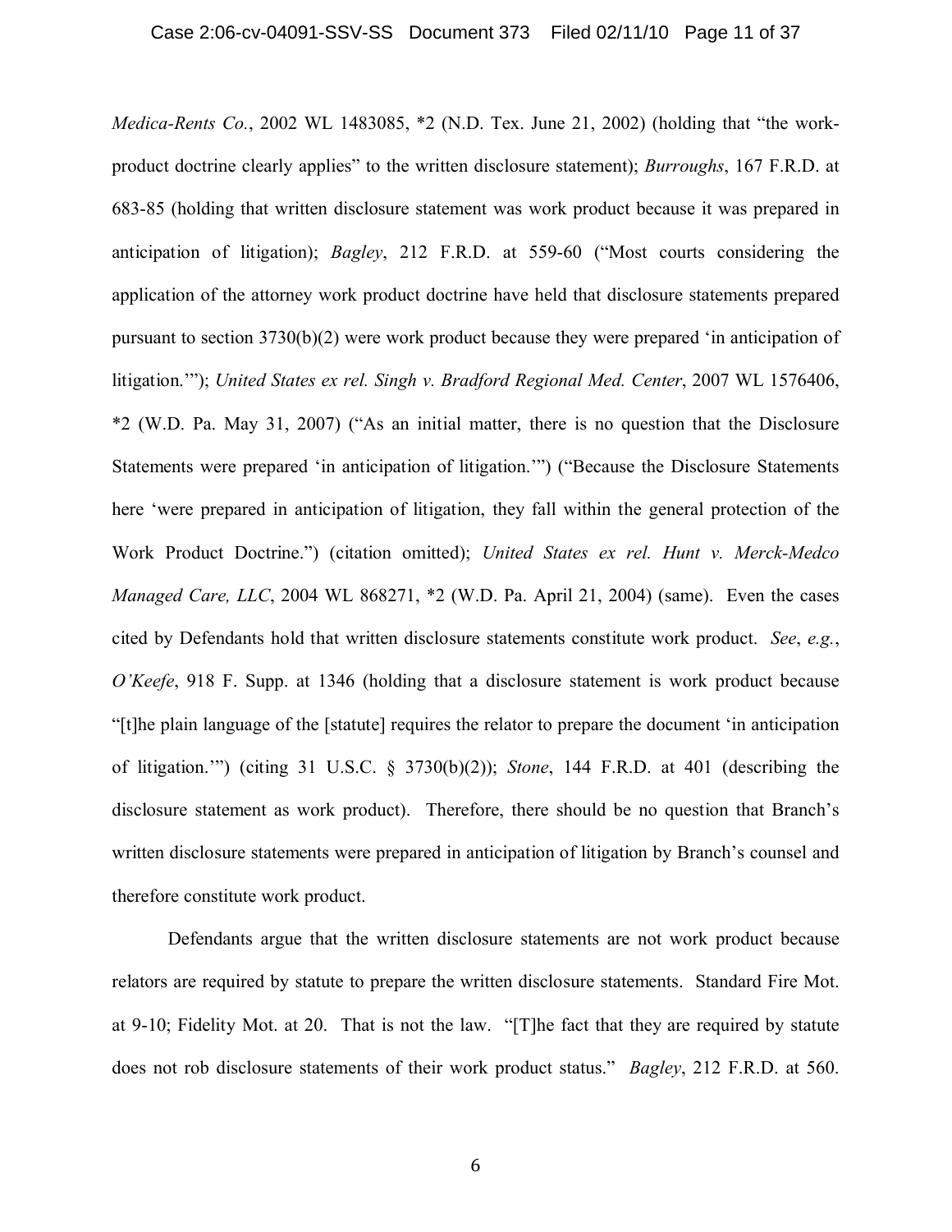*Medica-Rents Co.*, 2002 WL 1483085, *2 (N.D. Tex. June 21, 2002) (holding that "the work-product doctrine clearly applies" to the written disclosure statement); *Burroughs*, 167 F.R.D. at 683-85 (holding that written disclosure statement was work product because it was prepared in anticipation of litigation); *Bagley*, 212 F.R.D. at 559-60 ("Most courts considering the application of the attorney work product doctrine have held that disclosure statements prepared pursuant to section 3730(b)(2) were work product because they were prepared 'in anticipation of litigation.'"); *United States ex rel. Singh v. Bradford Regional Med. Center*, 2007 WL 1576406, *2 (W.D. Pa. May 31, 2007) ("As an initial matter, there is no question that the Disclosure Statements were prepared 'in anticipation of litigation.'") ("Because the Disclosure Statements here 'were prepared in anticipation of litigation, they fall within the general protection of the Work Product Doctrine.") (citation omitted); *United States ex rel. Hunt v. Merck-Medco Managed Care, LLC*, 2004 WL 868271, *2 (W.D. Pa. April 21, 2004) (same). Even the cases cited by Defendants hold that written disclosure statements constitute work product. *See*, *e.g.*, *O'Keefe*, 918 F. Supp. at 1346 (holding that a disclosure statement is work product because "[t]he plain language of the [statute] requires the relator to prepare the document 'in anticipation of litigation.'") (citing 31 U.S.C. § 3730(b)(2)); *Stone*, 144 F.R.D. at 401 (describing the disclosure statement as work product). Therefore, there should be no question that Branch's written disclosure statements were prepared in anticipation of litigation by Branch's counsel and therefore constitute work product.

Defendants argue that the written disclosure statements are not work product because relators are required by statute to prepare the written disclosure statements. Standard Fire Mot. at 9-10; Fidelity Mot. at 20. That is not the law. "[T]he fact that they are required by statute does not rob disclosure statements of their work product status." *Bagley*, 212 F.R.D. at 560.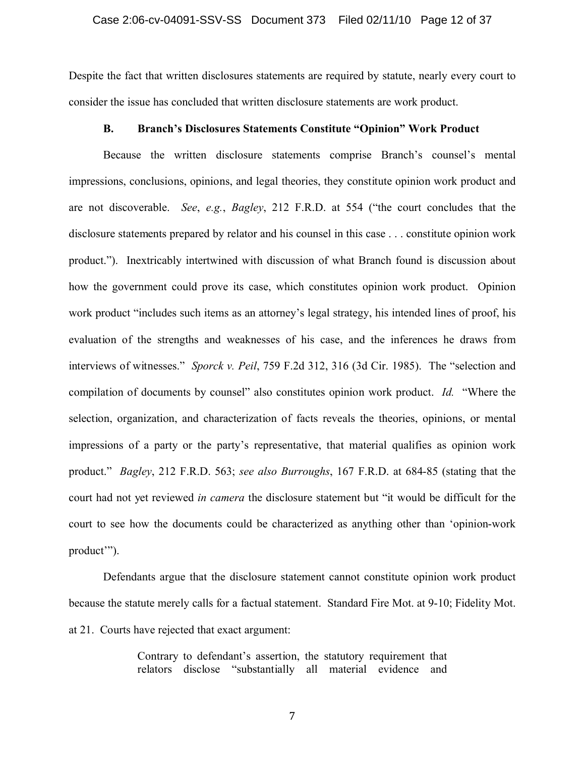Despite the fact that written disclosures statements are required by statute, nearly every court to consider the issue has concluded that written disclosure statements are work product.

### B. Branch's Disclosures Statements Constitute "Opinion" Work Product

Because the written disclosure statements comprise Branch's counsel's mental impressions, conclusions, opinions, and legal theories, they constitute opinion work product and are not discoverable. *See*, *e.g.*, *Bagley*, 212 F.R.D. at 554 ("the court concludes that the disclosure statements prepared by relator and his counsel in this case . . . constitute opinion work product."). Inextricably intertwined with discussion of what Branch found is discussion about how the government could prove its case, which constitutes opinion work product. Opinion work product "includes such items as an attorney's legal strategy, his intended lines of proof, his evaluation of the strengths and weaknesses of his case, and the inferences he draws from interviews of witnesses." *Sporck v. Peil*, 759 F.2d 312, 316 (3d Cir. 1985). The "selection and compilation of documents by counsel" also constitutes opinion work product. *Id.* "Where the selection, organization, and characterization of facts reveals the theories, opinions, or mental impressions of a party or the party's representative, that material qualifies as opinion work product." *Bagley*, 212 F.R.D. 563; *see also Burroughs*, 167 F.R.D. at 684-85 (stating that the court had not yet reviewed *in camera* the disclosure statement but "it would be difficult for the court to see how the documents could be characterized as anything other than 'opinion-work product'").

Defendants argue that the disclosure statement cannot constitute opinion work product because the statute merely calls for a factual statement. Standard Fire Mot. at 9-10; Fidelity Mot. at 21. Courts have rejected that exact argument:

> Contrary to defendant's assertion, the statutory requirement that relators disclose "substantially all material evidence and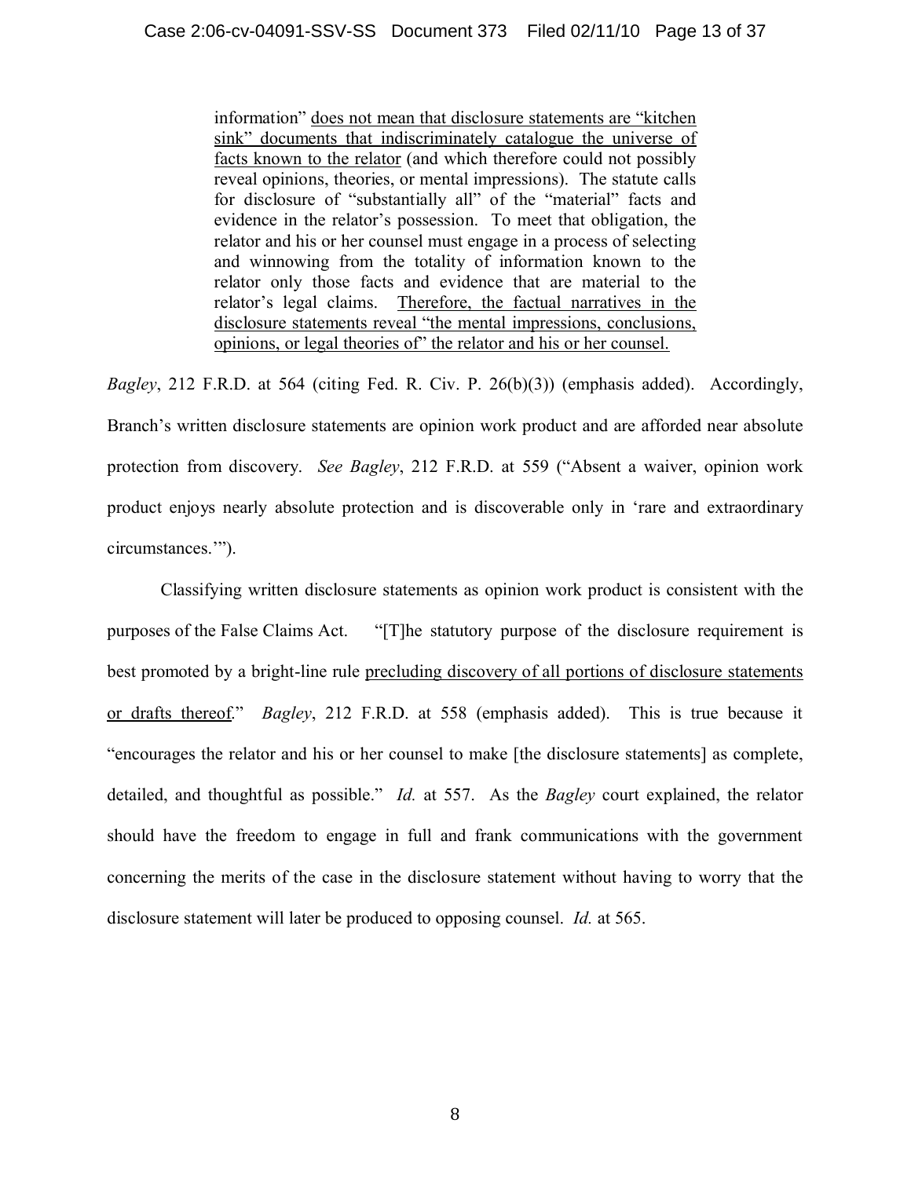> information" <u>does not mean that disclosure statements are "kitchen sink" documents that indiscriminately catalogue the universe of facts known to the relator</u> (and which therefore could not possibly reveal opinions, theories, or mental impressions). The statute calls for disclosure of "substantially all" of the "material" facts and evidence in the relator's possession. To meet that obligation, the relator and his or her counsel must engage in a process of selecting and winnowing from the totality of information known to the relator only those facts and evidence that are material to the relator's legal claims. <u>Therefore, the factual narratives in the disclosure statements reveal "the mental impressions, conclusions, opinions, or legal theories of" the relator and his or her counsel.</u>

*Bagley*, 212 F.R.D. at 564 (citing Fed. R. Civ. P. 26(b)(3)) (emphasis added). Accordingly, Branch's written disclosure statements are opinion work product and are afforded near absolute protection from discovery. *See Bagley*, 212 F.R.D. at 559 ("Absent a waiver, opinion work product enjoys nearly absolute protection and is discoverable only in 'rare and extraordinary circumstances.'").

Classifying written disclosure statements as opinion work product is consistent with the purposes of the False Claims Act. "[T]he statutory purpose of the disclosure requirement is best promoted by a bright-line rule <u>precluding discovery of all portions of disclosure statements or drafts thereof</u>." *Bagley*, 212 F.R.D. at 558 (emphasis added). This is true because it "encourages the relator and his or her counsel to make [the disclosure statements] as complete, detailed, and thoughtful as possible." *Id.* at 557. As the *Bagley* court explained, the relator should have the freedom to engage in full and frank communications with the government concerning the merits of the case in the disclosure statement without having to worry that the disclosure statement will later be produced to opposing counsel. *Id.* at 565.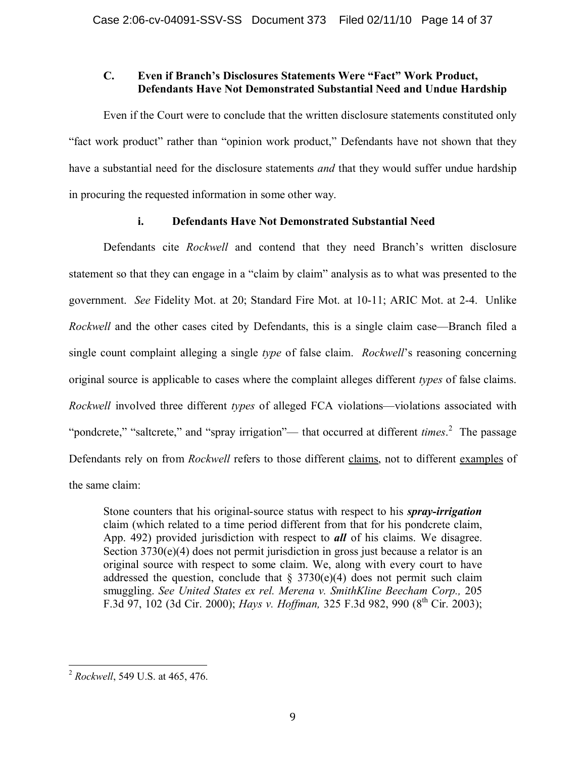### C. Even if Branch's Disclosures Statements Were "Fact" Work Product, Defendants Have Not Demonstrated Substantial Need and Undue Hardship

Even if the Court were to conclude that the written disclosure statements constituted only "fact work product" rather than "opinion work product," Defendants have not shown that they have a substantial need for the disclosure statements *and* that they would suffer undue hardship in procuring the requested information in some other way.

#### i. Defendants Have Not Demonstrated Substantial Need

Defendants cite *Rockwell* and contend that they need Branch's written disclosure statement so that they can engage in a "claim by claim" analysis as to what was presented to the government. *See* Fidelity Mot. at 20; Standard Fire Mot. at 10-11; ARIC Mot. at 2-4. Unlike *Rockwell* and the other cases cited by Defendants, this is a single claim case—Branch filed a single count complaint alleging a single *type* of false claim. *Rockwell*'s reasoning concerning original source is applicable to cases where the complaint alleges different *types* of false claims. *Rockwell* involved three different *types* of alleged FCA violations—violations associated with "pondcrete," "saltcrete," and "spray irrigation"— that occurred at different *times*.[2] The passage Defendants rely on from *Rockwell* refers to those different claims, not to different examples of the same claim:

> Stone counters that his original-source status with respect to his ***spray-irrigation*** claim (which related to a time period different from that for his pondcrete claim, App. 492) provided jurisdiction with respect to ***all*** of his claims. We disagree. Section 3730(e)(4) does not permit jurisdiction in gross just because a relator is an original source with respect to some claim. We, along with every court to have addressed the question, conclude that § 3730(e)(4) does not permit such claim smuggling. *See United States ex rel. Merena v. SmithKline Beecham Corp.,* 205 F.3d 97, 102 (3d Cir. 2000); *Hays v. Hoffman,* 325 F.3d 982, 990 (8th Cir. 2003);

---

[2] *Rockwell*, 549 U.S. at 465, 476.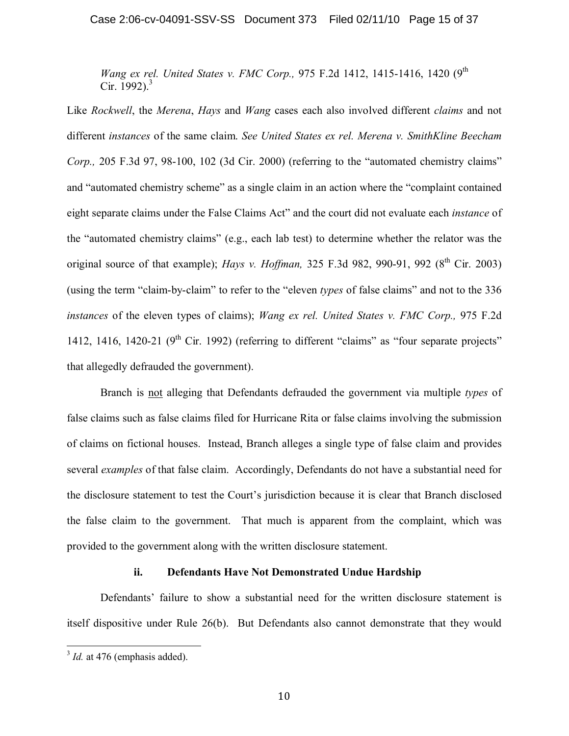*Wang ex rel. United States v. FMC Corp.,* 975 F.2d 1412, 1415-1416, 1420 (9th Cir. 1992).[3]

Like *Rockwell*, the *Merena*, *Hays* and *Wang* cases each also involved different *claims* and not different *instances* of the same claim. *See United States ex rel. Merena v. SmithKline Beecham Corp.,* 205 F.3d 97, 98-100, 102 (3d Cir. 2000) (referring to the "automated chemistry claims" and "automated chemistry scheme" as a single claim in an action where the "complaint contained eight separate claims under the False Claims Act" and the court did not evaluate each *instance* of the "automated chemistry claims" (e.g., each lab test) to determine whether the relator was the original source of that example); *Hays v. Hoffman,* 325 F.3d 982, 990-91, 992 (8th Cir. 2003) (using the term "claim-by-claim" to refer to the "eleven *types* of false claims" and not to the 336 *instances* of the eleven types of claims); *Wang ex rel. United States v. FMC Corp.,* 975 F.2d 1412, 1416, 1420-21 (9th Cir. 1992) (referring to different "claims" as "four separate projects" that allegedly defrauded the government).

Branch is <u>not</u> alleging that Defendants defrauded the government via multiple *types* of false claims such as false claims filed for Hurricane Rita or false claims involving the submission of claims on fictional houses. Instead, Branch alleges a single type of false claim and provides several *examples* of that false claim. Accordingly, Defendants do not have a substantial need for the disclosure statement to test the Court's jurisdiction because it is clear that Branch disclosed the false claim to the government. That much is apparent from the complaint, which was provided to the government along with the written disclosure statement.

**ii. Defendants Have Not Demonstrated Undue Hardship**

Defendants' failure to show a substantial need for the written disclosure statement is itself dispositive under Rule 26(b). But Defendants also cannot demonstrate that they would

---

[3] *Id.* at 476 (emphasis added).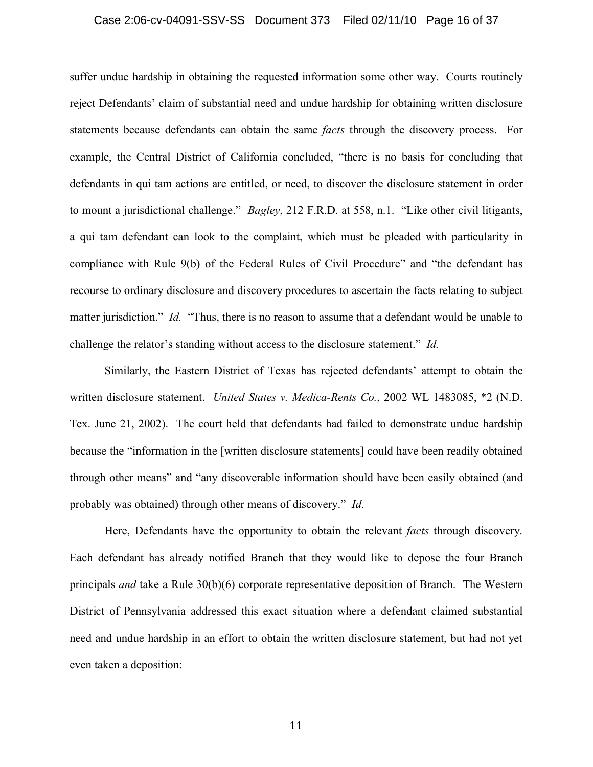suffer undue hardship in obtaining the requested information some other way. Courts routinely reject Defendants' claim of substantial need and undue hardship for obtaining written disclosure statements because defendants can obtain the same *facts* through the discovery process. For example, the Central District of California concluded, "there is no basis for concluding that defendants in qui tam actions are entitled, or need, to discover the disclosure statement in order to mount a jurisdictional challenge." *Bagley*, 212 F.R.D. at 558, n.1. "Like other civil litigants, a qui tam defendant can look to the complaint, which must be pleaded with particularity in compliance with Rule 9(b) of the Federal Rules of Civil Procedure" and "the defendant has recourse to ordinary disclosure and discovery procedures to ascertain the facts relating to subject matter jurisdiction." *Id.* "Thus, there is no reason to assume that a defendant would be unable to challenge the relator's standing without access to the disclosure statement." *Id.*

Similarly, the Eastern District of Texas has rejected defendants' attempt to obtain the written disclosure statement. *United States v. Medica-Rents Co.*, 2002 WL 1483085, *2 (N.D. Tex. June 21, 2002). The court held that defendants had failed to demonstrate undue hardship because the "information in the [written disclosure statements] could have been readily obtained through other means" and "any discoverable information should have been easily obtained (and probably was obtained) through other means of discovery." *Id.*

Here, Defendants have the opportunity to obtain the relevant *facts* through discovery. Each defendant has already notified Branch that they would like to depose the four Branch principals *and* take a Rule 30(b)(6) corporate representative deposition of Branch. The Western District of Pennsylvania addressed this exact situation where a defendant claimed substantial need and undue hardship in an effort to obtain the written disclosure statement, but had not yet even taken a deposition: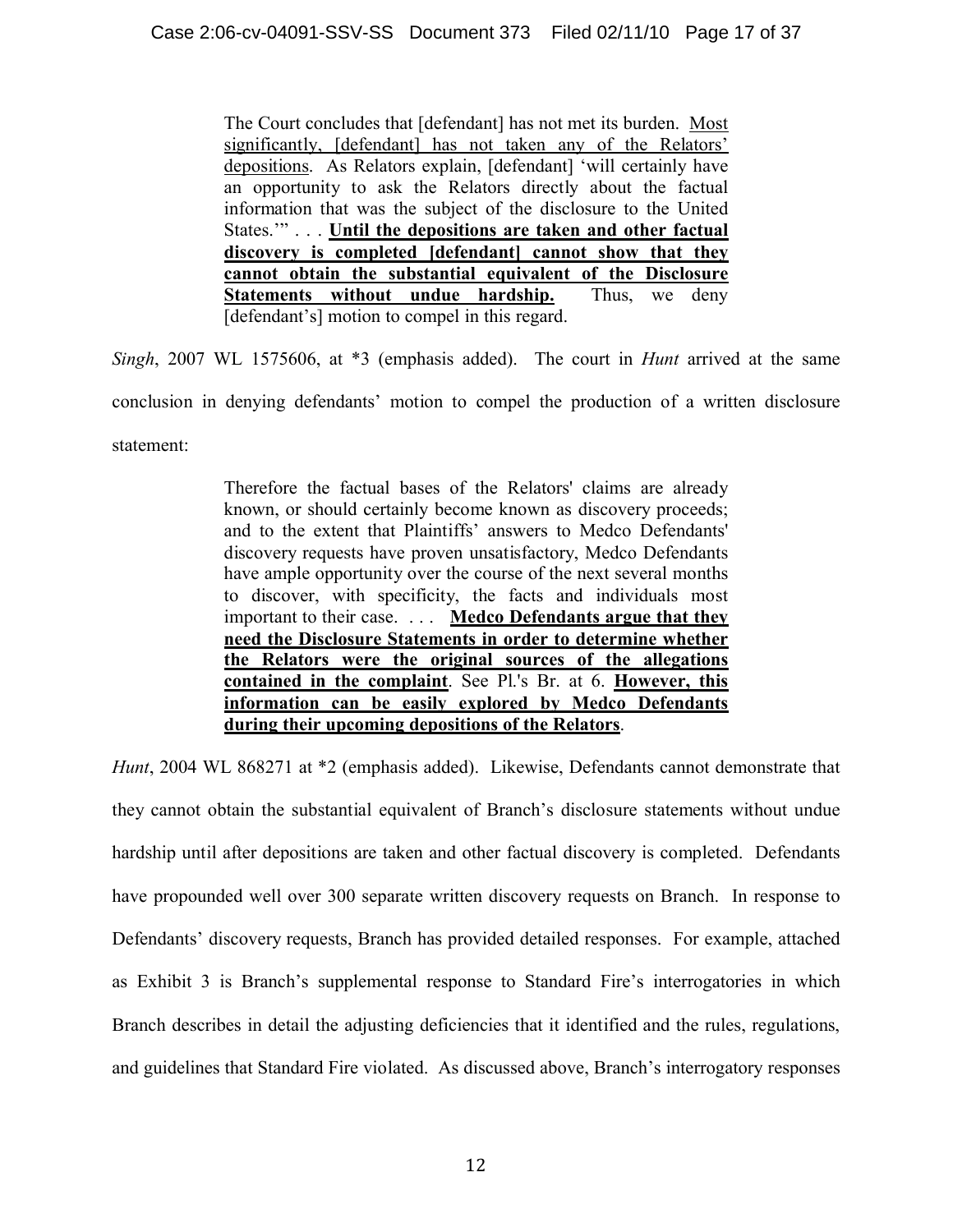> The Court concludes that [defendant] has not met its burden. <u>Most significantly, [defendant] has not taken any of the Relators' depositions</u>. As Relators explain, [defendant] 'will certainly have an opportunity to ask the Relators directly about the factual information that was the subject of the disclosure to the United States.'" . . . **<u>Until the depositions are taken and other factual discovery is completed [defendant] cannot show that they cannot obtain the substantial equivalent of the Disclosure Statements without undue hardship.</u>** Thus, we deny [defendant's] motion to compel in this regard.

*Singh*, 2007 WL 1575606, at *3 (emphasis added). The court in *Hunt* arrived at the same conclusion in denying defendants' motion to compel the production of a written disclosure statement:

> Therefore the factual bases of the Relators' claims are already known, or should certainly become known as discovery proceeds; and to the extent that Plaintiffs' answers to Medco Defendants' discovery requests have proven unsatisfactory, Medco Defendants have ample opportunity over the course of the next several months to discover, with specificity, the facts and individuals most important to their case. . . . **<u>Medco Defendants argue that they need the Disclosure Statements in order to determine whether the Relators were the original sources of the allegations contained in the complaint</u>**. See Pl.'s Br. at 6. **<u>However, this information can be easily explored by Medco Defendants during their upcoming depositions of the Relators</u>**.

*Hunt*, 2004 WL 868271 at *2 (emphasis added). Likewise, Defendants cannot demonstrate that they cannot obtain the substantial equivalent of Branch's disclosure statements without undue hardship until after depositions are taken and other factual discovery is completed. Defendants have propounded well over 300 separate written discovery requests on Branch. In response to Defendants' discovery requests, Branch has provided detailed responses. For example, attached as Exhibit 3 is Branch's supplemental response to Standard Fire's interrogatories in which Branch describes in detail the adjusting deficiencies that it identified and the rules, regulations, and guidelines that Standard Fire violated. As discussed above, Branch's interrogatory responses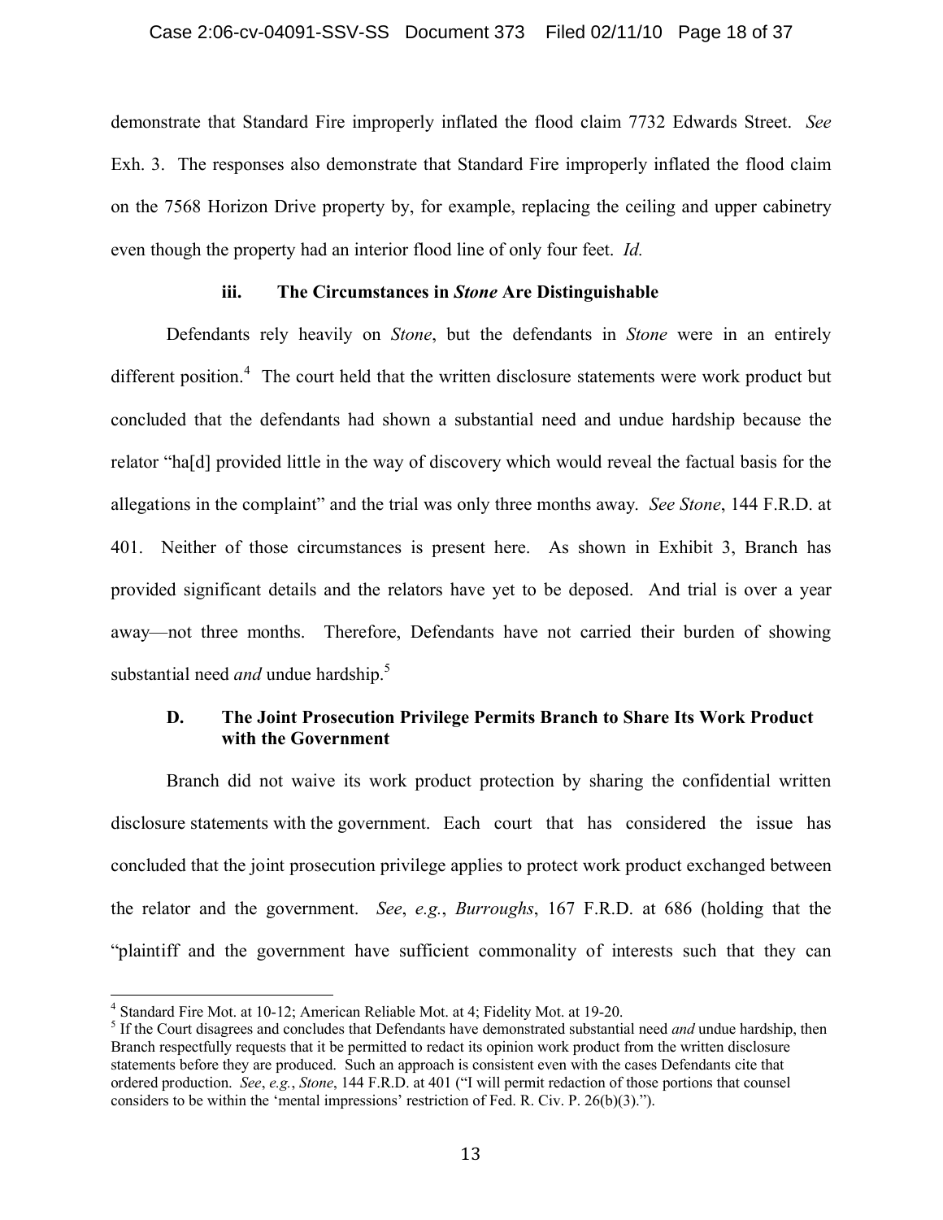demonstrate that Standard Fire improperly inflated the flood claim 7732 Edwards Street. *See* Exh. 3. The responses also demonstrate that Standard Fire improperly inflated the flood claim on the 7568 Horizon Drive property by, for example, replacing the ceiling and upper cabinetry even though the property had an interior flood line of only four feet. *Id.*

#### iii. The Circumstances in *Stone* Are Distinguishable

Defendants rely heavily on *Stone*, but the defendants in *Stone* were in an entirely different position.[4] The court held that the written disclosure statements were work product but concluded that the defendants had shown a substantial need and undue hardship because the relator "ha[d] provided little in the way of discovery which would reveal the factual basis for the allegations in the complaint" and the trial was only three months away. *See Stone*, 144 F.R.D. at 401. Neither of those circumstances is present here. As shown in Exhibit 3, Branch has provided significant details and the relators have yet to be deposed. And trial is over a year away—not three months. Therefore, Defendants have not carried their burden of showing substantial need *and* undue hardship.[5]

### D. The Joint Prosecution Privilege Permits Branch to Share Its Work Product with the Government

Branch did not waive its work product protection by sharing the confidential written disclosure statements with the government. Each court that has considered the issue has concluded that the joint prosecution privilege applies to protect work product exchanged between the relator and the government. *See*, *e.g.*, *Burroughs*, 167 F.R.D. at 686 (holding that the "plaintiff and the government have sufficient commonality of interests such that they can

---

[4] Standard Fire Mot. at 10-12; American Reliable Mot. at 4; Fidelity Mot. at 19-20.

[5] If the Court disagrees and concludes that Defendants have demonstrated substantial need *and* undue hardship, then Branch respectfully requests that it be permitted to redact its opinion work product from the written disclosure statements before they are produced. Such an approach is consistent even with the cases Defendants cite that ordered production. *See*, *e.g.*, *Stone*, 144 F.R.D. at 401 ("I will permit redaction of those portions that counsel considers to be within the 'mental impressions' restriction of Fed. R. Civ. P. 26(b)(3).").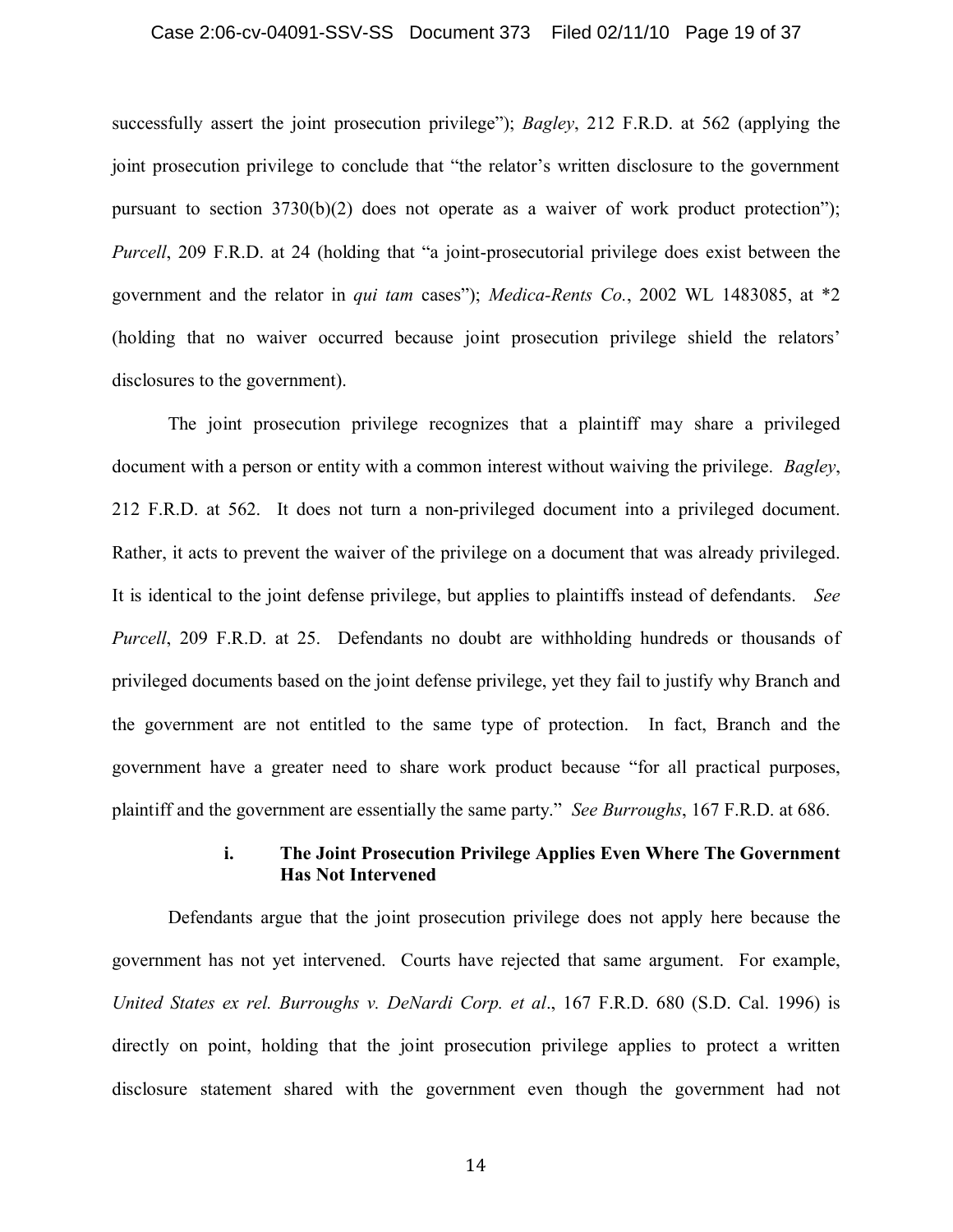successfully assert the joint prosecution privilege"); *Bagley*, 212 F.R.D. at 562 (applying the joint prosecution privilege to conclude that "the relator's written disclosure to the government pursuant to section 3730(b)(2) does not operate as a waiver of work product protection"); *Purcell*, 209 F.R.D. at 24 (holding that "a joint-prosecutorial privilege does exist between the government and the relator in *qui tam* cases"); *Medica-Rents Co.*, 2002 WL 1483085, at *2 (holding that no waiver occurred because joint prosecution privilege shield the relators' disclosures to the government).

The joint prosecution privilege recognizes that a plaintiff may share a privileged document with a person or entity with a common interest without waiving the privilege. *Bagley*, 212 F.R.D. at 562. It does not turn a non-privileged document into a privileged document. Rather, it acts to prevent the waiver of the privilege on a document that was already privileged. It is identical to the joint defense privilege, but applies to plaintiffs instead of defendants. *See Purcell*, 209 F.R.D. at 25. Defendants no doubt are withholding hundreds or thousands of privileged documents based on the joint defense privilege, yet they fail to justify why Branch and the government are not entitled to the same type of protection. In fact, Branch and the government have a greater need to share work product because "for all practical purposes, plaintiff and the government are essentially the same party." *See Burroughs*, 167 F.R.D. at 686.

**i. The Joint Prosecution Privilege Applies Even Where The Government Has Not Intervened**

Defendants argue that the joint prosecution privilege does not apply here because the government has not yet intervened. Courts have rejected that same argument. For example, *United States ex rel. Burroughs v. DeNardi Corp. et al*., 167 F.R.D. 680 (S.D. Cal. 1996) is directly on point, holding that the joint prosecution privilege applies to protect a written disclosure statement shared with the government even though the government had not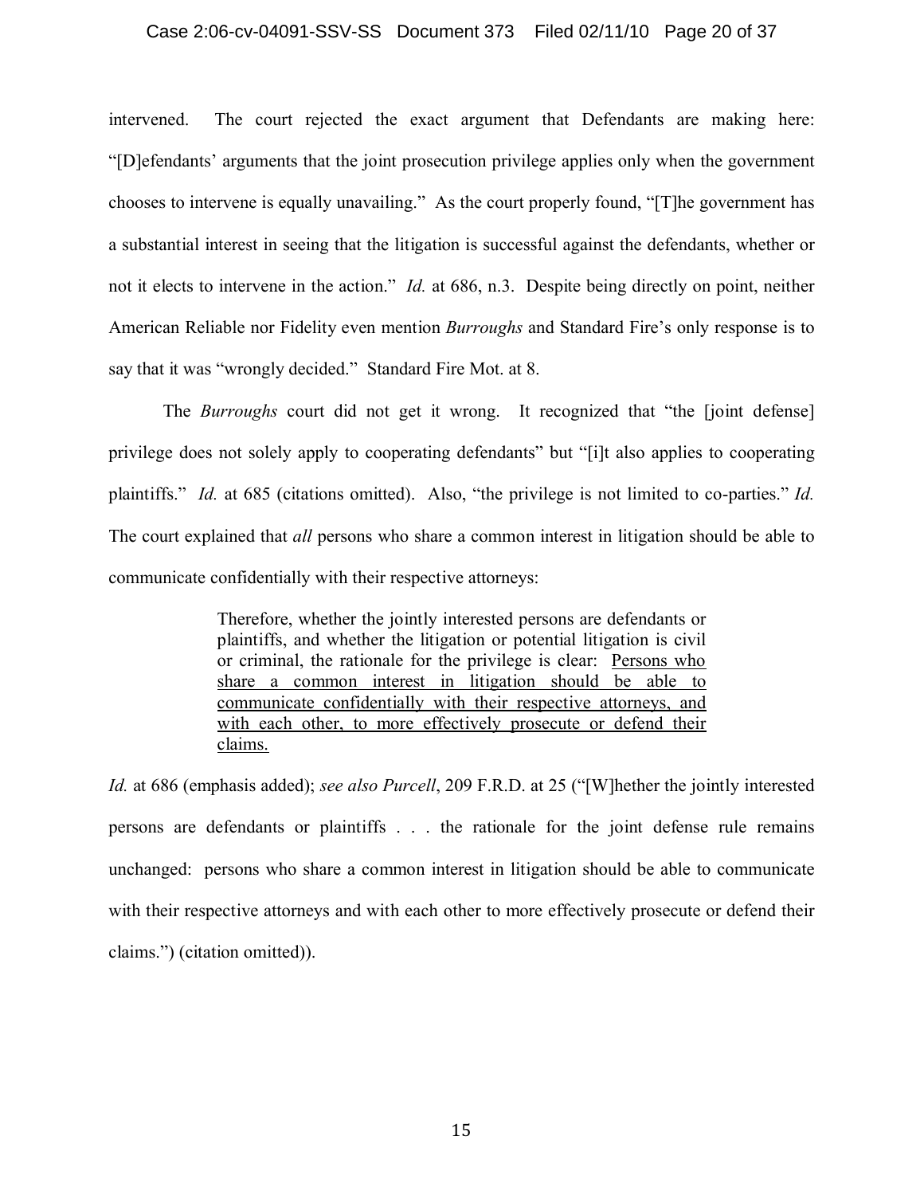intervened. The court rejected the exact argument that Defendants are making here: "[D]efendants' arguments that the joint prosecution privilege applies only when the government chooses to intervene is equally unavailing." As the court properly found, "[T]he government has a substantial interest in seeing that the litigation is successful against the defendants, whether or not it elects to intervene in the action." *Id.* at 686, n.3. Despite being directly on point, neither American Reliable nor Fidelity even mention *Burroughs* and Standard Fire's only response is to say that it was "wrongly decided." Standard Fire Mot. at 8.

The *Burroughs* court did not get it wrong. It recognized that "the [joint defense] privilege does not solely apply to cooperating defendants" but "[i]t also applies to cooperating plaintiffs." *Id.* at 685 (citations omitted). Also, "the privilege is not limited to co-parties." *Id.* The court explained that *all* persons who share a common interest in litigation should be able to communicate confidentially with their respective attorneys:

> Therefore, whether the jointly interested persons are defendants or plaintiffs, and whether the litigation or potential litigation is civil or criminal, the rationale for the privilege is clear: <u>Persons who share a common interest in litigation should be able to communicate confidentially with their respective attorneys, and with each other, to more effectively prosecute or defend their claims.</u>

*Id.* at 686 (emphasis added); *see also Purcell*, 209 F.R.D. at 25 ("[W]hether the jointly interested persons are defendants or plaintiffs . . . the rationale for the joint defense rule remains unchanged: persons who share a common interest in litigation should be able to communicate with their respective attorneys and with each other to more effectively prosecute or defend their claims.") (citation omitted)).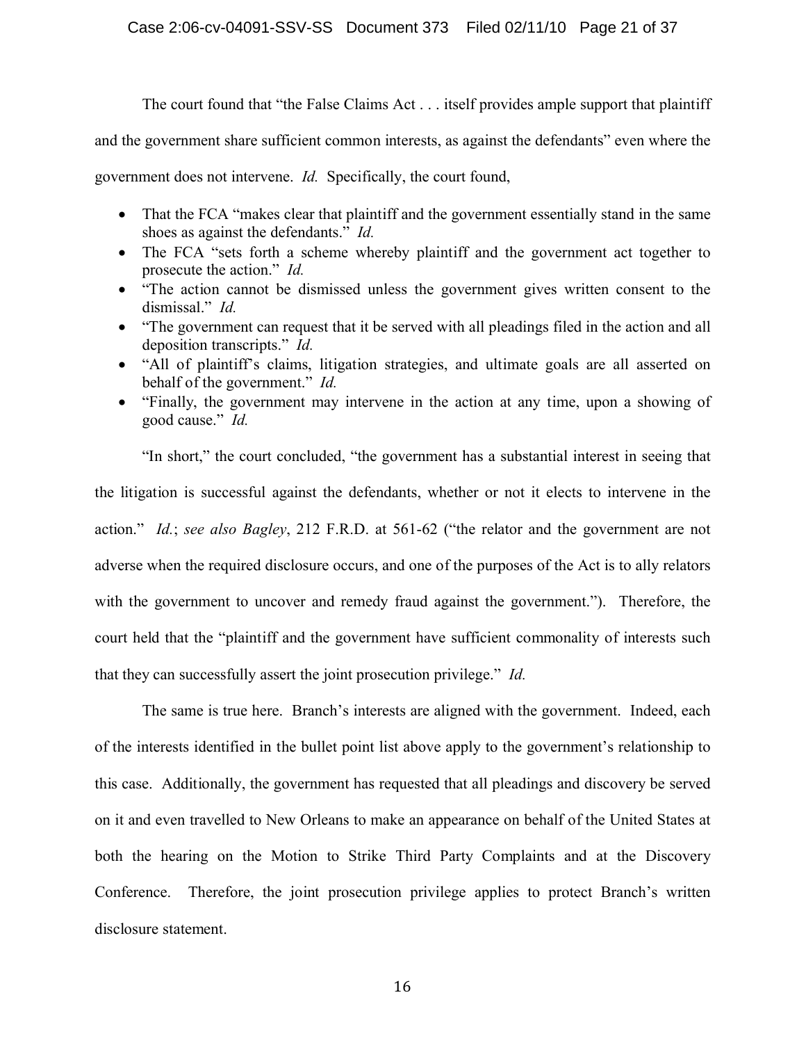The court found that "the False Claims Act . . . itself provides ample support that plaintiff and the government share sufficient common interests, as against the defendants" even where the government does not intervene. *Id.* Specifically, the court found,

- That the FCA "makes clear that plaintiff and the government essentially stand in the same shoes as against the defendants." *Id.*
- The FCA "sets forth a scheme whereby plaintiff and the government act together to prosecute the action." *Id.*
- "The action cannot be dismissed unless the government gives written consent to the dismissal." *Id.*
- "The government can request that it be served with all pleadings filed in the action and all deposition transcripts." *Id.*
- "All of plaintiff's claims, litigation strategies, and ultimate goals are all asserted on behalf of the government." *Id.*
- "Finally, the government may intervene in the action at any time, upon a showing of good cause." *Id.*

"In short," the court concluded, "the government has a substantial interest in seeing that the litigation is successful against the defendants, whether or not it elects to intervene in the action." *Id.*; *see also Bagley*, 212 F.R.D. at 561-62 ("the relator and the government are not adverse when the required disclosure occurs, and one of the purposes of the Act is to ally relators with the government to uncover and remedy fraud against the government."). Therefore, the court held that the "plaintiff and the government have sufficient commonality of interests such that they can successfully assert the joint prosecution privilege." *Id.*

The same is true here. Branch's interests are aligned with the government. Indeed, each of the interests identified in the bullet point list above apply to the government's relationship to this case. Additionally, the government has requested that all pleadings and discovery be served on it and even travelled to New Orleans to make an appearance on behalf of the United States at both the hearing on the Motion to Strike Third Party Complaints and at the Discovery Conference. Therefore, the joint prosecution privilege applies to protect Branch's written disclosure statement.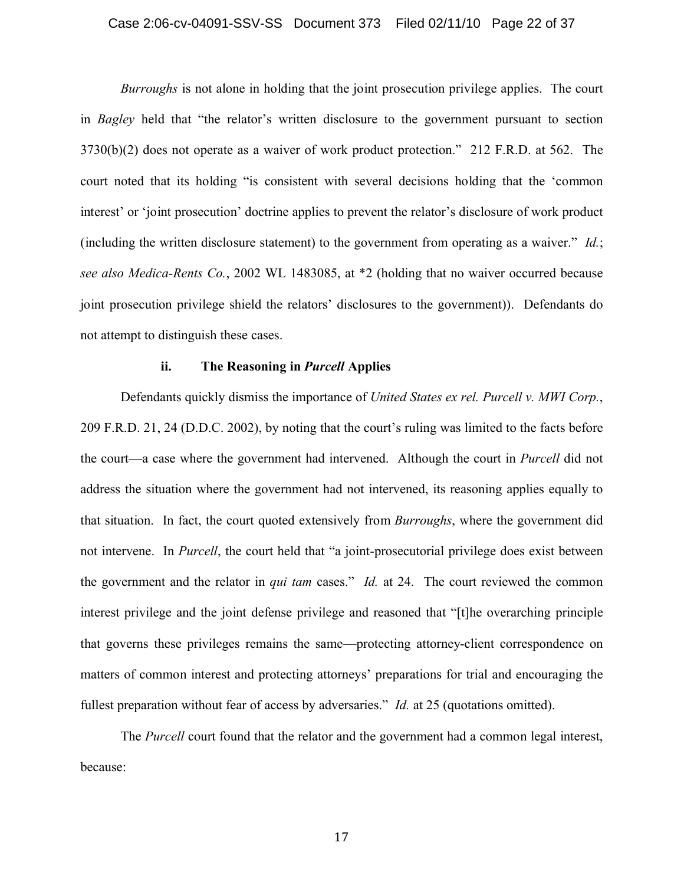*Burroughs* is not alone in holding that the joint prosecution privilege applies. The court in *Bagley* held that "the relator's written disclosure to the government pursuant to section 3730(b)(2) does not operate as a waiver of work product protection." 212 F.R.D. at 562. The court noted that its holding "is consistent with several decisions holding that the 'common interest' or 'joint prosecution' doctrine applies to prevent the relator's disclosure of work product (including the written disclosure statement) to the government from operating as a waiver." *Id.*; *see also Medica-Rents Co.*, 2002 WL 1483085, at *2 (holding that no waiver occurred because joint prosecution privilege shield the relators' disclosures to the government)). Defendants do not attempt to distinguish these cases.

#### ii. The Reasoning in *Purcell* Applies

Defendants quickly dismiss the importance of *United States ex rel. Purcell v. MWI Corp.*, 209 F.R.D. 21, 24 (D.D.C. 2002), by noting that the court's ruling was limited to the facts before the court—a case where the government had intervened. Although the court in *Purcell* did not address the situation where the government had not intervened, its reasoning applies equally to that situation. In fact, the court quoted extensively from *Burroughs*, where the government did not intervene. In *Purcell*, the court held that "a joint-prosecutorial privilege does exist between the government and the relator in *qui tam* cases." *Id.* at 24. The court reviewed the common interest privilege and the joint defense privilege and reasoned that "[t]he overarching principle that governs these privileges remains the same—protecting attorney-client correspondence on matters of common interest and protecting attorneys' preparations for trial and encouraging the fullest preparation without fear of access by adversaries." *Id.* at 25 (quotations omitted).

The *Purcell* court found that the relator and the government had a common legal interest, because: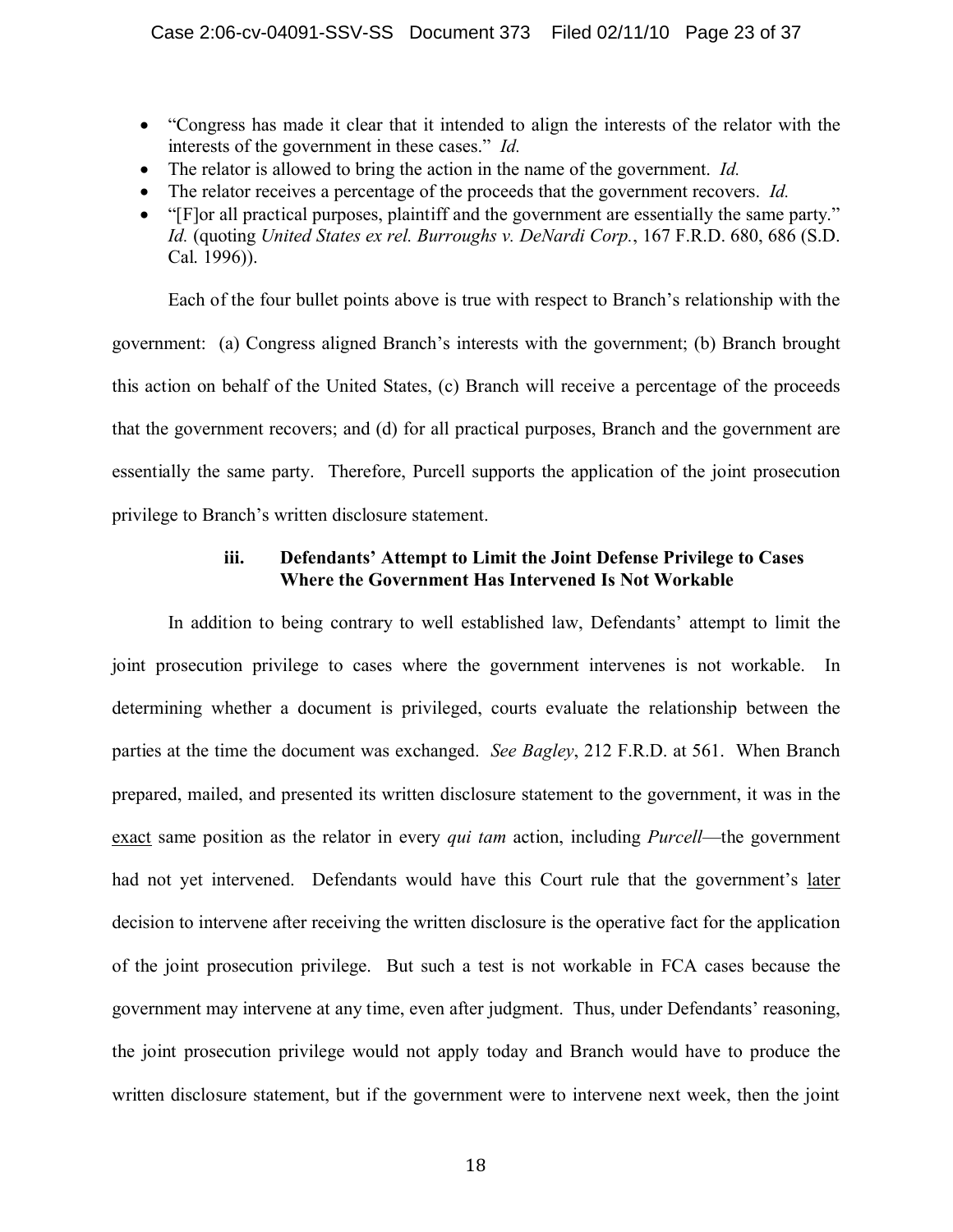- "Congress has made it clear that it intended to align the interests of the relator with the interests of the government in these cases." *Id.*
- The relator is allowed to bring the action in the name of the government. *Id.*
- The relator receives a percentage of the proceeds that the government recovers. *Id.*
- "[F]or all practical purposes, plaintiff and the government are essentially the same party." *Id.* (quoting *United States ex rel. Burroughs v. DeNardi Corp.*, 167 F.R.D. 680, 686 (S.D. Cal. 1996)).

Each of the four bullet points above is true with respect to Branch's relationship with the government: (a) Congress aligned Branch's interests with the government; (b) Branch brought this action on behalf of the United States, (c) Branch will receive a percentage of the proceeds that the government recovers; and (d) for all practical purposes, Branch and the government are essentially the same party. Therefore, Purcell supports the application of the joint prosecution privilege to Branch's written disclosure statement.

#### iii. Defendants' Attempt to Limit the Joint Defense Privilege to Cases Where the Government Has Intervened Is Not Workable

In addition to being contrary to well established law, Defendants' attempt to limit the joint prosecution privilege to cases where the government intervenes is not workable. In determining whether a document is privileged, courts evaluate the relationship between the parties at the time the document was exchanged. *See Bagley*, 212 F.R.D. at 561. When Branch prepared, mailed, and presented its written disclosure statement to the government, it was in the exact same position as the relator in every *qui tam* action, including *Purcell*—the government had not yet intervened. Defendants would have this Court rule that the government's later decision to intervene after receiving the written disclosure is the operative fact for the application of the joint prosecution privilege. But such a test is not workable in FCA cases because the government may intervene at any time, even after judgment. Thus, under Defendants' reasoning, the joint prosecution privilege would not apply today and Branch would have to produce the written disclosure statement, but if the government were to intervene next week, then the joint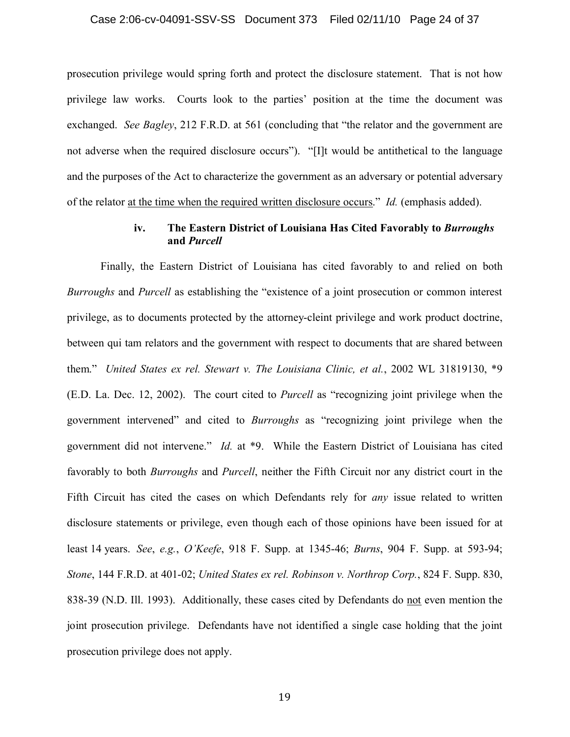prosecution privilege would spring forth and protect the disclosure statement. That is not how privilege law works. Courts look to the parties' position at the time the document was exchanged. *See Bagley*, 212 F.R.D. at 561 (concluding that "the relator and the government are not adverse when the required disclosure occurs"). "[I]t would be antithetical to the language and the purposes of the Act to characterize the government as an adversary or potential adversary of the relator <u>at the time when the required written disclosure occurs</u>." *Id.* (emphasis added).

#### iv. The Eastern District of Louisiana Has Cited Favorably to *Burroughs* and *Purcell*

Finally, the Eastern District of Louisiana has cited favorably to and relied on both *Burroughs* and *Purcell* as establishing the "existence of a joint prosecution or common interest privilege, as to documents protected by the attorney-cleint privilege and work product doctrine, between qui tam relators and the government with respect to documents that are shared between them." *United States ex rel. Stewart v. The Louisiana Clinic, et al.*, 2002 WL 31819130, *9 (E.D. La. Dec. 12, 2002). The court cited to *Purcell* as "recognizing joint privilege when the government intervened" and cited to *Burroughs* as "recognizing joint privilege when the government did not intervene." *Id.* at *9. While the Eastern District of Louisiana has cited favorably to both *Burroughs* and *Purcell*, neither the Fifth Circuit nor any district court in the Fifth Circuit has cited the cases on which Defendants rely for *any* issue related to written disclosure statements or privilege, even though each of those opinions have been issued for at least 14 years. *See*, *e.g.*, *O'Keefe*, 918 F. Supp. at 1345-46; *Burns*, 904 F. Supp. at 593-94; *Stone*, 144 F.R.D. at 401-02; *United States ex rel. Robinson v. Northrop Corp.*, 824 F. Supp. 830, 838-39 (N.D. Ill. 1993). Additionally, these cases cited by Defendants do <u>not</u> even mention the joint prosecution privilege. Defendants have not identified a single case holding that the joint prosecution privilege does not apply.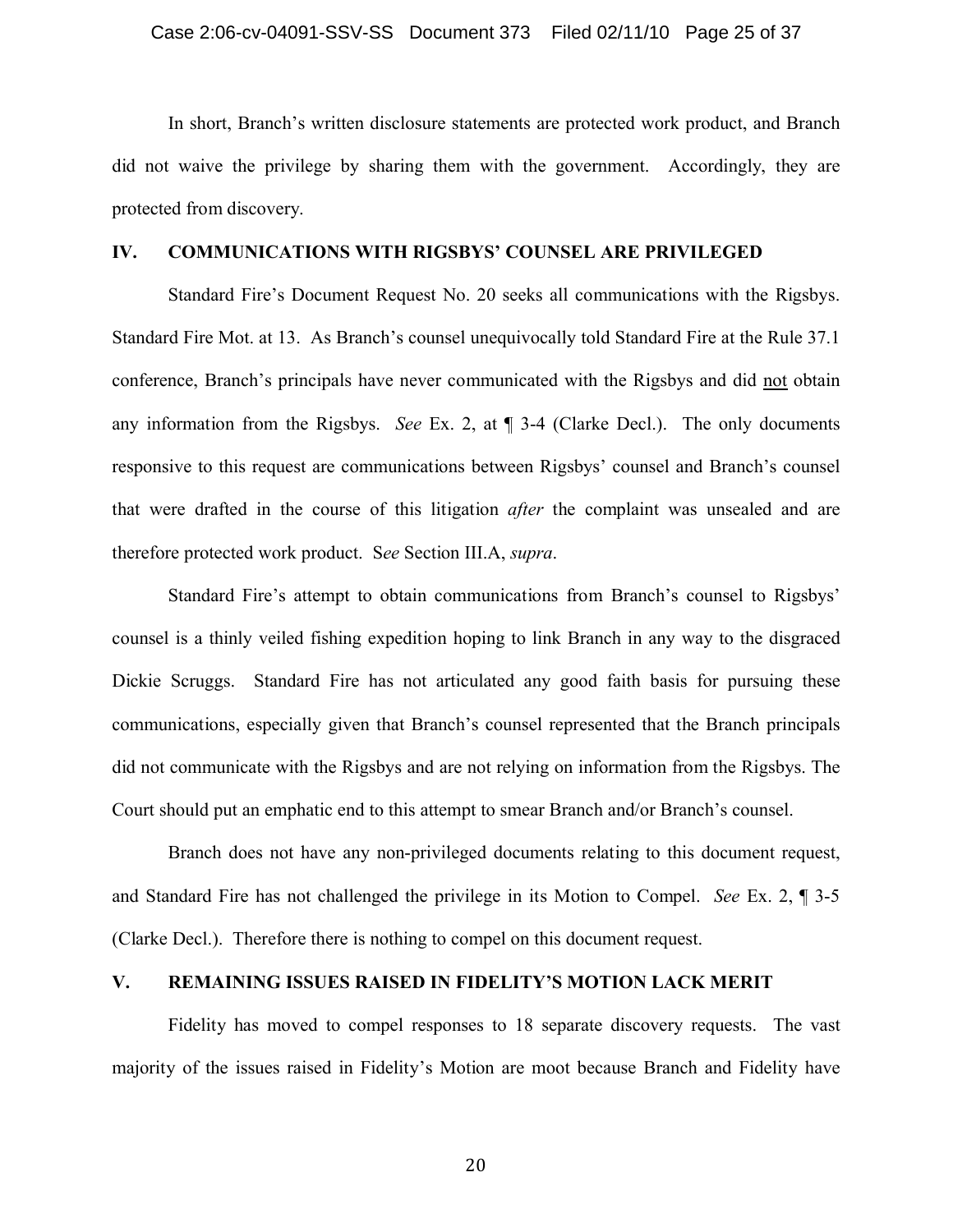In short, Branch's written disclosure statements are protected work product, and Branch did not waive the privilege by sharing them with the government. Accordingly, they are protected from discovery.

## IV. COMMUNICATIONS WITH RIGSBYS' COUNSEL ARE PRIVILEGED

Standard Fire's Document Request No. 20 seeks all communications with the Rigsbys. Standard Fire Mot. at 13. As Branch's counsel unequivocally told Standard Fire at the Rule 37.1 conference, Branch's principals have never communicated with the Rigsbys and did <u>not</u> obtain any information from the Rigsbys. *See* Ex. 2, at ¶ 3-4 (Clarke Decl.). The only documents responsive to this request are communications between Rigsbys' counsel and Branch's counsel that were drafted in the course of this litigation *after* the complaint was unsealed and are therefore protected work product. S*ee* Section III.A, *supra*.

Standard Fire's attempt to obtain communications from Branch's counsel to Rigsbys' counsel is a thinly veiled fishing expedition hoping to link Branch in any way to the disgraced Dickie Scruggs. Standard Fire has not articulated any good faith basis for pursuing these communications, especially given that Branch's counsel represented that the Branch principals did not communicate with the Rigsbys and are not relying on information from the Rigsbys. The Court should put an emphatic end to this attempt to smear Branch and/or Branch's counsel.

Branch does not have any non-privileged documents relating to this document request, and Standard Fire has not challenged the privilege in its Motion to Compel. *See* Ex. 2, ¶ 3-5 (Clarke Decl.). Therefore there is nothing to compel on this document request.

## V. REMAINING ISSUES RAISED IN FIDELITY'S MOTION LACK MERIT

Fidelity has moved to compel responses to 18 separate discovery requests. The vast majority of the issues raised in Fidelity's Motion are moot because Branch and Fidelity have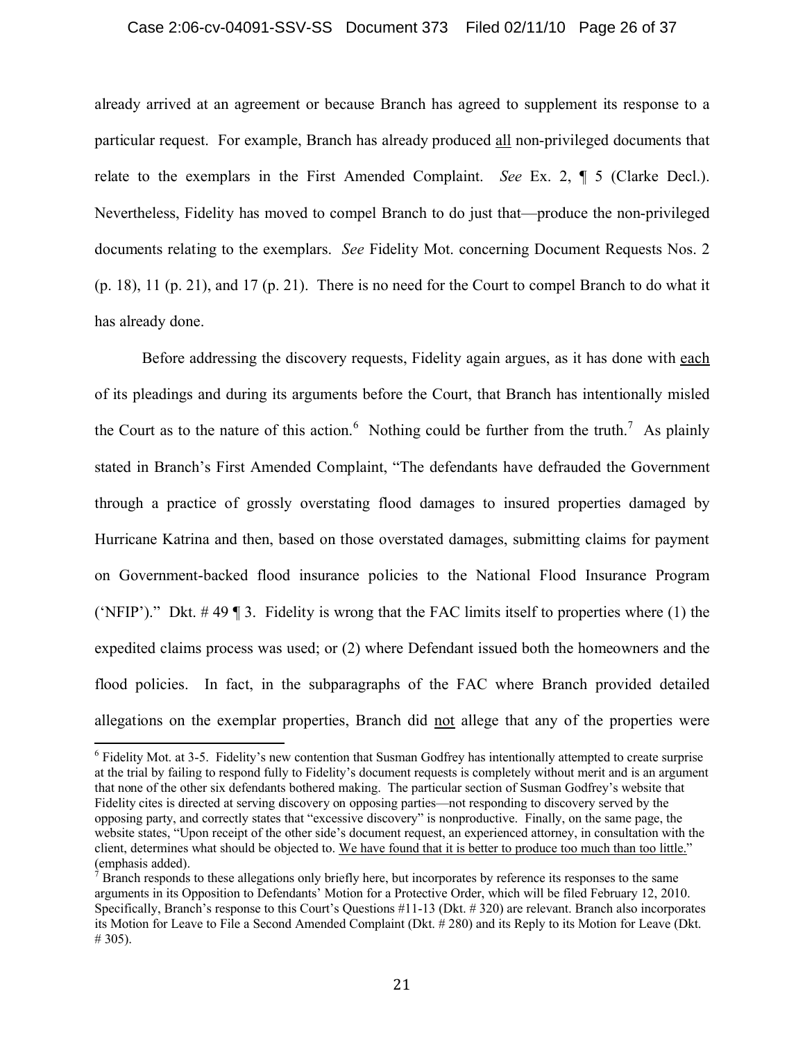already arrived at an agreement or because Branch has agreed to supplement its response to a particular request. For example, Branch has already produced <u>all</u> non-privileged documents that relate to the exemplars in the First Amended Complaint. *See* Ex. 2, ¶ 5 (Clarke Decl.). Nevertheless, Fidelity has moved to compel Branch to do just that—produce the non-privileged documents relating to the exemplars. *See* Fidelity Mot. concerning Document Requests Nos. 2 (p. 18), 11 (p. 21), and 17 (p. 21). There is no need for the Court to compel Branch to do what it has already done.

Before addressing the discovery requests, Fidelity again argues, as it has done with <u>each</u> of its pleadings and during its arguments before the Court, that Branch has intentionally misled the Court as to the nature of this action.[6] Nothing could be further from the truth.[7] As plainly stated in Branch's First Amended Complaint, "The defendants have defrauded the Government through a practice of grossly overstating flood damages to insured properties damaged by Hurricane Katrina and then, based on those overstated damages, submitting claims for payment on Government-backed flood insurance policies to the National Flood Insurance Program ('NFIP')." Dkt. # 49 ¶ 3. Fidelity is wrong that the FAC limits itself to properties where (1) the expedited claims process was used; or (2) where Defendant issued both the homeowners and the flood policies. In fact, in the subparagraphs of the FAC where Branch provided detailed allegations on the exemplar properties, Branch did <u>not</u> allege that any of the properties were

---

[6] Fidelity Mot. at 3-5. Fidelity's new contention that Susman Godfrey has intentionally attempted to create surprise at the trial by failing to respond fully to Fidelity's document requests is completely without merit and is an argument that none of the other six defendants bothered making. The particular section of Susman Godfrey's website that Fidelity cites is directed at serving discovery on opposing parties—not responding to discovery served by the opposing party, and correctly states that "excessive discovery" is nonproductive. Finally, on the same page, the website states, "Upon receipt of the other side's document request, an experienced attorney, in consultation with the client, determines what should be objected to. <u>We have found that it is better to produce too much than too little.</u>" (emphasis added).

[7] Branch responds to these allegations only briefly here, but incorporates by reference its responses to the same arguments in its Opposition to Defendants' Motion for a Protective Order, which will be filed February 12, 2010. Specifically, Branch's response to this Court's Questions #11-13 (Dkt. # 320) are relevant. Branch also incorporates its Motion for Leave to File a Second Amended Complaint (Dkt. # 280) and its Reply to its Motion for Leave (Dkt. # 305).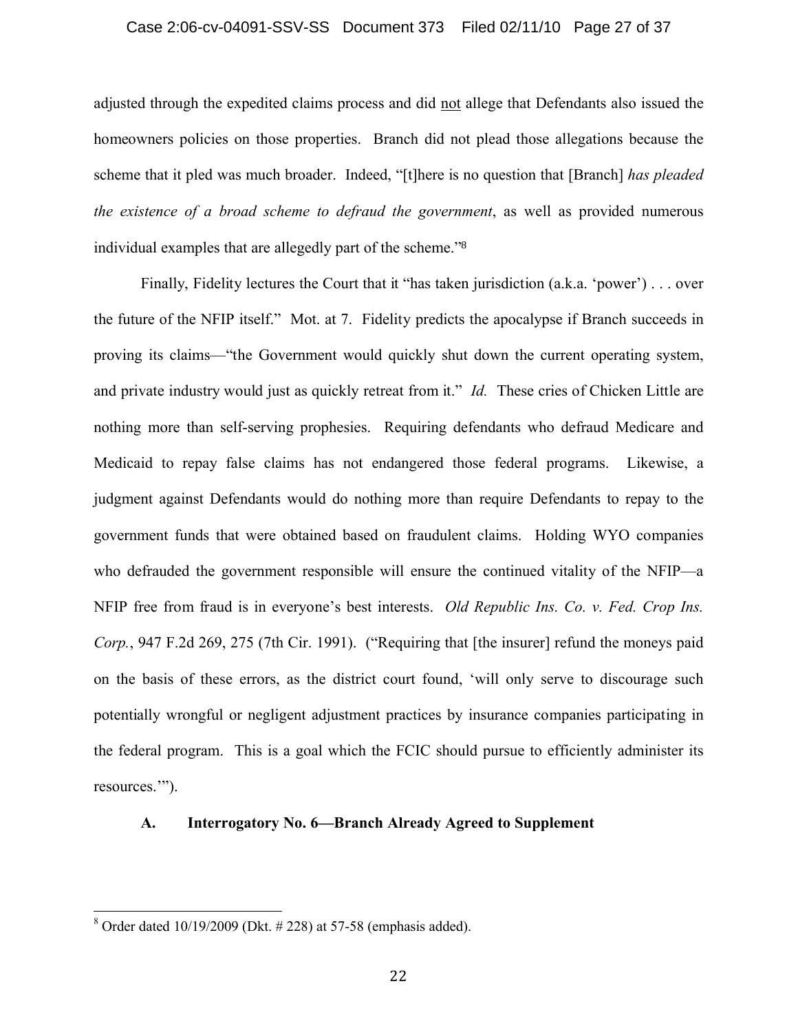adjusted through the expedited claims process and did not allege that Defendants also issued the homeowners policies on those properties. Branch did not plead those allegations because the scheme that it pled was much broader. Indeed, "[t]here is no question that [Branch] *has pleaded the existence of a broad scheme to defraud the government*, as well as provided numerous individual examples that are allegedly part of the scheme."[8]

Finally, Fidelity lectures the Court that it "has taken jurisdiction (a.k.a. 'power') . . . over the future of the NFIP itself." Mot. at 7. Fidelity predicts the apocalypse if Branch succeeds in proving its claims—"the Government would quickly shut down the current operating system, and private industry would just as quickly retreat from it." *Id.* These cries of Chicken Little are nothing more than self-serving prophesies. Requiring defendants who defraud Medicare and Medicaid to repay false claims has not endangered those federal programs. Likewise, a judgment against Defendants would do nothing more than require Defendants to repay to the government funds that were obtained based on fraudulent claims. Holding WYO companies who defrauded the government responsible will ensure the continued vitality of the NFIP—a NFIP free from fraud is in everyone's best interests. *Old Republic Ins. Co. v. Fed. Crop Ins. Corp.*, 947 F.2d 269, 275 (7th Cir. 1991). ("Requiring that [the insurer] refund the moneys paid on the basis of these errors, as the district court found, 'will only serve to discourage such potentially wrongful or negligent adjustment practices by insurance companies participating in the federal program. This is a goal which the FCIC should pursue to efficiently administer its resources.'").

### A. Interrogatory No. 6—Branch Already Agreed to Supplement

[8] Order dated 10/19/2009 (Dkt. # 228) at 57-58 (emphasis added).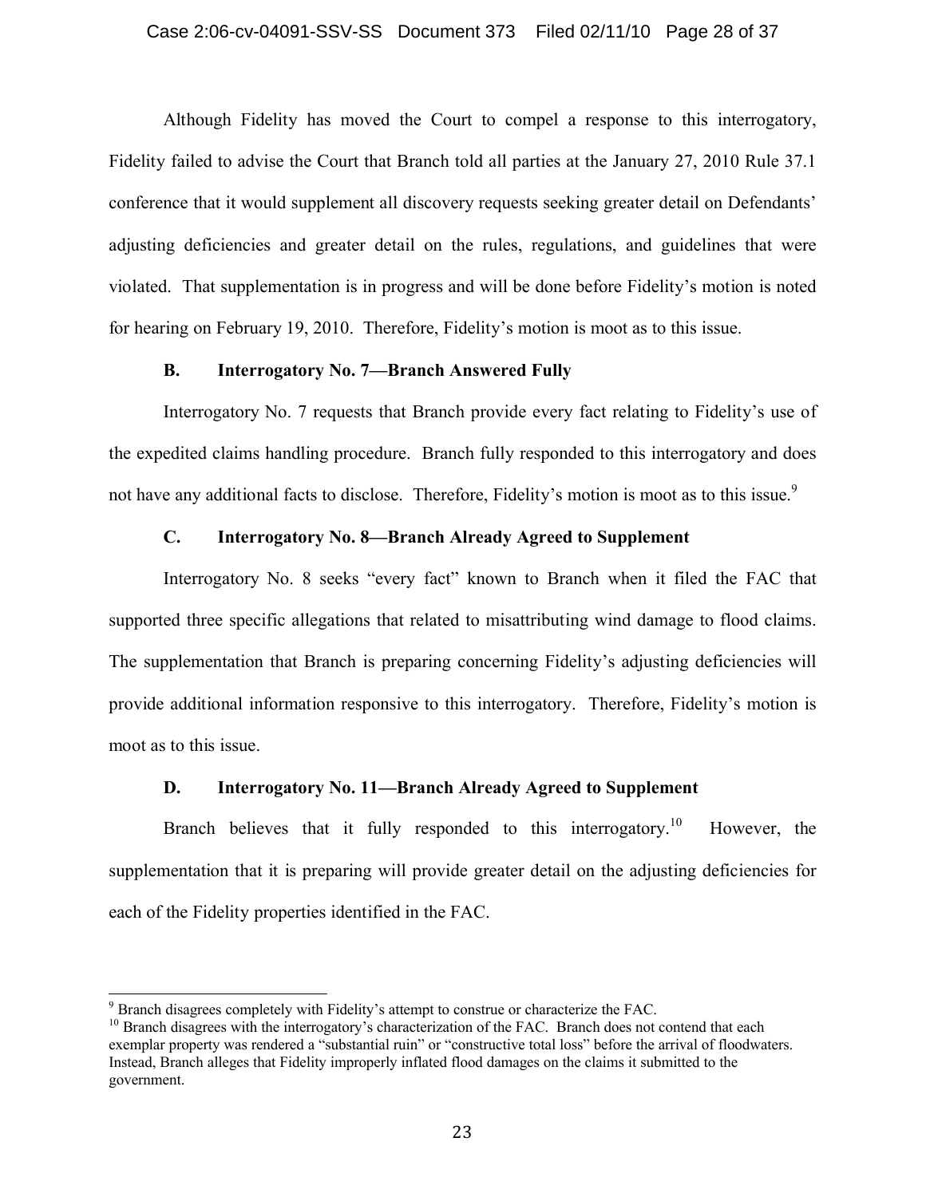Although Fidelity has moved the Court to compel a response to this interrogatory, Fidelity failed to advise the Court that Branch told all parties at the January 27, 2010 Rule 37.1 conference that it would supplement all discovery requests seeking greater detail on Defendants' adjusting deficiencies and greater detail on the rules, regulations, and guidelines that were violated. That supplementation is in progress and will be done before Fidelity's motion is noted for hearing on February 19, 2010. Therefore, Fidelity's motion is moot as to this issue.

### B. Interrogatory No. 7—Branch Answered Fully

Interrogatory No. 7 requests that Branch provide every fact relating to Fidelity's use of the expedited claims handling procedure. Branch fully responded to this interrogatory and does not have any additional facts to disclose. Therefore, Fidelity's motion is moot as to this issue.[9]

### C. Interrogatory No. 8—Branch Already Agreed to Supplement

Interrogatory No. 8 seeks "every fact" known to Branch when it filed the FAC that supported three specific allegations that related to misattributing wind damage to flood claims. The supplementation that Branch is preparing concerning Fidelity's adjusting deficiencies will provide additional information responsive to this interrogatory. Therefore, Fidelity's motion is moot as to this issue.

### D. Interrogatory No. 11—Branch Already Agreed to Supplement

Branch believes that it fully responded to this interrogatory.[10] However, the supplementation that it is preparing will provide greater detail on the adjusting deficiencies for each of the Fidelity properties identified in the FAC.

---

[9] Branch disagrees completely with Fidelity's attempt to construe or characterize the FAC.

[10] Branch disagrees with the interrogatory's characterization of the FAC. Branch does not contend that each exemplar property was rendered a "substantial ruin" or "constructive total loss" before the arrival of floodwaters. Instead, Branch alleges that Fidelity improperly inflated flood damages on the claims it submitted to the government.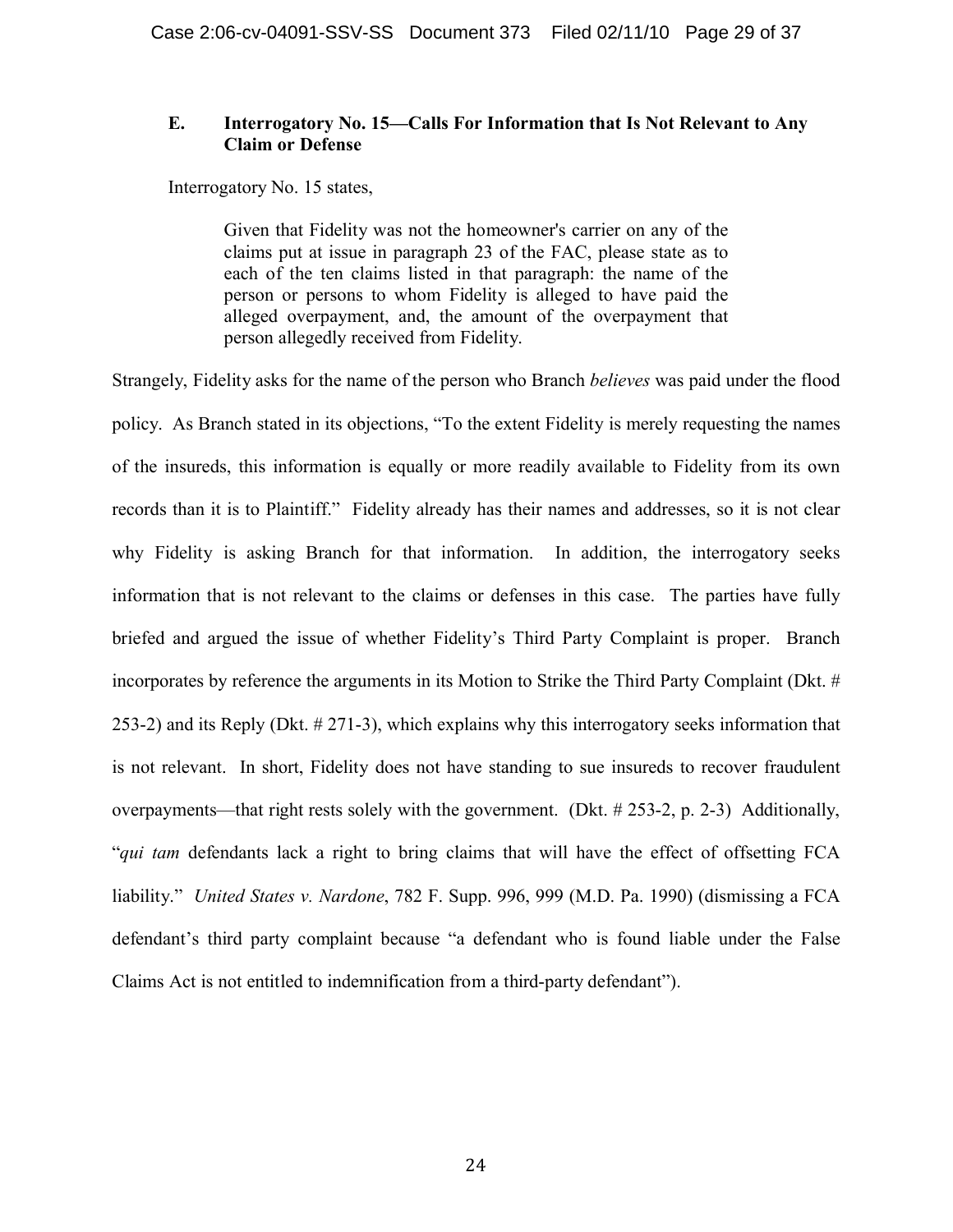### E. Interrogatory No. 15—Calls For Information that Is Not Relevant to Any Claim or Defense

Interrogatory No. 15 states,

> Given that Fidelity was not the homeowner's carrier on any of the claims put at issue in paragraph 23 of the FAC, please state as to each of the ten claims listed in that paragraph: the name of the person or persons to whom Fidelity is alleged to have paid the alleged overpayment, and, the amount of the overpayment that person allegedly received from Fidelity.

Strangely, Fidelity asks for the name of the person who Branch *believes* was paid under the flood policy. As Branch stated in its objections, "To the extent Fidelity is merely requesting the names of the insureds, this information is equally or more readily available to Fidelity from its own records than it is to Plaintiff." Fidelity already has their names and addresses, so it is not clear why Fidelity is asking Branch for that information. In addition, the interrogatory seeks information that is not relevant to the claims or defenses in this case. The parties have fully briefed and argued the issue of whether Fidelity's Third Party Complaint is proper. Branch incorporates by reference the arguments in its Motion to Strike the Third Party Complaint (Dkt. # 253-2) and its Reply (Dkt. # 271-3), which explains why this interrogatory seeks information that is not relevant. In short, Fidelity does not have standing to sue insureds to recover fraudulent overpayments—that right rests solely with the government. (Dkt. # 253-2, p. 2-3) Additionally, "*qui tam* defendants lack a right to bring claims that will have the effect of offsetting FCA liability." *United States v. Nardone*, 782 F. Supp. 996, 999 (M.D. Pa. 1990) (dismissing a FCA defendant's third party complaint because "a defendant who is found liable under the False Claims Act is not entitled to indemnification from a third-party defendant").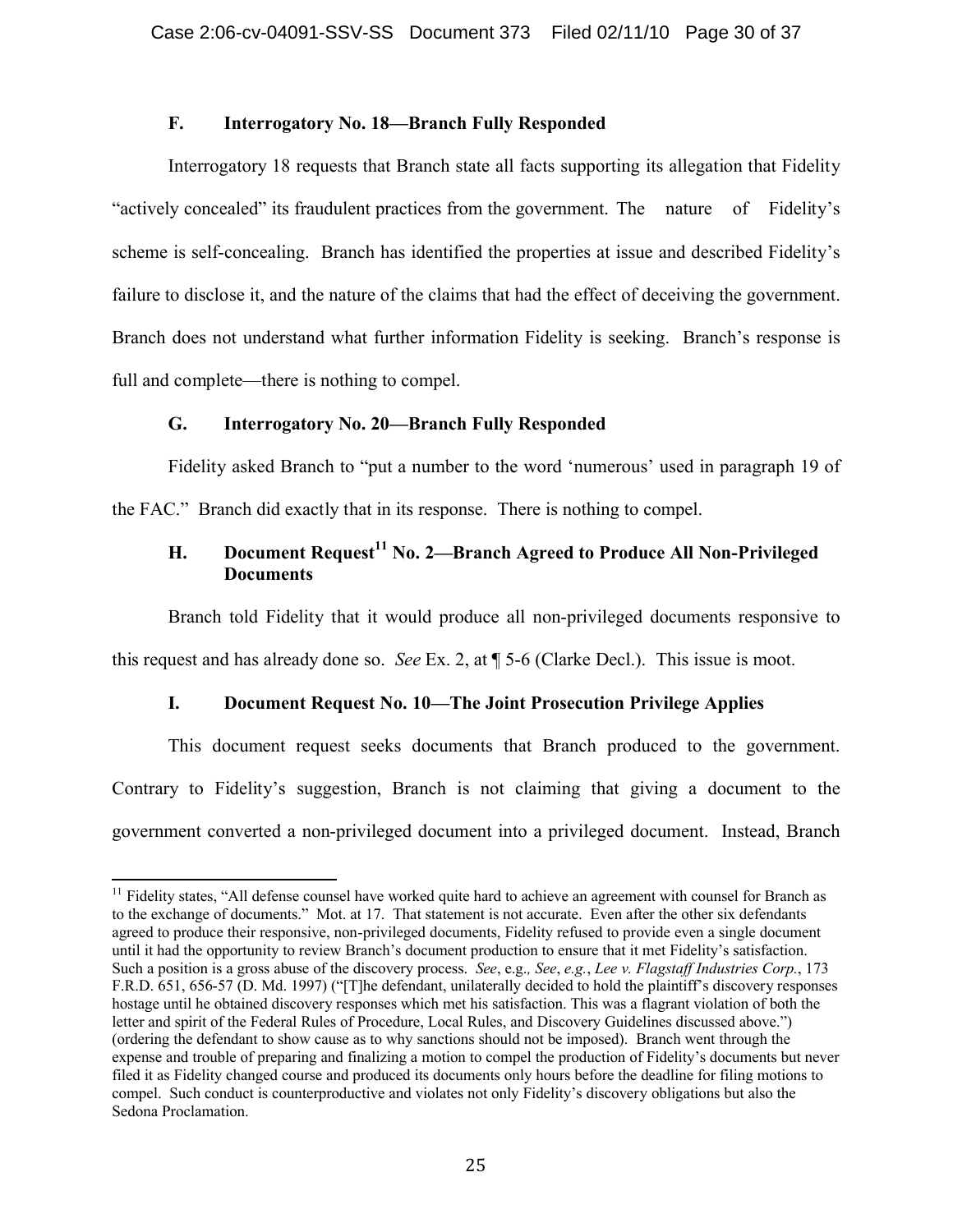### F. Interrogatory No. 18—Branch Fully Responded

Interrogatory 18 requests that Branch state all facts supporting its allegation that Fidelity "actively concealed" its fraudulent practices from the government. The nature of Fidelity's scheme is self-concealing. Branch has identified the properties at issue and described Fidelity's failure to disclose it, and the nature of the claims that had the effect of deceiving the government. Branch does not understand what further information Fidelity is seeking. Branch's response is full and complete—there is nothing to compel.

### G. Interrogatory No. 20—Branch Fully Responded

Fidelity asked Branch to "put a number to the word 'numerous' used in paragraph 19 of the FAC." Branch did exactly that in its response. There is nothing to compel.

### H. Document Request[11] No. 2—Branch Agreed to Produce All Non-Privileged Documents

Branch told Fidelity that it would produce all non-privileged documents responsive to this request and has already done so. *See* Ex. 2, at ¶ 5-6 (Clarke Decl.). This issue is moot.

### I. Document Request No. 10—The Joint Prosecution Privilege Applies

This document request seeks documents that Branch produced to the government. Contrary to Fidelity's suggestion, Branch is not claiming that giving a document to the government converted a non-privileged document into a privileged document. Instead, Branch

---

[11] Fidelity states, "All defense counsel have worked quite hard to achieve an agreement with counsel for Branch as to the exchange of documents." Mot. at 17. That statement is not accurate. Even after the other six defendants agreed to produce their responsive, non-privileged documents, Fidelity refused to provide even a single document until it had the opportunity to review Branch's document production to ensure that it met Fidelity's satisfaction. Such a position is a gross abuse of the discovery process. *See*, e.g.*, See*, *e.g.*, *Lee v. Flagstaff Industries Corp.*, 173 F.R.D. 651, 656-57 (D. Md. 1997) ("[T]he defendant, unilaterally decided to hold the plaintiff's discovery responses hostage until he obtained discovery responses which met his satisfaction. This was a flagrant violation of both the letter and spirit of the Federal Rules of Procedure, Local Rules, and Discovery Guidelines discussed above.") (ordering the defendant to show cause as to why sanctions should not be imposed). Branch went through the expense and trouble of preparing and finalizing a motion to compel the production of Fidelity's documents but never filed it as Fidelity changed course and produced its documents only hours before the deadline for filing motions to compel. Such conduct is counterproductive and violates not only Fidelity's discovery obligations but also the Sedona Proclamation.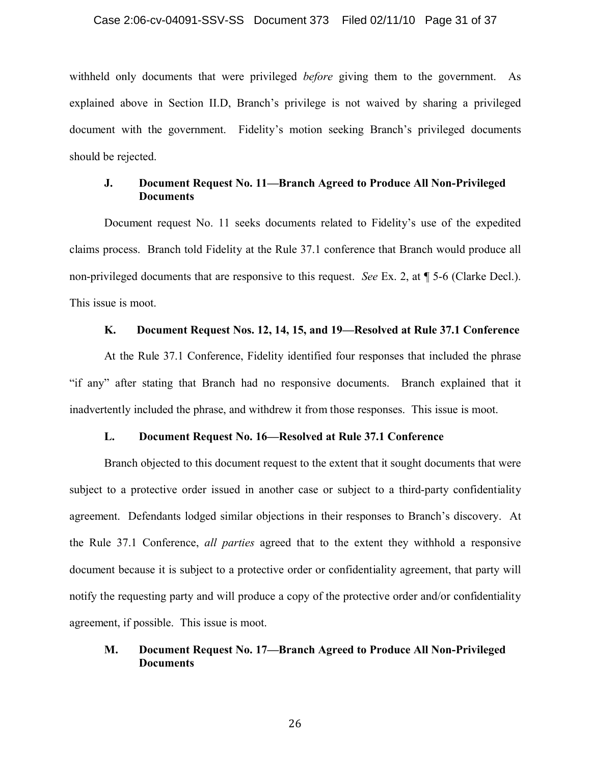withheld only documents that were privileged *before* giving them to the government. As explained above in Section II.D, Branch's privilege is not waived by sharing a privileged document with the government. Fidelity's motion seeking Branch's privileged documents should be rejected.

### J. Document Request No. 11—Branch Agreed to Produce All Non-Privileged Documents

Document request No. 11 seeks documents related to Fidelity's use of the expedited claims process. Branch told Fidelity at the Rule 37.1 conference that Branch would produce all non-privileged documents that are responsive to this request. *See* Ex. 2, at ¶ 5-6 (Clarke Decl.). This issue is moot.

### K. Document Request Nos. 12, 14, 15, and 19—Resolved at Rule 37.1 Conference

At the Rule 37.1 Conference, Fidelity identified four responses that included the phrase "if any" after stating that Branch had no responsive documents. Branch explained that it inadvertently included the phrase, and withdrew it from those responses. This issue is moot.

### L. Document Request No. 16—Resolved at Rule 37.1 Conference

Branch objected to this document request to the extent that it sought documents that were subject to a protective order issued in another case or subject to a third-party confidentiality agreement. Defendants lodged similar objections in their responses to Branch's discovery. At the Rule 37.1 Conference, *all parties* agreed that to the extent they withhold a responsive document because it is subject to a protective order or confidentiality agreement, that party will notify the requesting party and will produce a copy of the protective order and/or confidentiality agreement, if possible. This issue is moot.

### M. Document Request No. 17—Branch Agreed to Produce All Non-Privileged Documents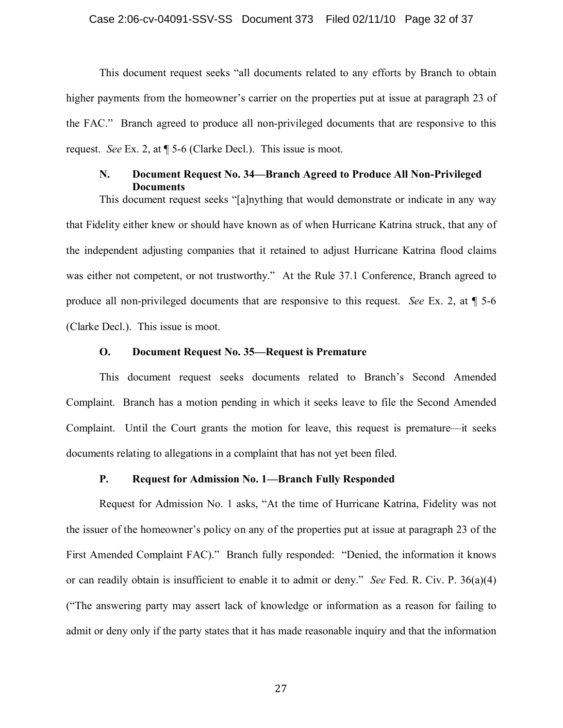This document request seeks "all documents related to any efforts by Branch to obtain higher payments from the homeowner's carrier on the properties put at issue at paragraph 23 of the FAC." Branch agreed to produce all non-privileged documents that are responsive to this request. *See* Ex. 2, at ¶ 5-6 (Clarke Decl.). This issue is moot.

### N. Document Request No. 34—Branch Agreed to Produce All Non-Privileged Documents

This document request seeks "[a]nything that would demonstrate or indicate in any way that Fidelity either knew or should have known as of when Hurricane Katrina struck, that any of the independent adjusting companies that it retained to adjust Hurricane Katrina flood claims was either not competent, or not trustworthy." At the Rule 37.1 Conference, Branch agreed to produce all non-privileged documents that are responsive to this request. *See* Ex. 2, at ¶ 5-6 (Clarke Decl.). This issue is moot.

### O. Document Request No. 35—Request is Premature

This document request seeks documents related to Branch's Second Amended Complaint. Branch has a motion pending in which it seeks leave to file the Second Amended Complaint. Until the Court grants the motion for leave, this request is premature—it seeks documents relating to allegations in a complaint that has not yet been filed.

### P. Request for Admission No. 1—Branch Fully Responded

Request for Admission No. 1 asks, "At the time of Hurricane Katrina, Fidelity was not the issuer of the homeowner's policy on any of the properties put at issue at paragraph 23 of the First Amended Complaint FAC)." Branch fully responded: "Denied, the information it knows or can readily obtain is insufficient to enable it to admit or deny." *See* Fed. R. Civ. P. 36(a)(4) ("The answering party may assert lack of knowledge or information as a reason for failing to admit or deny only if the party states that it has made reasonable inquiry and that the information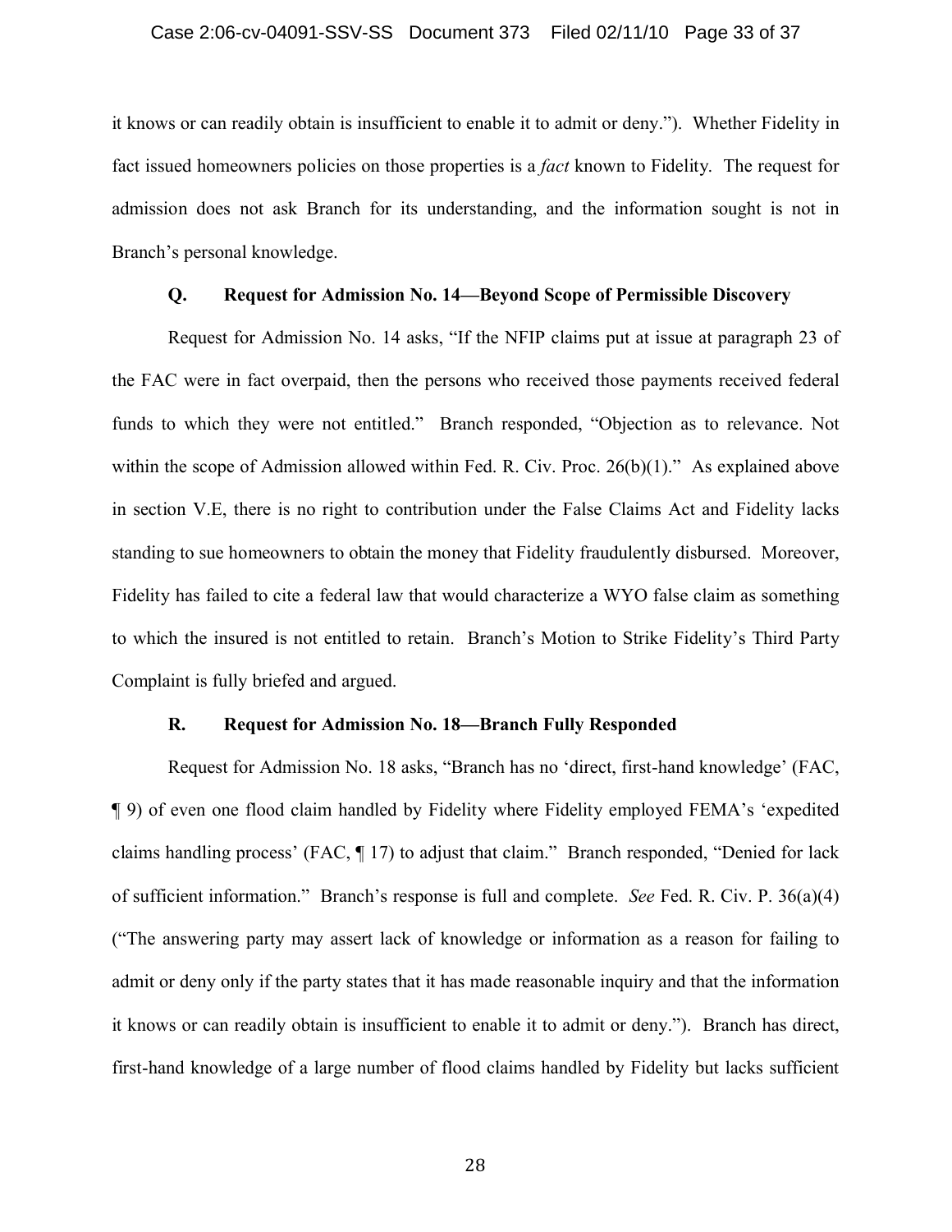it knows or can readily obtain is insufficient to enable it to admit or deny."). Whether Fidelity in fact issued homeowners policies on those properties is a *fact* known to Fidelity. The request for admission does not ask Branch for its understanding, and the information sought is not in Branch's personal knowledge.

### Q. Request for Admission No. 14—Beyond Scope of Permissible Discovery

Request for Admission No. 14 asks, "If the NFIP claims put at issue at paragraph 23 of the FAC were in fact overpaid, then the persons who received those payments received federal funds to which they were not entitled." Branch responded, "Objection as to relevance. Not within the scope of Admission allowed within Fed. R. Civ. Proc. 26(b)(1)." As explained above in section V.E, there is no right to contribution under the False Claims Act and Fidelity lacks standing to sue homeowners to obtain the money that Fidelity fraudulently disbursed. Moreover, Fidelity has failed to cite a federal law that would characterize a WYO false claim as something to which the insured is not entitled to retain. Branch's Motion to Strike Fidelity's Third Party Complaint is fully briefed and argued.

### R. Request for Admission No. 18—Branch Fully Responded

Request for Admission No. 18 asks, "Branch has no 'direct, first-hand knowledge' (FAC, ¶ 9) of even one flood claim handled by Fidelity where Fidelity employed FEMA's 'expedited claims handling process' (FAC, ¶ 17) to adjust that claim." Branch responded, "Denied for lack of sufficient information." Branch's response is full and complete. *See* Fed. R. Civ. P. 36(a)(4) ("The answering party may assert lack of knowledge or information as a reason for failing to admit or deny only if the party states that it has made reasonable inquiry and that the information it knows or can readily obtain is insufficient to enable it to admit or deny."). Branch has direct, first-hand knowledge of a large number of flood claims handled by Fidelity but lacks sufficient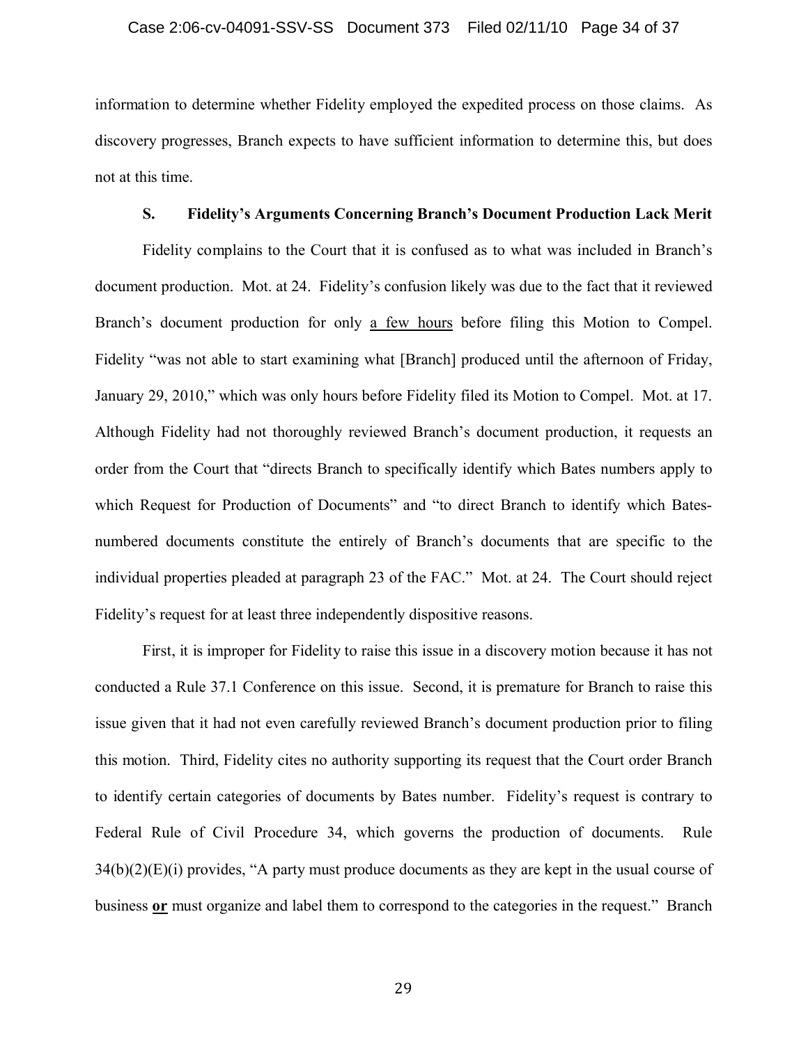information to determine whether Fidelity employed the expedited process on those claims. As discovery progresses, Branch expects to have sufficient information to determine this, but does not at this time.

### S. Fidelity's Arguments Concerning Branch's Document Production Lack Merit

Fidelity complains to the Court that it is confused as to what was included in Branch's document production. Mot. at 24. Fidelity's confusion likely was due to the fact that it reviewed Branch's document production for only <u>a few hours</u> before filing this Motion to Compel. Fidelity "was not able to start examining what [Branch] produced until the afternoon of Friday, January 29, 2010," which was only hours before Fidelity filed its Motion to Compel. Mot. at 17. Although Fidelity had not thoroughly reviewed Branch's document production, it requests an order from the Court that "directs Branch to specifically identify which Bates numbers apply to which Request for Production of Documents" and "to direct Branch to identify which Bates-numbered documents constitute the entirely of Branch's documents that are specific to the individual properties pleaded at paragraph 23 of the FAC." Mot. at 24. The Court should reject Fidelity's request for at least three independently dispositive reasons.

First, it is improper for Fidelity to raise this issue in a discovery motion because it has not conducted a Rule 37.1 Conference on this issue. Second, it is premature for Branch to raise this issue given that it had not even carefully reviewed Branch's document production prior to filing this motion. Third, Fidelity cites no authority supporting its request that the Court order Branch to identify certain categories of documents by Bates number. Fidelity's request is contrary to Federal Rule of Civil Procedure 34, which governs the production of documents. Rule 34(b)(2)(E)(i) provides, "A party must produce documents as they are kept in the usual course of business **<u>or</u>** must organize and label them to correspond to the categories in the request." Branch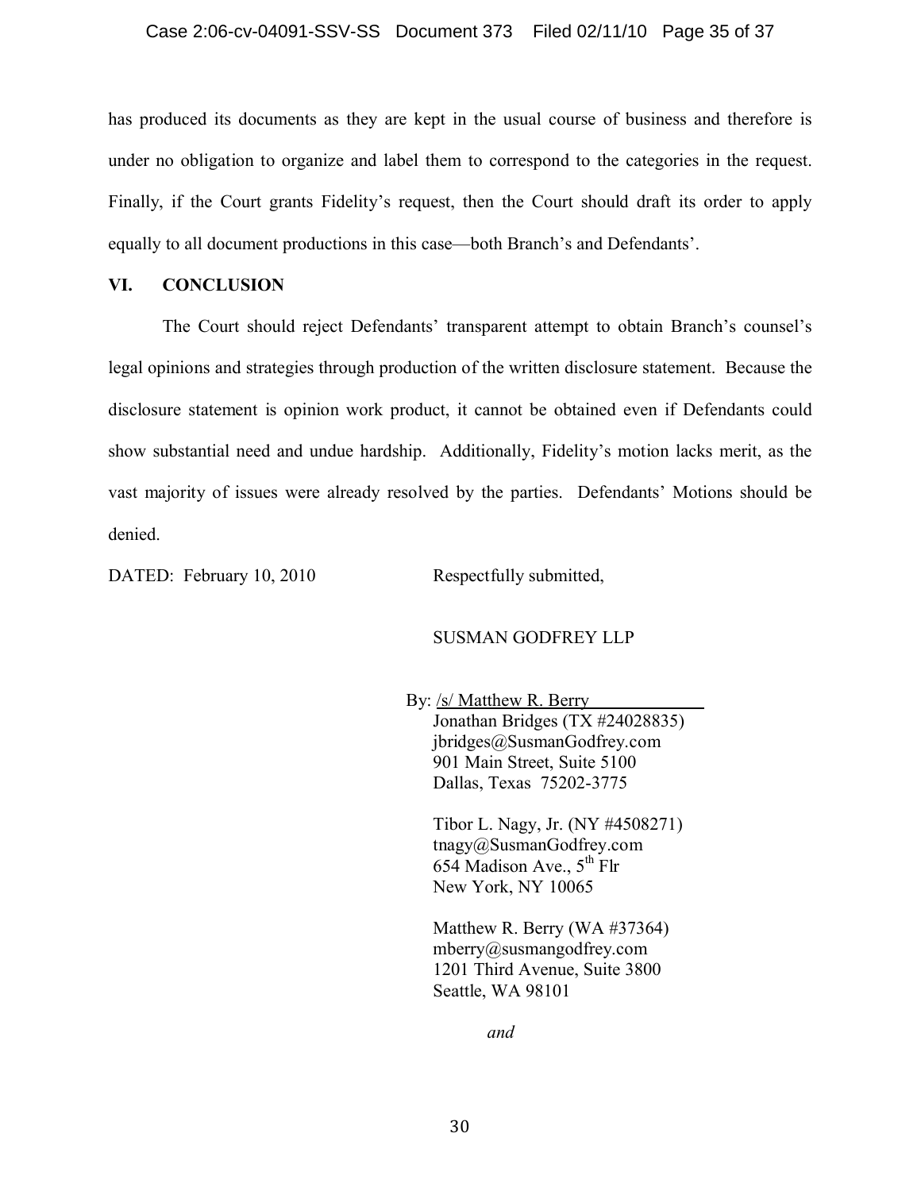has produced its documents as they are kept in the usual course of business and therefore is under no obligation to organize and label them to correspond to the categories in the request. Finally, if the Court grants Fidelity's request, then the Court should draft its order to apply equally to all document productions in this case—both Branch's and Defendants'.

## VI. CONCLUSION

The Court should reject Defendants' transparent attempt to obtain Branch's counsel's legal opinions and strategies through production of the written disclosure statement. Because the disclosure statement is opinion work product, it cannot be obtained even if Defendants could show substantial need and undue hardship. Additionally, Fidelity's motion lacks merit, as the vast majority of issues were already resolved by the parties. Defendants' Motions should be denied.

DATED: February 10, 2010

Respectfully submitted,

SUSMAN GODFREY LLP

By: /s/ Matthew R. Berry
Jonathan Bridges (TX #24028835)
jbridges@SusmanGodfrey.com
901 Main Street, Suite 5100
Dallas, Texas 75202-3775

Tibor L. Nagy, Jr. (NY #4508271)
tnagy@SusmanGodfrey.com
654 Madison Ave., 5th Flr
New York, NY 10065

Matthew R. Berry (WA #37364)
mberry@susmangodfrey.com
1201 Third Avenue, Suite 3800
Seattle, WA 98101

*and*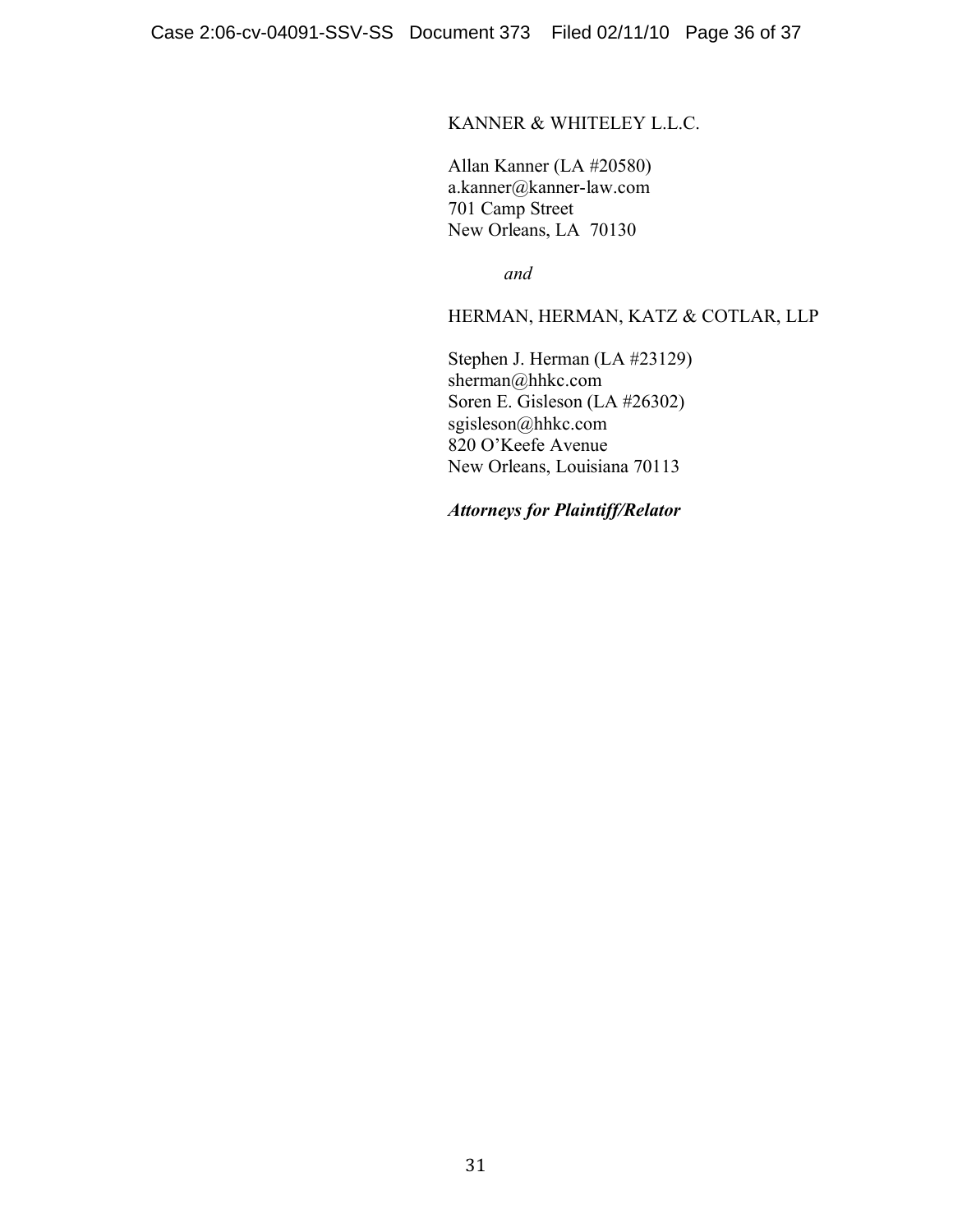KANNER & WHITELEY L.L.C.

Allan Kanner (LA #20580)
a.kanner@kanner-law.com
701 Camp Street
New Orleans, LA 70130

*and*

HERMAN, HERMAN, KATZ & COTLAR, LLP

Stephen J. Herman (LA #23129)
sherman@hhkc.com
Soren E. Gisleson (LA #26302)
sgisleson@hhkc.com
820 O'Keefe Avenue
New Orleans, Louisiana 70113

***Attorneys for Plaintiff/Relator***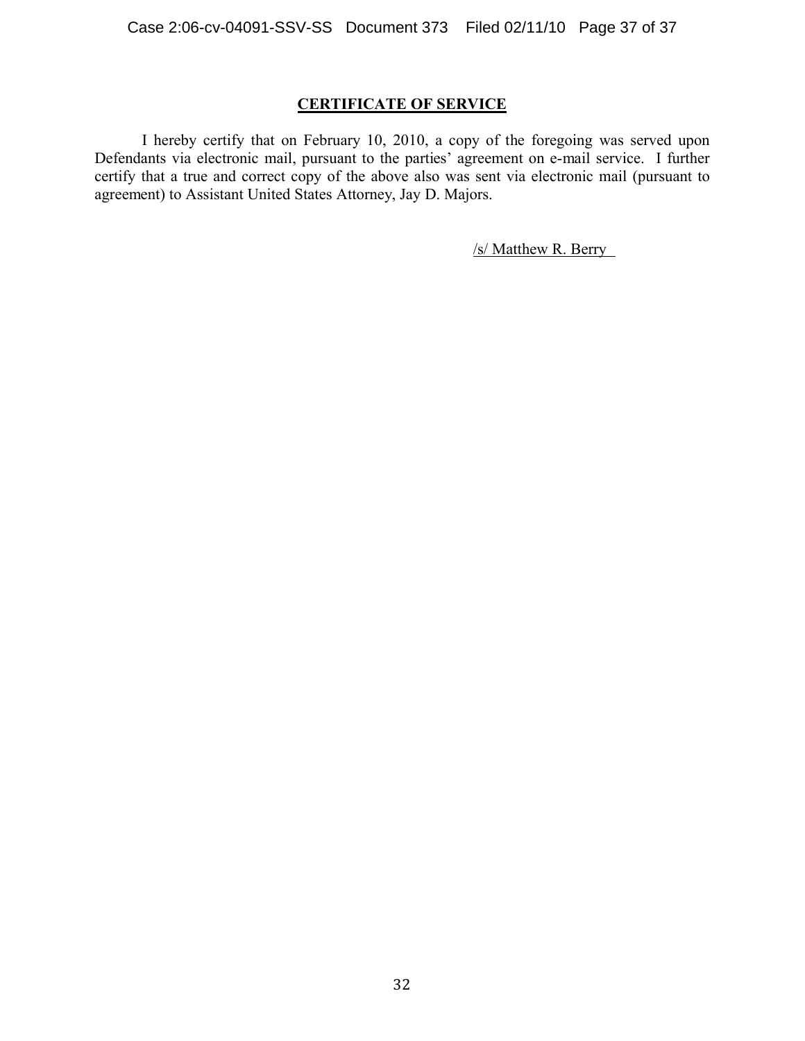## CERTIFICATE OF SERVICE

I hereby certify that on February 10, 2010, a copy of the foregoing was served upon Defendants via electronic mail, pursuant to the parties' agreement on e-mail service. I further certify that a true and correct copy of the above also was sent via electronic mail (pursuant to agreement) to Assistant United States Attorney, Jay D. Majors.

/s/ Matthew R. Berry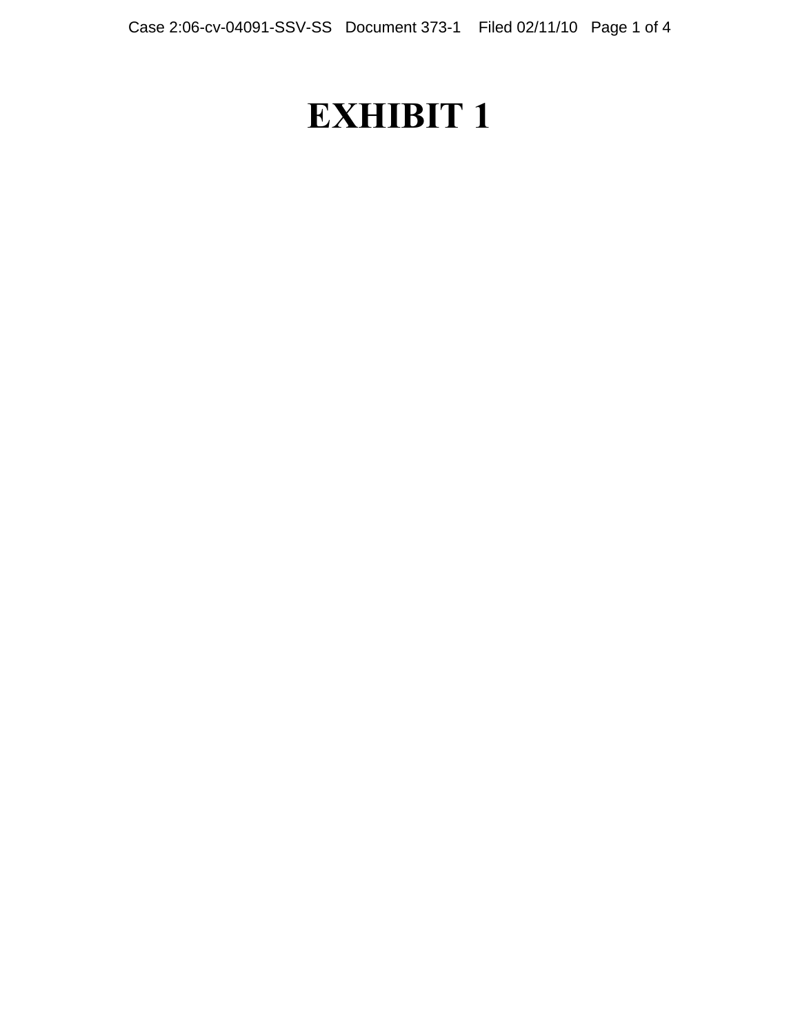# EXHIBIT 1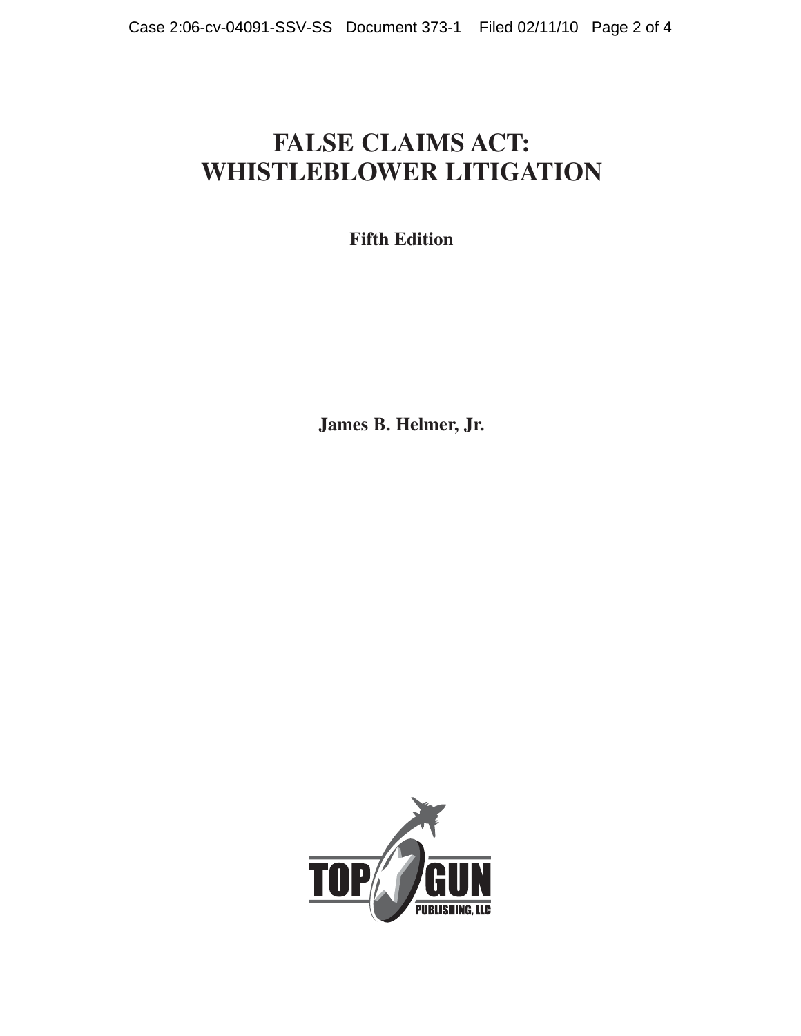# FALSE CLAIMS ACT: WHISTLEBLOWER LITIGATION

**Fifth Edition**

**James B. Helmer, Jr.**

TOP GUN PUBLISHING, LLC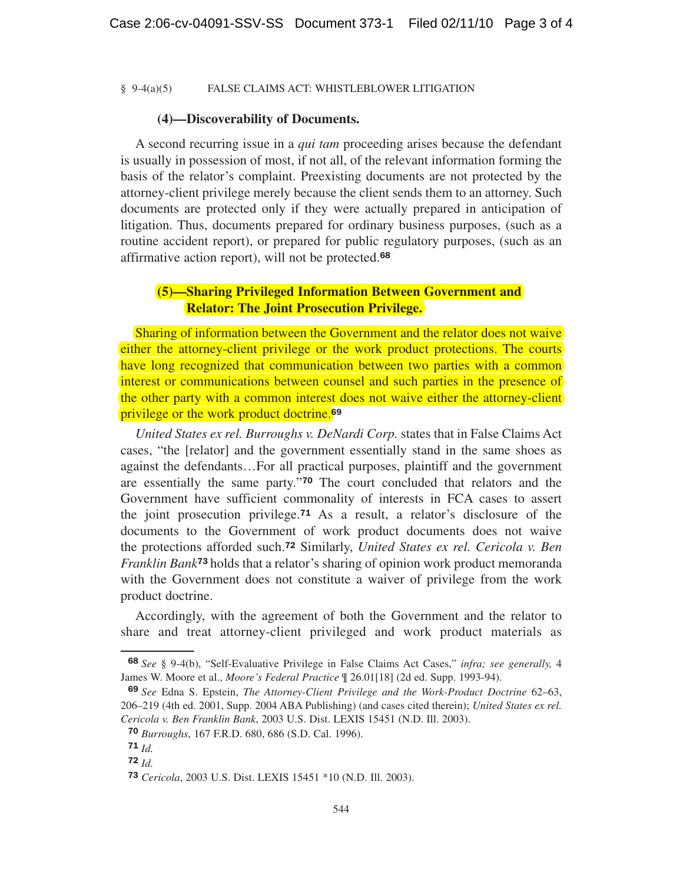#### (4)—Discoverability of Documents.

A second recurring issue in a *qui tam* proceeding arises because the defendant is usually in possession of most, if not all, of the relevant information forming the basis of the relator's complaint. Preexisting documents are not protected by the attorney-client privilege merely because the client sends them to an attorney. Such documents are protected only if they were actually prepared in anticipation of litigation. Thus, documents prepared for ordinary business purposes, (such as a routine accident report), or prepared for public regulatory purposes, (such as an affirmative action report), will not be protected.[68]

#### (5)—Sharing Privileged Information Between Government and Relator: The Joint Prosecution Privilege.

Sharing of information between the Government and the relator does not waive either the attorney-client privilege or the work product protections. The courts have long recognized that communication between two parties with a common interest or communications between counsel and such parties in the presence of the other party with a common interest does not waive either the attorney-client privilege or the work product doctrine.[69]

*United States ex rel. Burroughs v. DeNardi Corp.* states that in False Claims Act cases, "the [relator] and the government essentially stand in the same shoes as against the defendants…For all practical purposes, plaintiff and the government are essentially the same party."[70] The court concluded that relators and the Government have sufficient commonality of interests in FCA cases to assert the joint prosecution privilege.[71] As a result, a relator's disclosure of the documents to the Government of work product documents does not waive the protections afforded such.[72] Similarly, *United States ex rel. Cericola v. Ben Franklin Bank*[73] holds that a relator's sharing of opinion work product memoranda with the Government does not constitute a waiver of privilege from the work product doctrine.

Accordingly, with the agreement of both the Government and the relator to share and treat attorney-client privileged and work product materials as

---

[68] *See* § 9-4(b), "Self-Evaluative Privilege in False Claims Act Cases," *infra; see generally,* 4 James W. Moore et al., *Moore's Federal Practice* ¶ 26.01[18] (2d ed. Supp. 1993-94).

[69] *See* Edna S. Epstein, *The Attorney-Client Privilege and the Work-Product Doctrine* 62–63, 206–219 (4th ed. 2001, Supp. 2004 ABA Publishing) (and cases cited therein); *United States ex rel. Cericola v. Ben Franklin Bank*, 2003 U.S. Dist. LEXIS 15451 (N.D. Ill. 2003).

[70] *Burroughs*, 167 F.R.D. 680, 686 (S.D. Cal. 1996).

[71] *Id.*

[72] *Id.*

[73] *Cericola*, 2003 U.S. Dist. LEXIS 15451 *10 (N.D. Ill. 2003).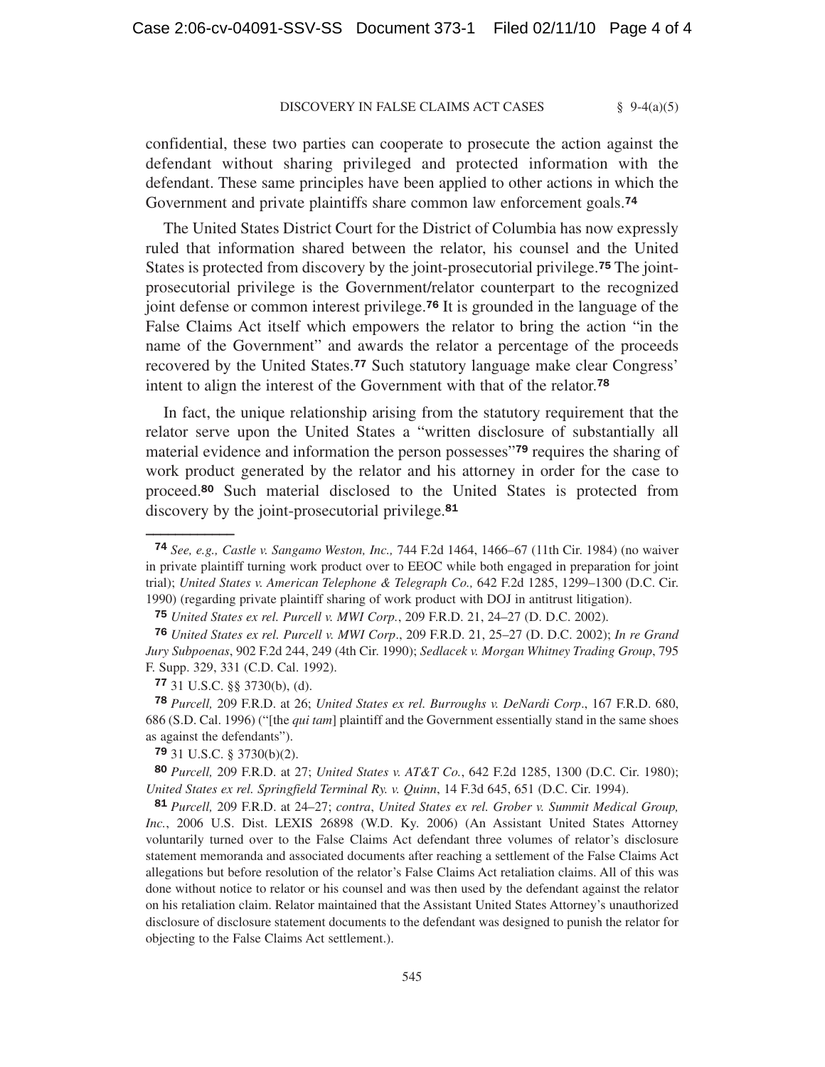confidential, these two parties can cooperate to prosecute the action against the defendant without sharing privileged and protected information with the defendant. These same principles have been applied to other actions in which the Government and private plaintiffs share common law enforcement goals.[74]

The United States District Court for the District of Columbia has now expressly ruled that information shared between the relator, his counsel and the United States is protected from discovery by the joint-prosecutorial privilege.[75] The joint-prosecutorial privilege is the Government/relator counterpart to the recognized joint defense or common interest privilege.[76] It is grounded in the language of the False Claims Act itself which empowers the relator to bring the action "in the name of the Government" and awards the relator a percentage of the proceeds recovered by the United States.[77] Such statutory language make clear Congress' intent to align the interest of the Government with that of the relator.[78]

In fact, the unique relationship arising from the statutory requirement that the relator serve upon the United States a "written disclosure of substantially all material evidence and information the person possesses"[79] requires the sharing of work product generated by the relator and his attorney in order for the case to proceed.[80] Such material disclosed to the United States is protected from discovery by the joint-prosecutorial privilege.[81]

---

[74] *See, e.g., Castle v. Sangamo Weston, Inc.,* 744 F.2d 1464, 1466–67 (11th Cir. 1984) (no waiver in private plaintiff turning work product over to EEOC while both engaged in preparation for joint trial); *United States v. American Telephone & Telegraph Co.,* 642 F.2d 1285, 1299–1300 (D.C. Cir. 1990) (regarding private plaintiff sharing of work product with DOJ in antitrust litigation).

[75] *United States ex rel. Purcell v. MWI Corp.*, 209 F.R.D. 21, 24–27 (D. D.C. 2002).

[76] *United States ex rel. Purcell v. MWI Corp*., 209 F.R.D. 21, 25–27 (D. D.C. 2002); *In re Grand Jury Subpoenas*, 902 F.2d 244, 249 (4th Cir. 1990); *Sedlacek v. Morgan Whitney Trading Group*, 795 F. Supp. 329, 331 (C.D. Cal. 1992).

[77] 31 U.S.C. §§ 3730(b), (d).

[78] *Purcell,* 209 F.R.D. at 26; *United States ex rel. Burroughs v. DeNardi Corp*., 167 F.R.D. 680, 686 (S.D. Cal. 1996) ("[the *qui tam*] plaintiff and the Government essentially stand in the same shoes as against the defendants").

[79] 31 U.S.C. § 3730(b)(2).

[80] *Purcell,* 209 F.R.D. at 27; *United States v. AT&T Co.*, 642 F.2d 1285, 1300 (D.C. Cir. 1980); *United States ex rel. Springfield Terminal Ry. v. Quinn*, 14 F.3d 645, 651 (D.C. Cir. 1994).

[81] *Purcell,* 209 F.R.D. at 24–27; *contra*, *United States ex rel. Grober v. Summit Medical Group, Inc.*, 2006 U.S. Dist. LEXIS 26898 (W.D. Ky. 2006) (An Assistant United States Attorney voluntarily turned over to the False Claims Act defendant three volumes of relator's disclosure statement memoranda and associated documents after reaching a settlement of the False Claims Act allegations but before resolution of the relator's False Claims Act retaliation claims. All of this was done without notice to relator or his counsel and was then used by the defendant against the relator on his retaliation claim. Relator maintained that the Assistant United States Attorney's unauthorized disclosure of disclosure statement documents to the defendant was designed to punish the relator for objecting to the False Claims Act settlement.).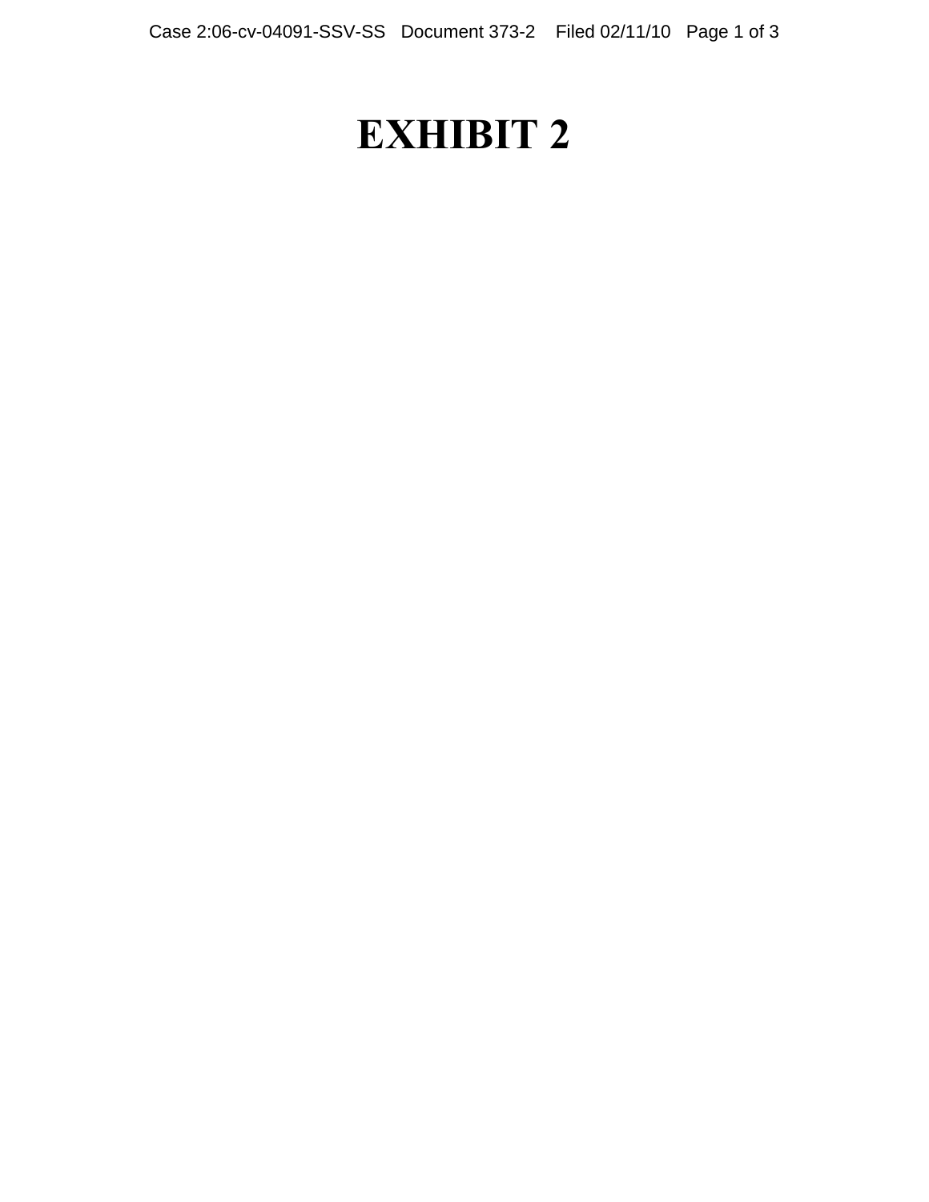# EXHIBIT 2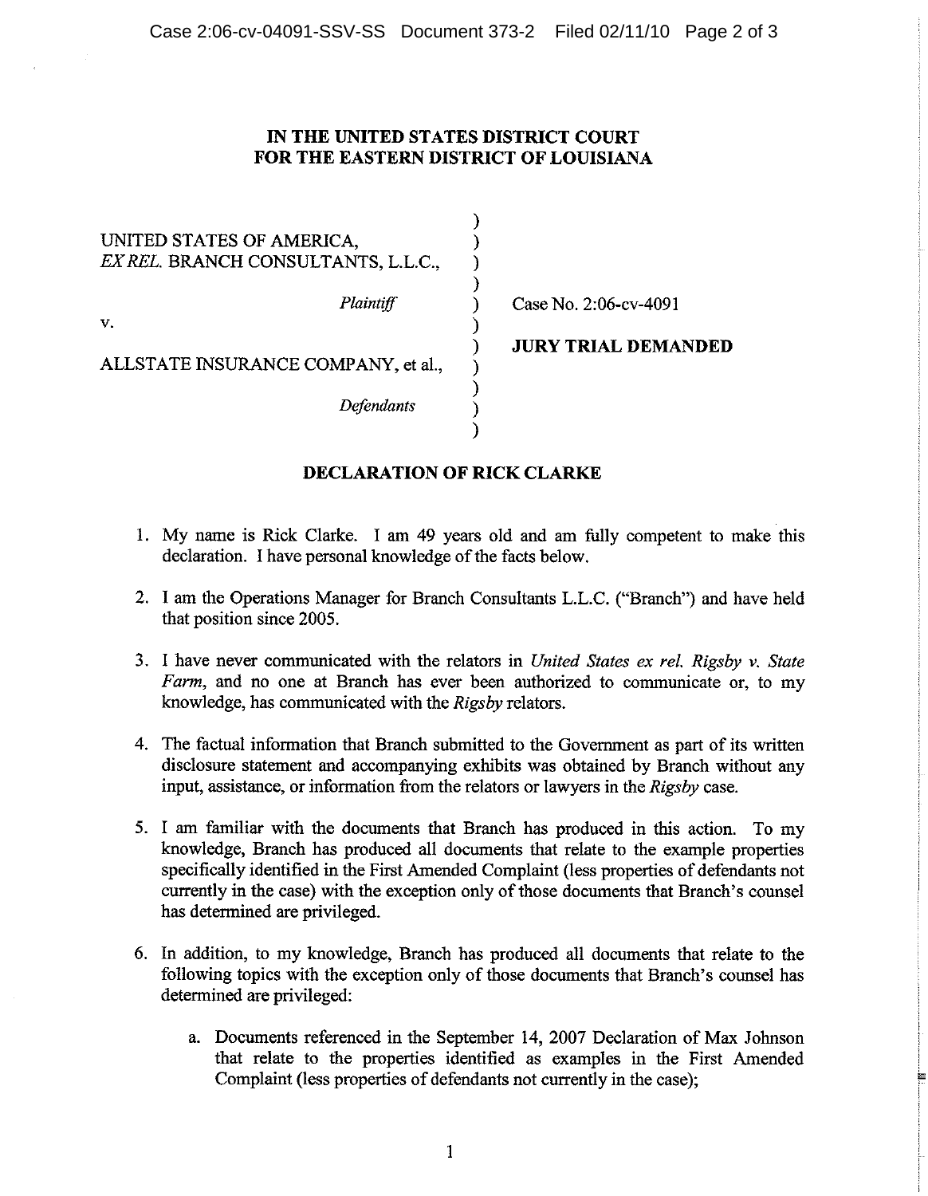**IN THE UNITED STATES DISTRICT COURT**
**FOR THE EASTERN DISTRICT OF LOUISIANA**

| | |
|---|---|
| UNITED STATES OF AMERICA, *EX REL.* BRANCH CONSULTANTS, L.L.C., *Plaintiff* | Case No. 2:06-cv-4091 |
| v. | **JURY TRIAL DEMANDED** |
| ALLSTATE INSURANCE COMPANY, et al., *Defendants* | |

**DECLARATION OF RICK CLARKE**

1. My name is Rick Clarke. I am 49 years old and am fully competent to make this declaration. I have personal knowledge of the facts below.

2. I am the Operations Manager for Branch Consultants L.L.C. ("Branch") and have held that position since 2005.

3. I have never communicated with the relators in *United States ex rel. Rigsby v. State Farm*, and no one at Branch has ever been authorized to communicate or, to my knowledge, has communicated with the *Rigsby* relators.

4. The factual information that Branch submitted to the Government as part of its written disclosure statement and accompanying exhibits was obtained by Branch without any input, assistance, or information from the relators or lawyers in the *Rigsby* case.

5. I am familiar with the documents that Branch has produced in this action. To my knowledge, Branch has produced all documents that relate to the example properties specifically identified in the First Amended Complaint (less properties of defendants not currently in the case) with the exception only of those documents that Branch's counsel has determined are privileged.

6. In addition, to my knowledge, Branch has produced all documents that relate to the following topics with the exception only of those documents that Branch's counsel has determined are privileged:

   a. Documents referenced in the September 14, 2007 Declaration of Max Johnson that relate to the properties identified as examples in the First Amended Complaint (less properties of defendants not currently in the case);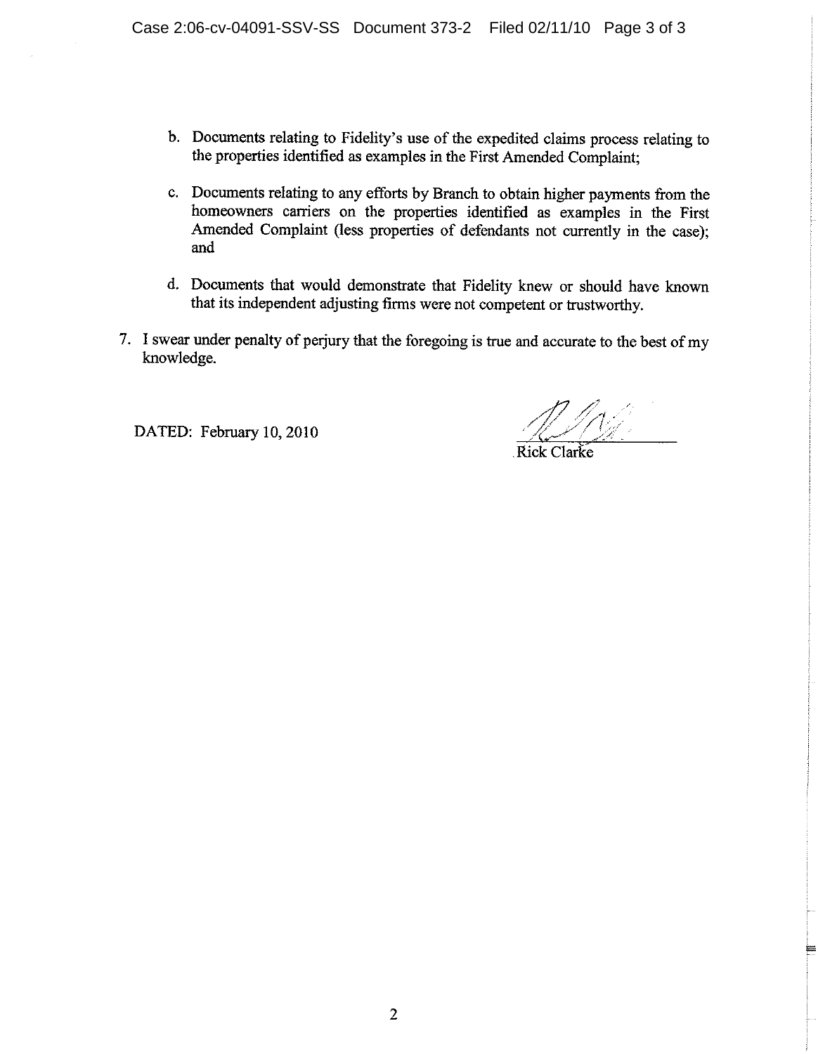b. Documents relating to Fidelity's use of the expedited claims process relating to the properties identified as examples in the First Amended Complaint;

c. Documents relating to any efforts by Branch to obtain higher payments from the homeowners carriers on the properties identified as examples in the First Amended Complaint (less properties of defendants not currently in the case); and

d. Documents that would demonstrate that Fidelity knew or should have known that its independent adjusting firms were not competent or trustworthy.

7. I swear under penalty of perjury that the foregoing is true and accurate to the best of my knowledge.

DATED: February 10, 2010

Rick Clarke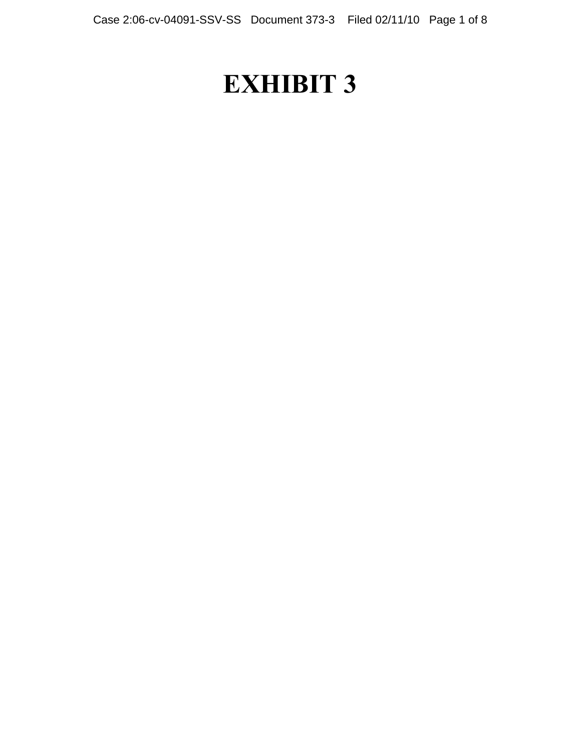# EXHIBIT 3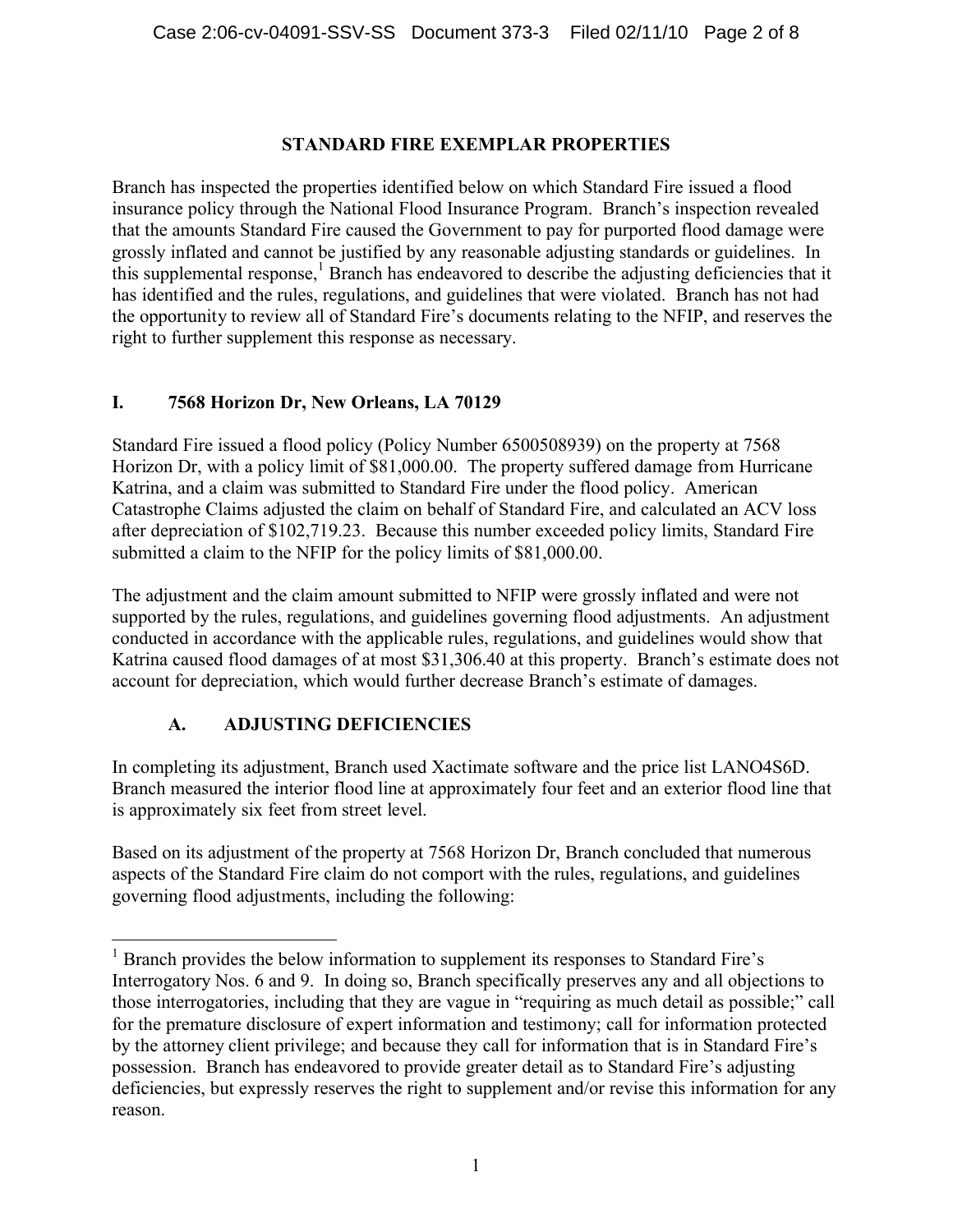## STANDARD FIRE EXEMPLAR PROPERTIES

Branch has inspected the properties identified below on which Standard Fire issued a flood insurance policy through the National Flood Insurance Program. Branch's inspection revealed that the amounts Standard Fire caused the Government to pay for purported flood damage were grossly inflated and cannot be justified by any reasonable adjusting standards or guidelines. In this supplemental response,[1] Branch has endeavored to describe the adjusting deficiencies that it has identified and the rules, regulations, and guidelines that were violated. Branch has not had the opportunity to review all of Standard Fire's documents relating to the NFIP, and reserves the right to further supplement this response as necessary.

### I. 7568 Horizon Dr, New Orleans, LA 70129

Standard Fire issued a flood policy (Policy Number 6500508939) on the property at 7568 Horizon Dr, with a policy limit of $81,000.00. The property suffered damage from Hurricane Katrina, and a claim was submitted to Standard Fire under the flood policy. American Catastrophe Claims adjusted the claim on behalf of Standard Fire, and calculated an ACV loss after depreciation of $102,719.23. Because this number exceeded policy limits, Standard Fire submitted a claim to the NFIP for the policy limits of $81,000.00.

The adjustment and the claim amount submitted to NFIP were grossly inflated and were not supported by the rules, regulations, and guidelines governing flood adjustments. An adjustment conducted in accordance with the applicable rules, regulations, and guidelines would show that Katrina caused flood damages of at most $31,306.40 at this property. Branch's estimate does not account for depreciation, which would further decrease Branch's estimate of damages.

#### A. ADJUSTING DEFICIENCIES

In completing its adjustment, Branch used Xactimate software and the price list LANO4S6D. Branch measured the interior flood line at approximately four feet and an exterior flood line that is approximately six feet from street level.

Based on its adjustment of the property at 7568 Horizon Dr, Branch concluded that numerous aspects of the Standard Fire claim do not comport with the rules, regulations, and guidelines governing flood adjustments, including the following:

---

[1] Branch provides the below information to supplement its responses to Standard Fire's Interrogatory Nos. 6 and 9. In doing so, Branch specifically preserves any and all objections to those interrogatories, including that they are vague in "requiring as much detail as possible;" call for the premature disclosure of expert information and testimony; call for information protected by the attorney client privilege; and because they call for information that is in Standard Fire's possession. Branch has endeavored to provide greater detail as to Standard Fire's adjusting deficiencies, but expressly reserves the right to supplement and/or revise this information for any reason.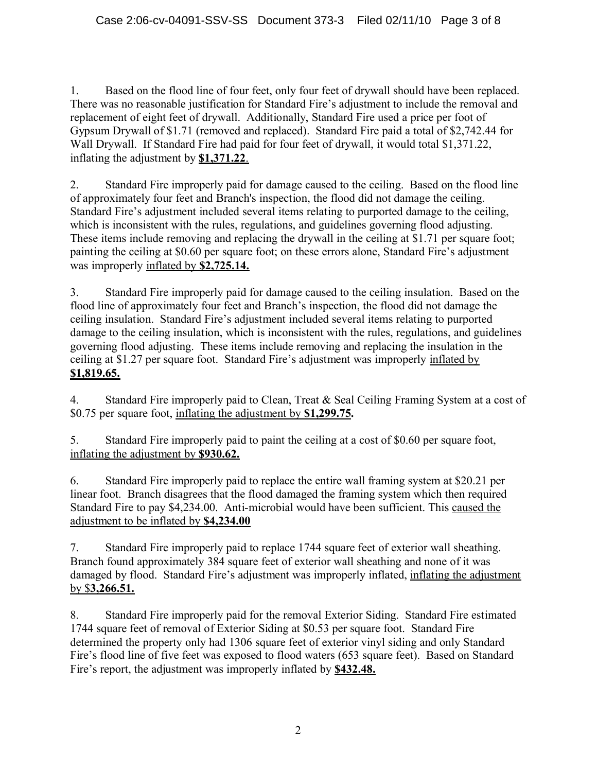1. Based on the flood line of four feet, only four feet of drywall should have been replaced. There was no reasonable justification for Standard Fire's adjustment to include the removal and replacement of eight feet of drywall. Additionally, Standard Fire used a price per foot of Gypsum Drywall of $1.71 (removed and replaced). Standard Fire paid a total of $2,742.44 for Wall Drywall. If Standard Fire had paid for four feet of drywall, it would total $1,371.22, inflating the adjustment by **<u>$1,371.22</u>**.

2. Standard Fire improperly paid for damage caused to the ceiling. Based on the flood line of approximately four feet and Branch's inspection, the flood did not damage the ceiling. Standard Fire's adjustment included several items relating to purported damage to the ceiling, which is inconsistent with the rules, regulations, and guidelines governing flood adjusting. These items include removing and replacing the drywall in the ceiling at $1.71 per square foot; painting the ceiling at $0.60 per square foot; on these errors alone, Standard Fire's adjustment was improperly <u>inflated by **$2,725.14.**</u>

3. Standard Fire improperly paid for damage caused to the ceiling insulation. Based on the flood line of approximately four feet and Branch's inspection, the flood did not damage the ceiling insulation. Standard Fire's adjustment included several items relating to purported damage to the ceiling insulation, which is inconsistent with the rules, regulations, and guidelines governing flood adjusting. These items include removing and replacing the insulation in the ceiling at $1.27 per square foot. Standard Fire's adjustment was improperly <u>inflated by **$1,819.65.**</u>

4. Standard Fire improperly paid to Clean, Treat & Seal Ceiling Framing System at a cost of $0.75 per square foot, <u>inflating the adjustment by **$1,299.75.**</u>

5. Standard Fire improperly paid to paint the ceiling at a cost of $0.60 per square foot, <u>inflating the adjustment by **$930.62.**</u>

6. Standard Fire improperly paid to replace the entire wall framing system at $20.21 per linear foot. Branch disagrees that the flood damaged the framing system which then required Standard Fire to pay $4,234.00. Anti-microbial would have been sufficient. This <u>caused the adjustment to be inflated by **$4,234.00**</u>

7. Standard Fire improperly paid to replace 1744 square feet of exterior wall sheathing. Branch found approximately 384 square feet of exterior wall sheathing and none of it was damaged by flood. Standard Fire's adjustment was improperly inflated, <u>inflating the adjustment by $**3,266.51.**</u>

8. Standard Fire improperly paid for the removal Exterior Siding. Standard Fire estimated 1744 square feet of removal of Exterior Siding at $0.53 per square foot. Standard Fire determined the property only had 1306 square feet of exterior vinyl siding and only Standard Fire's flood line of five feet was exposed to flood waters (653 square feet). Based on Standard Fire's report, the adjustment was improperly inflated by **<u>$432.48.</u>**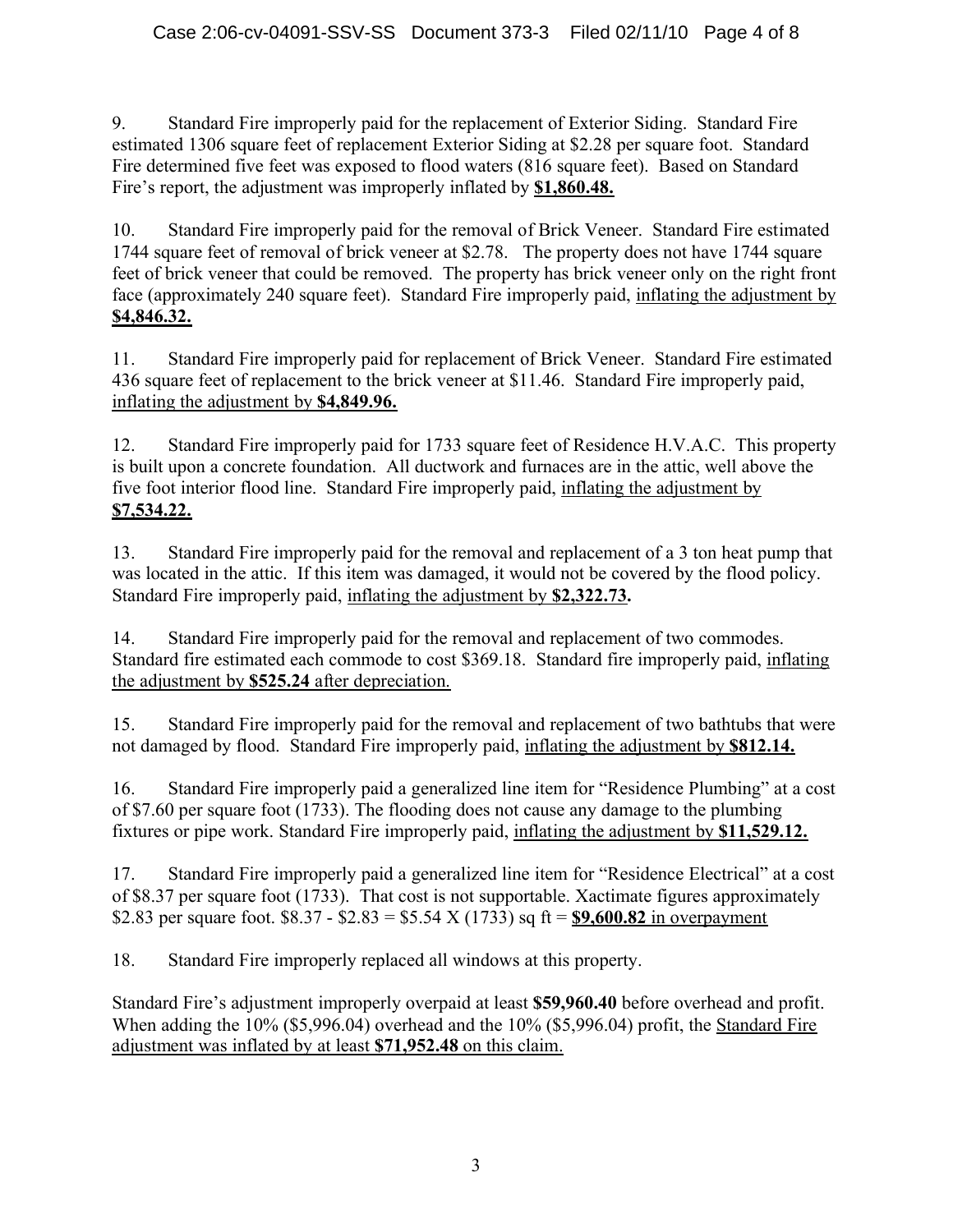9. Standard Fire improperly paid for the replacement of Exterior Siding. Standard Fire estimated 1306 square feet of replacement Exterior Siding at $2.28 per square foot. Standard Fire determined five feet was exposed to flood waters (816 square feet). Based on Standard Fire's report, the adjustment was improperly inflated by **$1,860.48.**

10. Standard Fire improperly paid for the removal of Brick Veneer. Standard Fire estimated 1744 square feet of removal of brick veneer at $2.78. The property does not have 1744 square feet of brick veneer that could be removed. The property has brick veneer only on the right front face (approximately 240 square feet). Standard Fire improperly paid, <u>inflating the adjustment by **$4,846.32.**</u>

11. Standard Fire improperly paid for replacement of Brick Veneer. Standard Fire estimated 436 square feet of replacement to the brick veneer at $11.46. Standard Fire improperly paid, <u>inflating the adjustment by **$4,849.96.**</u>

12. Standard Fire improperly paid for 1733 square feet of Residence H.V.A.C. This property is built upon a concrete foundation. All ductwork and furnaces are in the attic, well above the five foot interior flood line. Standard Fire improperly paid, <u>inflating the adjustment by **$7,534.22.**</u>

13. Standard Fire improperly paid for the removal and replacement of a 3 ton heat pump that was located in the attic. If this item was damaged, it would not be covered by the flood policy. Standard Fire improperly paid, <u>inflating the adjustment by **$2,322.73**</u>**.**

14. Standard Fire improperly paid for the removal and replacement of two commodes. Standard fire estimated each commode to cost $369.18. Standard fire improperly paid, <u>inflating the adjustment by **$525.24** after depreciation.</u>

15. Standard Fire improperly paid for the removal and replacement of two bathtubs that were not damaged by flood. Standard Fire improperly paid, <u>inflating the adjustment by **$812.14.**</u>

16. Standard Fire improperly paid a generalized line item for "Residence Plumbing" at a cost of $7.60 per square foot (1733). The flooding does not cause any damage to the plumbing fixtures or pipe work. Standard Fire improperly paid, <u>inflating the adjustment by **$11,529.12.**</u>

17. Standard Fire improperly paid a generalized line item for "Residence Electrical" at a cost of $8.37 per square foot (1733). That cost is not supportable. Xactimate figures approximately $2.83 per square foot. $8.37 - $2.83 = $5.54 X (1733) sq ft = <u>**$9,600.82** in overpayment</u>

18. Standard Fire improperly replaced all windows at this property.

Standard Fire's adjustment improperly overpaid at least **$59,960.40** before overhead and profit. When adding the 10% ($5,996.04) overhead and the 10% ($5,996.04) profit, the <u>Standard Fire adjustment was inflated by at least **$71,952.48** on this claim.</u>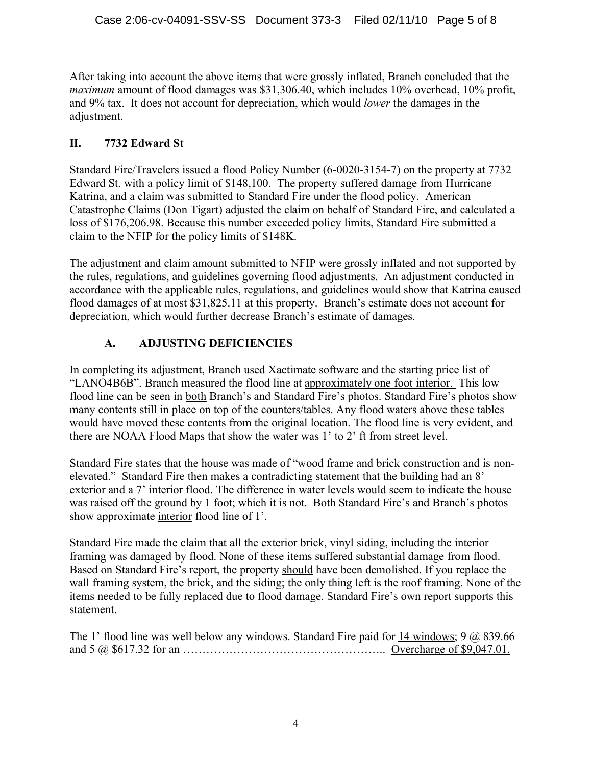After taking into account the above items that were grossly inflated, Branch concluded that the *maximum* amount of flood damages was $31,306.40, which includes 10% overhead, 10% profit, and 9% tax. It does not account for depreciation, which would *lower* the damages in the adjustment.

## II. 7732 Edward St

Standard Fire/Travelers issued a flood Policy Number (6-0020-3154-7) on the property at 7732 Edward St. with a policy limit of $148,100. The property suffered damage from Hurricane Katrina, and a claim was submitted to Standard Fire under the flood policy. American Catastrophe Claims (Don Tigart) adjusted the claim on behalf of Standard Fire, and calculated a loss of $176,206.98. Because this number exceeded policy limits, Standard Fire submitted a claim to the NFIP for the policy limits of $148K.

The adjustment and claim amount submitted to NFIP were grossly inflated and not supported by the rules, regulations, and guidelines governing flood adjustments. An adjustment conducted in accordance with the applicable rules, regulations, and guidelines would show that Katrina caused flood damages of at most $31,825.11 at this property. Branch's estimate does not account for depreciation, which would further decrease Branch's estimate of damages.

### A. ADJUSTING DEFICIENCIES

In completing its adjustment, Branch used Xactimate software and the starting price list of "LANO4B6B". Branch measured the flood line at <u>approximately one foot interior.</u> This low flood line can be seen in <u>both</u> Branch's and Standard Fire's photos. Standard Fire's photos show many contents still in place on top of the counters/tables. Any flood waters above these tables would have moved these contents from the original location. The flood line is very evident, <u>and</u> there are NOAA Flood Maps that show the water was 1' to 2' ft from street level.

Standard Fire states that the house was made of "wood frame and brick construction and is non-elevated." Standard Fire then makes a contradicting statement that the building had an 8' exterior and a 7' interior flood. The difference in water levels would seem to indicate the house was raised off the ground by 1 foot; which it is not. <u>Both</u> Standard Fire's and Branch's photos show approximate <u>interior</u> flood line of 1'.

Standard Fire made the claim that all the exterior brick, vinyl siding, including the interior framing was damaged by flood. None of these items suffered substantial damage from flood. Based on Standard Fire's report, the property <u>should</u> have been demolished. If you replace the wall framing system, the brick, and the siding; the only thing left is the roof framing. None of the items needed to be fully replaced due to flood damage. Standard Fire's own report supports this statement.

The 1' flood line was well below any windows. Standard Fire paid for <u>14 windows;</u> 9 @ 839.66 and 5 @ $617.32 for an ………………………………………….. <u>Overcharge of $9,047.01.</u>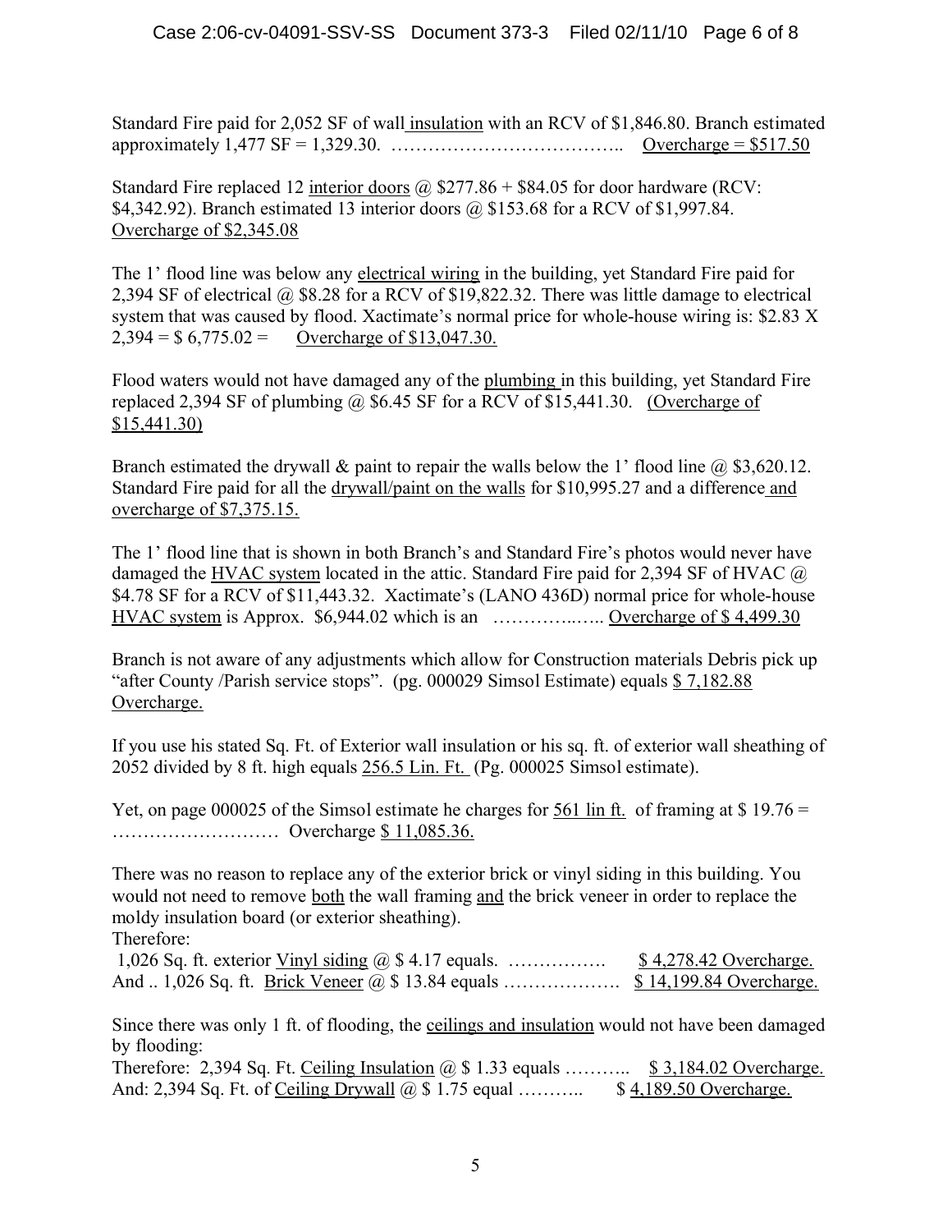Standard Fire paid for 2,052 SF of wall <u>insulation</u> with an RCV of $1,846.80. Branch estimated approximately 1,477 SF = 1,329.30. ……………………………….. <u>Overcharge = $517.50</u>

Standard Fire replaced 12 <u>interior doors</u> @ $277.86 + $84.05 for door hardware (RCV: $4,342.92). Branch estimated 13 interior doors @ $153.68 for a RCV of $1,997.84. <u>Overcharge of $2,345.08</u>

The 1' flood line was below any <u>electrical wiring</u> in the building, yet Standard Fire paid for 2,394 SF of electrical @ $8.28 for a RCV of $19,822.32. There was little damage to electrical system that was caused by flood. Xactimate's normal price for whole-house wiring is: $2.83 X 2,394 = $ 6,775.02 = <u>Overcharge of $13,047.30.</u>

Flood waters would not have damaged any of the <u>plumbing</u> in this building, yet Standard Fire replaced 2,394 SF of plumbing @ $6.45 SF for a RCV of $15,441.30. <u>(Overcharge of $15,441.30)</u>

Branch estimated the drywall & paint to repair the walls below the 1' flood line @ $3,620.12. Standard Fire paid for all the <u>drywall/paint on the walls</u> for $10,995.27 and a difference <u>and overcharge of $7,375.15.</u>

The 1' flood line that is shown in both Branch's and Standard Fire's photos would never have damaged the <u>HVAC system</u> located in the attic. Standard Fire paid for 2,394 SF of HVAC @ $4.78 SF for a RCV of $11,443.32. Xactimate's (LANO 436D) normal price for whole-house <u>HVAC system</u> is Approx. $6,944.02 which is an …………..….. <u>Overcharge of $ 4,499.30</u>

Branch is not aware of any adjustments which allow for Construction materials Debris pick up "after County /Parish service stops". (pg. 000029 Simsol Estimate) equals <u>$ 7,182.88 Overcharge.</u>

If you use his stated Sq. Ft. of Exterior wall insulation or his sq. ft. of exterior wall sheathing of 2052 divided by 8 ft. high equals <u>256.5 Lin. Ft.</u> (Pg. 000025 Simsol estimate).

Yet, on page 000025 of the Simsol estimate he charges for <u>561 lin ft.</u> of framing at $ 19.76 = ……………………… Overcharge <u>$ 11,085.36.</u>

There was no reason to replace any of the exterior brick or vinyl siding in this building. You would not need to remove <u>both</u> the wall framing <u>and</u> the brick veneer in order to replace the moldy insulation board (or exterior sheathing).

Therefore:

1,026 Sq. ft. exterior <u>Vinyl siding</u> @ $ 4.17 equals. ……………. <u>$ 4,278.42 Overcharge.</u>
And .. 1,026 Sq. ft. <u>Brick Veneer</u> @ $ 13.84 equals ………………. <u>$ 14,199.84 Overcharge.</u>

Since there was only 1 ft. of flooding, the <u>ceilings and insulation</u> would not have been damaged by flooding:

Therefore: 2,394 Sq. Ft. <u>Ceiling Insulation</u> @ $ 1.33 equals ……….. <u>$ 3,184.02 Overcharge.</u>
And: 2,394 Sq. Ft. of <u>Ceiling Drywall</u> @ $ 1.75 equal ……….. $ <u>4,189.50 Overcharge.</u>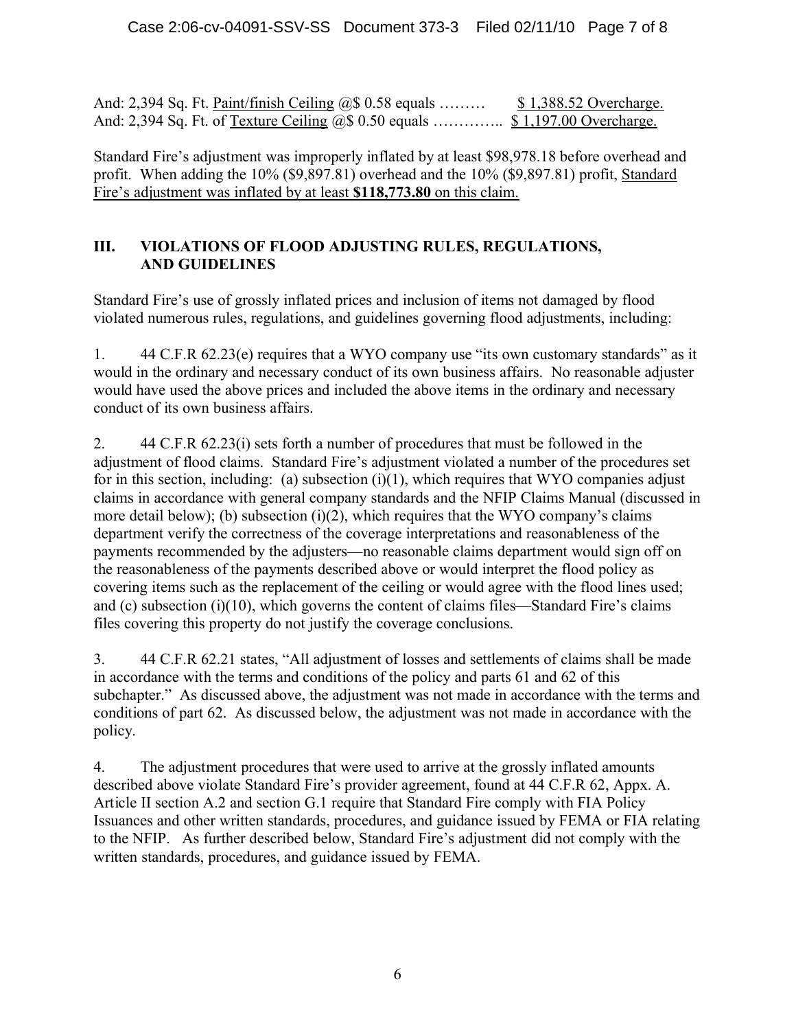And: 2,394 Sq. Ft. Paint/finish Ceiling @$ 0.58 equals ……… $ 1,388.52 Overcharge.
And: 2,394 Sq. Ft. of Texture Ceiling @$ 0.50 equals ………….. $ 1,197.00 Overcharge.

Standard Fire's adjustment was improperly inflated by at least $98,978.18 before overhead and profit. When adding the 10% ($9,897.81) overhead and the 10% ($9,897.81) profit, Standard Fire's adjustment was inflated by at least **$118,773.80** on this claim.

## III. VIOLATIONS OF FLOOD ADJUSTING RULES, REGULATIONS, AND GUIDELINES

Standard Fire's use of grossly inflated prices and inclusion of items not damaged by flood violated numerous rules, regulations, and guidelines governing flood adjustments, including:

1. 44 C.F.R 62.23(e) requires that a WYO company use "its own customary standards" as it would in the ordinary and necessary conduct of its own business affairs. No reasonable adjuster would have used the above prices and included the above items in the ordinary and necessary conduct of its own business affairs.

2. 44 C.F.R 62.23(i) sets forth a number of procedures that must be followed in the adjustment of flood claims. Standard Fire's adjustment violated a number of the procedures set for in this section, including: (a) subsection (i)(1), which requires that WYO companies adjust claims in accordance with general company standards and the NFIP Claims Manual (discussed in more detail below); (b) subsection (i)(2), which requires that the WYO company's claims department verify the correctness of the coverage interpretations and reasonableness of the payments recommended by the adjusters—no reasonable claims department would sign off on the reasonableness of the payments described above or would interpret the flood policy as covering items such as the replacement of the ceiling or would agree with the flood lines used; and (c) subsection (i)(10), which governs the content of claims files—Standard Fire's claims files covering this property do not justify the coverage conclusions.

3. 44 C.F.R 62.21 states, "All adjustment of losses and settlements of claims shall be made in accordance with the terms and conditions of the policy and parts 61 and 62 of this subchapter." As discussed above, the adjustment was not made in accordance with the terms and conditions of part 62. As discussed below, the adjustment was not made in accordance with the policy.

4. The adjustment procedures that were used to arrive at the grossly inflated amounts described above violate Standard Fire's provider agreement, found at 44 C.F.R 62, Appx. A. Article II section A.2 and section G.1 require that Standard Fire comply with FIA Policy Issuances and other written standards, procedures, and guidance issued by FEMA or FIA relating to the NFIP. As further described below, Standard Fire's adjustment did not comply with the written standards, procedures, and guidance issued by FEMA.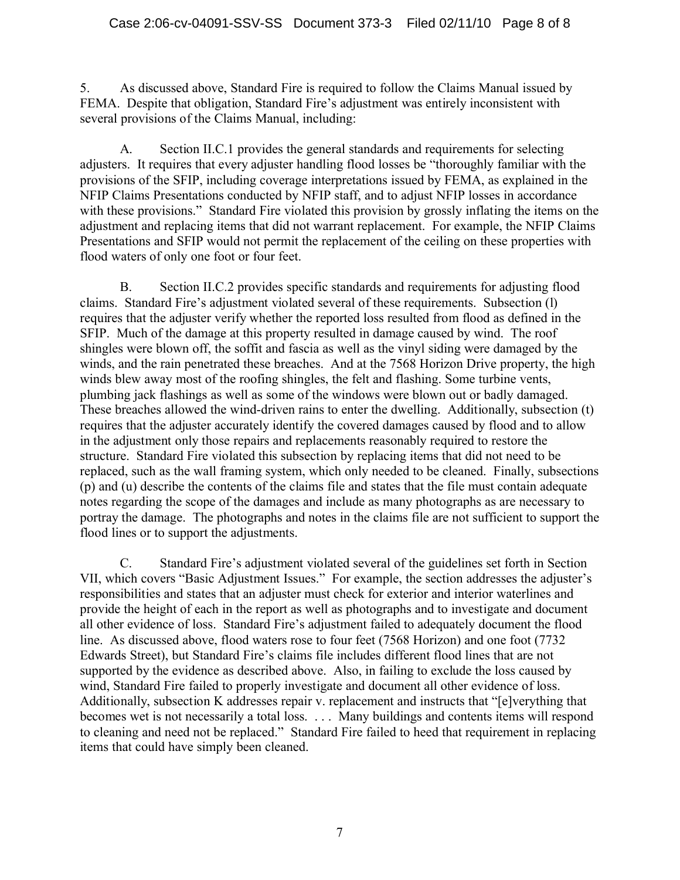5. As discussed above, Standard Fire is required to follow the Claims Manual issued by FEMA. Despite that obligation, Standard Fire's adjustment was entirely inconsistent with several provisions of the Claims Manual, including:

A. Section II.C.1 provides the general standards and requirements for selecting adjusters. It requires that every adjuster handling flood losses be "thoroughly familiar with the provisions of the SFIP, including coverage interpretations issued by FEMA, as explained in the NFIP Claims Presentations conducted by NFIP staff, and to adjust NFIP losses in accordance with these provisions." Standard Fire violated this provision by grossly inflating the items on the adjustment and replacing items that did not warrant replacement. For example, the NFIP Claims Presentations and SFIP would not permit the replacement of the ceiling on these properties with flood waters of only one foot or four feet.

B. Section II.C.2 provides specific standards and requirements for adjusting flood claims. Standard Fire's adjustment violated several of these requirements. Subsection (l) requires that the adjuster verify whether the reported loss resulted from flood as defined in the SFIP. Much of the damage at this property resulted in damage caused by wind. The roof shingles were blown off, the soffit and fascia as well as the vinyl siding were damaged by the winds, and the rain penetrated these breaches. And at the 7568 Horizon Drive property, the high winds blew away most of the roofing shingles, the felt and flashing. Some turbine vents, plumbing jack flashings as well as some of the windows were blown out or badly damaged. These breaches allowed the wind-driven rains to enter the dwelling. Additionally, subsection (t) requires that the adjuster accurately identify the covered damages caused by flood and to allow in the adjustment only those repairs and replacements reasonably required to restore the structure. Standard Fire violated this subsection by replacing items that did not need to be replaced, such as the wall framing system, which only needed to be cleaned. Finally, subsections (p) and (u) describe the contents of the claims file and states that the file must contain adequate notes regarding the scope of the damages and include as many photographs as are necessary to portray the damage. The photographs and notes in the claims file are not sufficient to support the flood lines or to support the adjustments.

C. Standard Fire's adjustment violated several of the guidelines set forth in Section VII, which covers "Basic Adjustment Issues." For example, the section addresses the adjuster's responsibilities and states that an adjuster must check for exterior and interior waterlines and provide the height of each in the report as well as photographs and to investigate and document all other evidence of loss. Standard Fire's adjustment failed to adequately document the flood line. As discussed above, flood waters rose to four feet (7568 Horizon) and one foot (7732 Edwards Street), but Standard Fire's claims file includes different flood lines that are not supported by the evidence as described above. Also, in failing to exclude the loss caused by wind, Standard Fire failed to properly investigate and document all other evidence of loss. Additionally, subsection K addresses repair v. replacement and instructs that "[e]verything that becomes wet is not necessarily a total loss. . . . Many buildings and contents items will respond to cleaning and need not be replaced." Standard Fire failed to heed that requirement in replacing items that could have simply been cleaned.